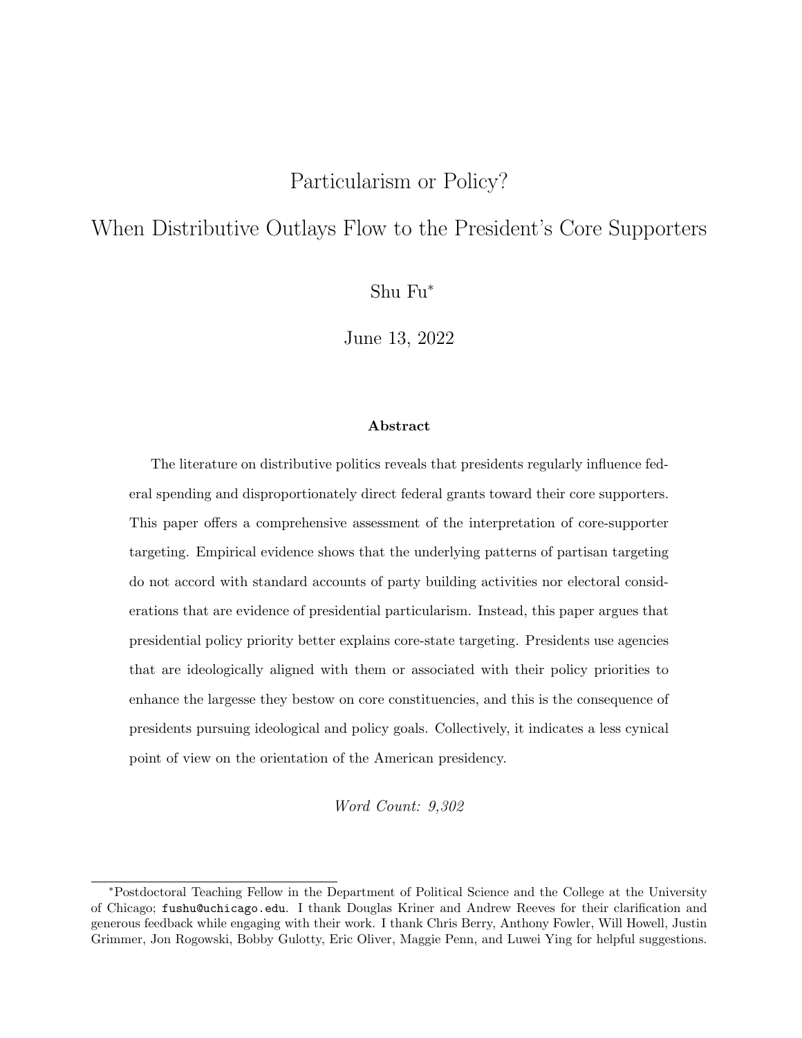# Particularism or Policy?

# When Distributive Outlays Flow to the President's Core Supporters

Shu Fu*

June 13, 2022

**Abstract**

The literature on distributive politics reveals that presidents regularly influence federal spending and disproportionately direct federal grants toward their core supporters. This paper offers a comprehensive assessment of the interpretation of core-supporter targeting. Empirical evidence shows that the underlying patterns of partisan targeting do not accord with standard accounts of party building activities nor electoral considerations that are evidence of presidential particularism. Instead, this paper argues that presidential policy priority better explains core-state targeting. Presidents use agencies that are ideologically aligned with them or associated with their policy priorities to enhance the largesse they bestow on core constituencies, and this is the consequence of presidents pursuing ideological and policy goals. Collectively, it indicates a less cynical point of view on the orientation of the American presidency.

*Word Count: 9,302*

---

*Postdoctoral Teaching Fellow in the Department of Political Science and the College at the University of Chicago; fushu@uchicago.edu. I thank Douglas Kriner and Andrew Reeves for their clarification and generous feedback while engaging with their work. I thank Chris Berry, Anthony Fowler, Will Howell, Justin Grimmer, Jon Rogowski, Bobby Gulotty, Eric Oliver, Maggie Penn, and Luwei Ying for helpful suggestions.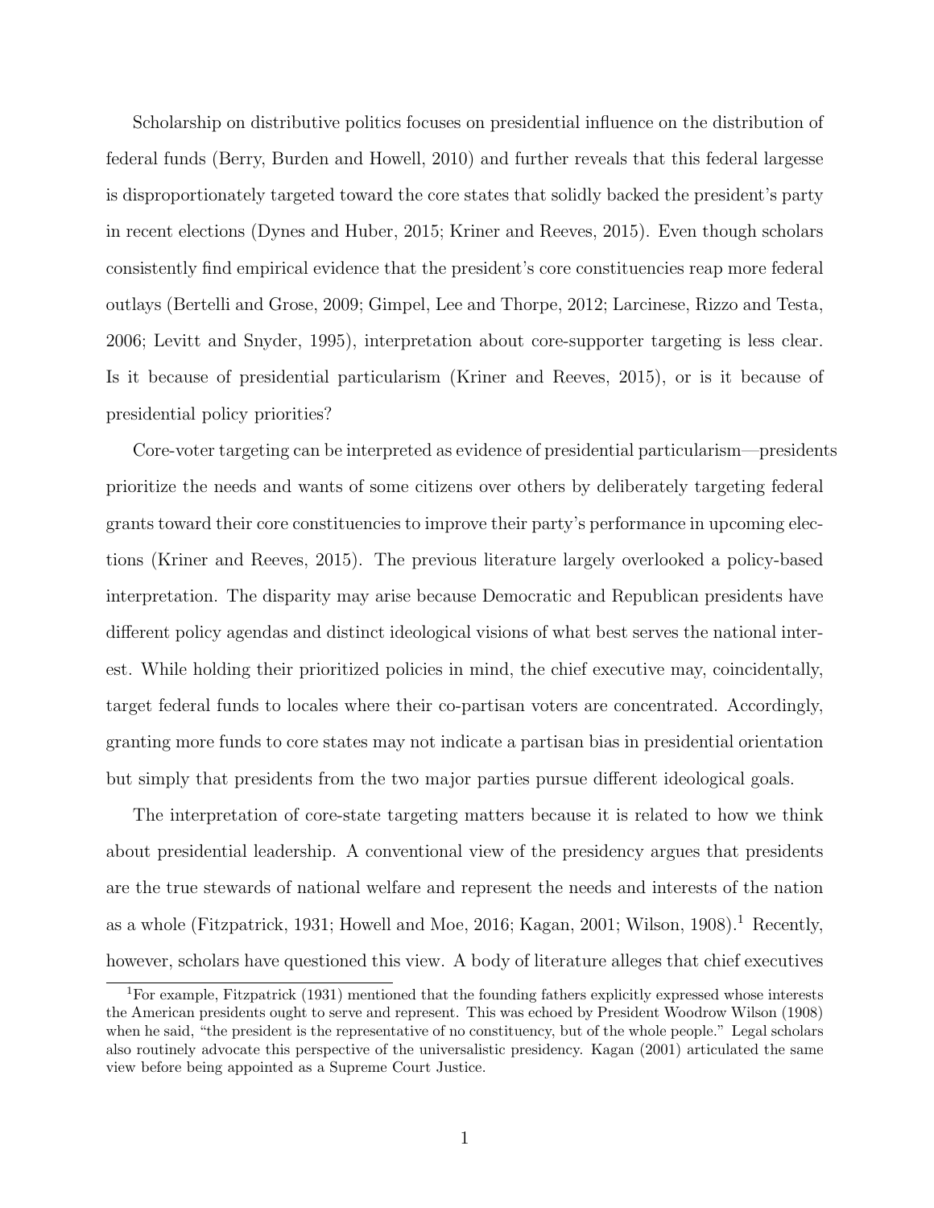Scholarship on distributive politics focuses on presidential influence on the distribution of federal funds (Berry, Burden and Howell, 2010) and further reveals that this federal largesse is disproportionately targeted toward the core states that solidly backed the president's party in recent elections (Dynes and Huber, 2015; Kriner and Reeves, 2015). Even though scholars consistently find empirical evidence that the president's core constituencies reap more federal outlays (Bertelli and Grose, 2009; Gimpel, Lee and Thorpe, 2012; Larcinese, Rizzo and Testa, 2006; Levitt and Snyder, 1995), interpretation about core-supporter targeting is less clear. Is it because of presidential particularism (Kriner and Reeves, 2015), or is it because of presidential policy priorities?

Core-voter targeting can be interpreted as evidence of presidential particularism—presidents prioritize the needs and wants of some citizens over others by deliberately targeting federal grants toward their core constituencies to improve their party's performance in upcoming elections (Kriner and Reeves, 2015). The previous literature largely overlooked a policy-based interpretation. The disparity may arise because Democratic and Republican presidents have different policy agendas and distinct ideological visions of what best serves the national interest. While holding their prioritized policies in mind, the chief executive may, coincidentally, target federal funds to locales where their co-partisan voters are concentrated. Accordingly, granting more funds to core states may not indicate a partisan bias in presidential orientation but simply that presidents from the two major parties pursue different ideological goals.

The interpretation of core-state targeting matters because it is related to how we think about presidential leadership. A conventional view of the presidency argues that presidents are the true stewards of national welfare and represent the needs and interests of the nation as a whole (Fitzpatrick, 1931; Howell and Moe, 2016; Kagan, 2001; Wilson, 1908).[1] Recently, however, scholars have questioned this view. A body of literature alleges that chief executives

[1] For example, Fitzpatrick (1931) mentioned that the founding fathers explicitly expressed whose interests the American presidents ought to serve and represent. This was echoed by President Woodrow Wilson (1908) when he said, "the president is the representative of no constituency, but of the whole people." Legal scholars also routinely advocate this perspective of the universalistic presidency. Kagan (2001) articulated the same view before being appointed as a Supreme Court Justice.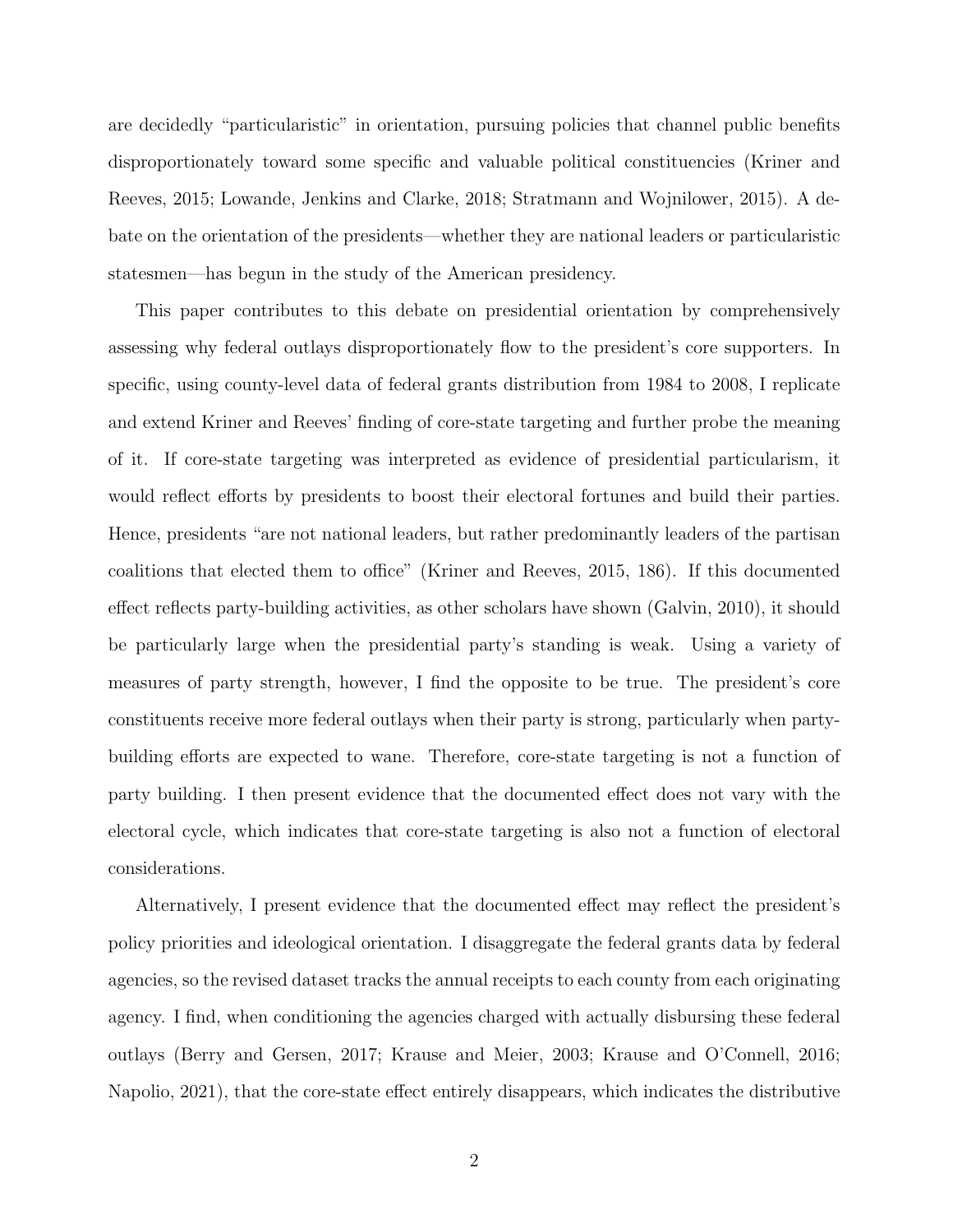are decidedly "particularistic" in orientation, pursuing policies that channel public benefits disproportionately toward some specific and valuable political constituencies (Kriner and Reeves, 2015; Lowande, Jenkins and Clarke, 2018; Stratmann and Wojnilower, 2015). A debate on the orientation of the presidents—whether they are national leaders or particularistic statesmen—has begun in the study of the American presidency.

This paper contributes to this debate on presidential orientation by comprehensively assessing why federal outlays disproportionately flow to the president's core supporters. In specific, using county-level data of federal grants distribution from 1984 to 2008, I replicate and extend Kriner and Reeves' finding of core-state targeting and further probe the meaning of it. If core-state targeting was interpreted as evidence of presidential particularism, it would reflect efforts by presidents to boost their electoral fortunes and build their parties. Hence, presidents "are not national leaders, but rather predominantly leaders of the partisan coalitions that elected them to office" (Kriner and Reeves, 2015, 186). If this documented effect reflects party-building activities, as other scholars have shown (Galvin, 2010), it should be particularly large when the presidential party's standing is weak. Using a variety of measures of party strength, however, I find the opposite to be true. The president's core constituents receive more federal outlays when their party is strong, particularly when party-building efforts are expected to wane. Therefore, core-state targeting is not a function of party building. I then present evidence that the documented effect does not vary with the electoral cycle, which indicates that core-state targeting is also not a function of electoral considerations.

Alternatively, I present evidence that the documented effect may reflect the president's policy priorities and ideological orientation. I disaggregate the federal grants data by federal agencies, so the revised dataset tracks the annual receipts to each county from each originating agency. I find, when conditioning the agencies charged with actually disbursing these federal outlays (Berry and Gersen, 2017; Krause and Meier, 2003; Krause and O'Connell, 2016; Napolio, 2021), that the core-state effect entirely disappears, which indicates the distributive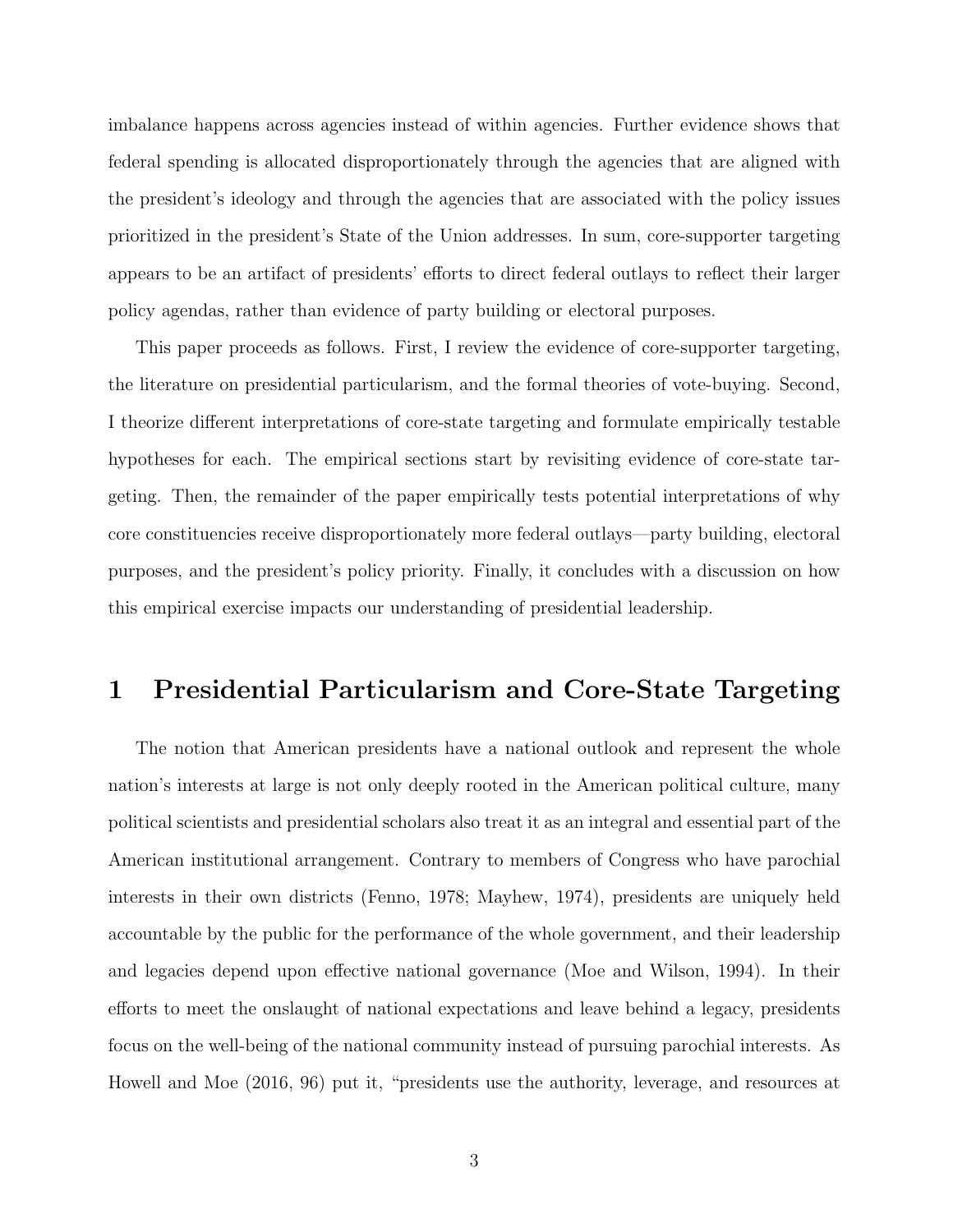imbalance happens across agencies instead of within agencies. Further evidence shows that federal spending is allocated disproportionately through the agencies that are aligned with the president's ideology and through the agencies that are associated with the policy issues prioritized in the president's State of the Union addresses. In sum, core-supporter targeting appears to be an artifact of presidents' efforts to direct federal outlays to reflect their larger policy agendas, rather than evidence of party building or electoral purposes.

This paper proceeds as follows. First, I review the evidence of core-supporter targeting, the literature on presidential particularism, and the formal theories of vote-buying. Second, I theorize different interpretations of core-state targeting and formulate empirically testable hypotheses for each. The empirical sections start by revisiting evidence of core-state targeting. Then, the remainder of the paper empirically tests potential interpretations of why core constituencies receive disproportionately more federal outlays—party building, electoral purposes, and the president's policy priority. Finally, it concludes with a discussion on how this empirical exercise impacts our understanding of presidential leadership.

# 1 Presidential Particularism and Core-State Targeting

The notion that American presidents have a national outlook and represent the whole nation's interests at large is not only deeply rooted in the American political culture, many political scientists and presidential scholars also treat it as an integral and essential part of the American institutional arrangement. Contrary to members of Congress who have parochial interests in their own districts (Fenno, 1978; Mayhew, 1974), presidents are uniquely held accountable by the public for the performance of the whole government, and their leadership and legacies depend upon effective national governance (Moe and Wilson, 1994). In their efforts to meet the onslaught of national expectations and leave behind a legacy, presidents focus on the well-being of the national community instead of pursuing parochial interests. As Howell and Moe (2016, 96) put it, "presidents use the authority, leverage, and resources at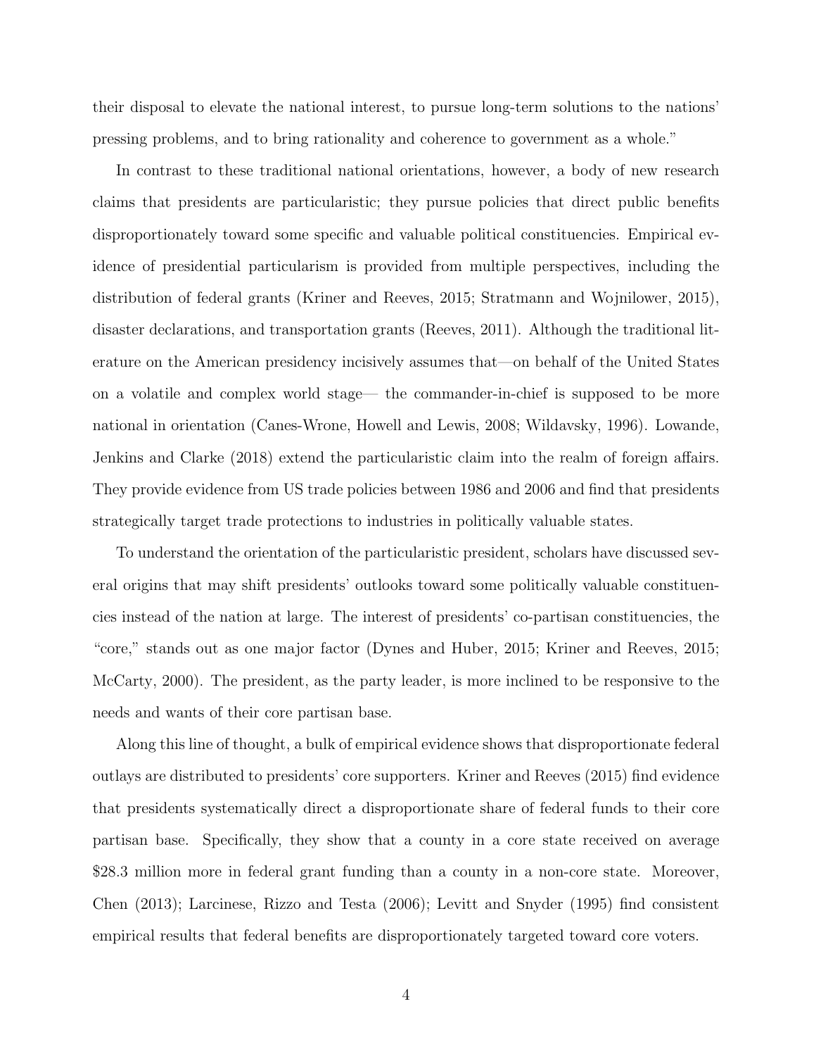their disposal to elevate the national interest, to pursue long-term solutions to the nations' pressing problems, and to bring rationality and coherence to government as a whole."

In contrast to these traditional national orientations, however, a body of new research claims that presidents are particularistic; they pursue policies that direct public benefits disproportionately toward some specific and valuable political constituencies. Empirical evidence of presidential particularism is provided from multiple perspectives, including the distribution of federal grants (Kriner and Reeves, 2015; Stratmann and Wojnilower, 2015), disaster declarations, and transportation grants (Reeves, 2011). Although the traditional literature on the American presidency incisively assumes that—on behalf of the United States on a volatile and complex world stage— the commander-in-chief is supposed to be more national in orientation (Canes-Wrone, Howell and Lewis, 2008; Wildavsky, 1996). Lowande, Jenkins and Clarke (2018) extend the particularistic claim into the realm of foreign affairs. They provide evidence from US trade policies between 1986 and 2006 and find that presidents strategically target trade protections to industries in politically valuable states.

To understand the orientation of the particularistic president, scholars have discussed several origins that may shift presidents' outlooks toward some politically valuable constituencies instead of the nation at large. The interest of presidents' co-partisan constituencies, the "core," stands out as one major factor (Dynes and Huber, 2015; Kriner and Reeves, 2015; McCarty, 2000). The president, as the party leader, is more inclined to be responsive to the needs and wants of their core partisan base.

Along this line of thought, a bulk of empirical evidence shows that disproportionate federal outlays are distributed to presidents' core supporters. Kriner and Reeves (2015) find evidence that presidents systematically direct a disproportionate share of federal funds to their core partisan base. Specifically, they show that a county in a core state received on average $28.3 million more in federal grant funding than a county in a non-core state. Moreover, Chen (2013); Larcinese, Rizzo and Testa (2006); Levitt and Snyder (1995) find consistent empirical results that federal benefits are disproportionately targeted toward core voters.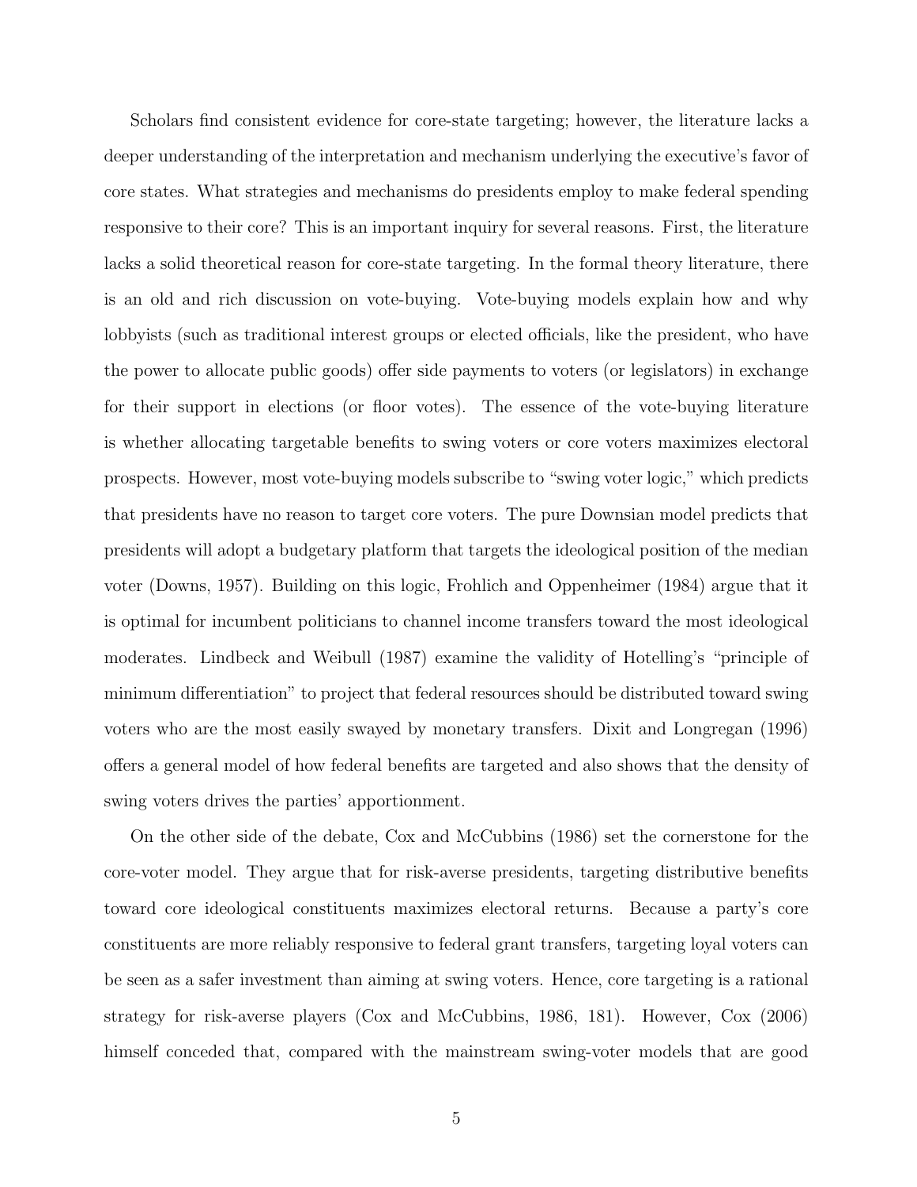Scholars find consistent evidence for core-state targeting; however, the literature lacks a deeper understanding of the interpretation and mechanism underlying the executive's favor of core states. What strategies and mechanisms do presidents employ to make federal spending responsive to their core? This is an important inquiry for several reasons. First, the literature lacks a solid theoretical reason for core-state targeting. In the formal theory literature, there is an old and rich discussion on vote-buying. Vote-buying models explain how and why lobbyists (such as traditional interest groups or elected officials, like the president, who have the power to allocate public goods) offer side payments to voters (or legislators) in exchange for their support in elections (or floor votes). The essence of the vote-buying literature is whether allocating targetable benefits to swing voters or core voters maximizes electoral prospects. However, most vote-buying models subscribe to "swing voter logic," which predicts that presidents have no reason to target core voters. The pure Downsian model predicts that presidents will adopt a budgetary platform that targets the ideological position of the median voter (Downs, 1957). Building on this logic, Frohlich and Oppenheimer (1984) argue that it is optimal for incumbent politicians to channel income transfers toward the most ideological moderates. Lindbeck and Weibull (1987) examine the validity of Hotelling's "principle of minimum differentiation" to project that federal resources should be distributed toward swing voters who are the most easily swayed by monetary transfers. Dixit and Longregan (1996) offers a general model of how federal benefits are targeted and also shows that the density of swing voters drives the parties' apportionment.

On the other side of the debate, Cox and McCubbins (1986) set the cornerstone for the core-voter model. They argue that for risk-averse presidents, targeting distributive benefits toward core ideological constituents maximizes electoral returns. Because a party's core constituents are more reliably responsive to federal grant transfers, targeting loyal voters can be seen as a safer investment than aiming at swing voters. Hence, core targeting is a rational strategy for risk-averse players (Cox and McCubbins, 1986, 181). However, Cox (2006) himself conceded that, compared with the mainstream swing-voter models that are good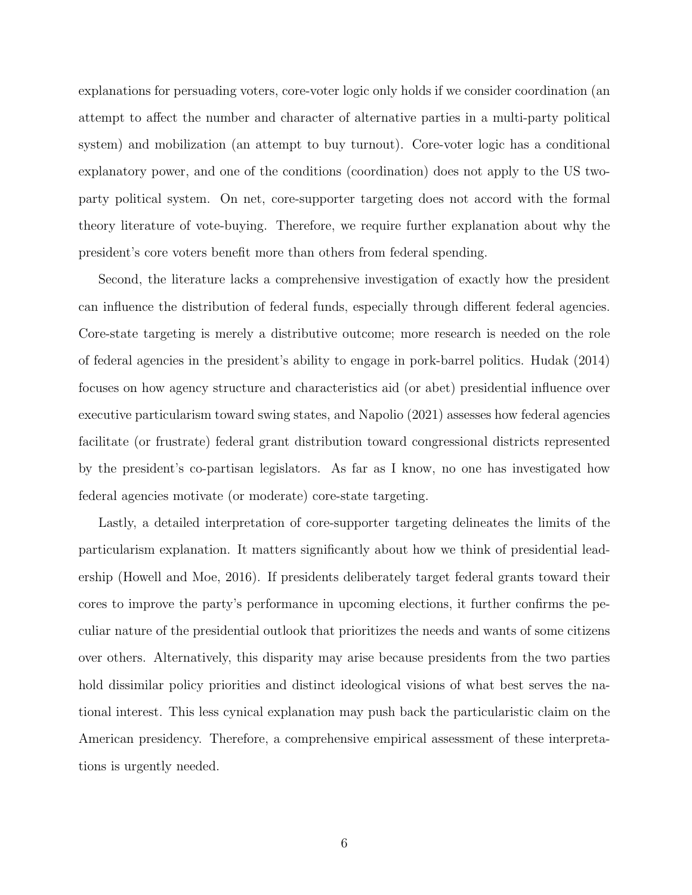explanations for persuading voters, core-voter logic only holds if we consider coordination (an attempt to affect the number and character of alternative parties in a multi-party political system) and mobilization (an attempt to buy turnout). Core-voter logic has a conditional explanatory power, and one of the conditions (coordination) does not apply to the US two-party political system. On net, core-supporter targeting does not accord with the formal theory literature of vote-buying. Therefore, we require further explanation about why the president's core voters benefit more than others from federal spending.

Second, the literature lacks a comprehensive investigation of exactly how the president can influence the distribution of federal funds, especially through different federal agencies. Core-state targeting is merely a distributive outcome; more research is needed on the role of federal agencies in the president's ability to engage in pork-barrel politics. Hudak (2014) focuses on how agency structure and characteristics aid (or abet) presidential influence over executive particularism toward swing states, and Napolio (2021) assesses how federal agencies facilitate (or frustrate) federal grant distribution toward congressional districts represented by the president's co-partisan legislators. As far as I know, no one has investigated how federal agencies motivate (or moderate) core-state targeting.

Lastly, a detailed interpretation of core-supporter targeting delineates the limits of the particularism explanation. It matters significantly about how we think of presidential leadership (Howell and Moe, 2016). If presidents deliberately target federal grants toward their cores to improve the party's performance in upcoming elections, it further confirms the peculiar nature of the presidential outlook that prioritizes the needs and wants of some citizens over others. Alternatively, this disparity may arise because presidents from the two parties hold dissimilar policy priorities and distinct ideological visions of what best serves the national interest. This less cynical explanation may push back the particularistic claim on the American presidency. Therefore, a comprehensive empirical assessment of these interpretations is urgently needed.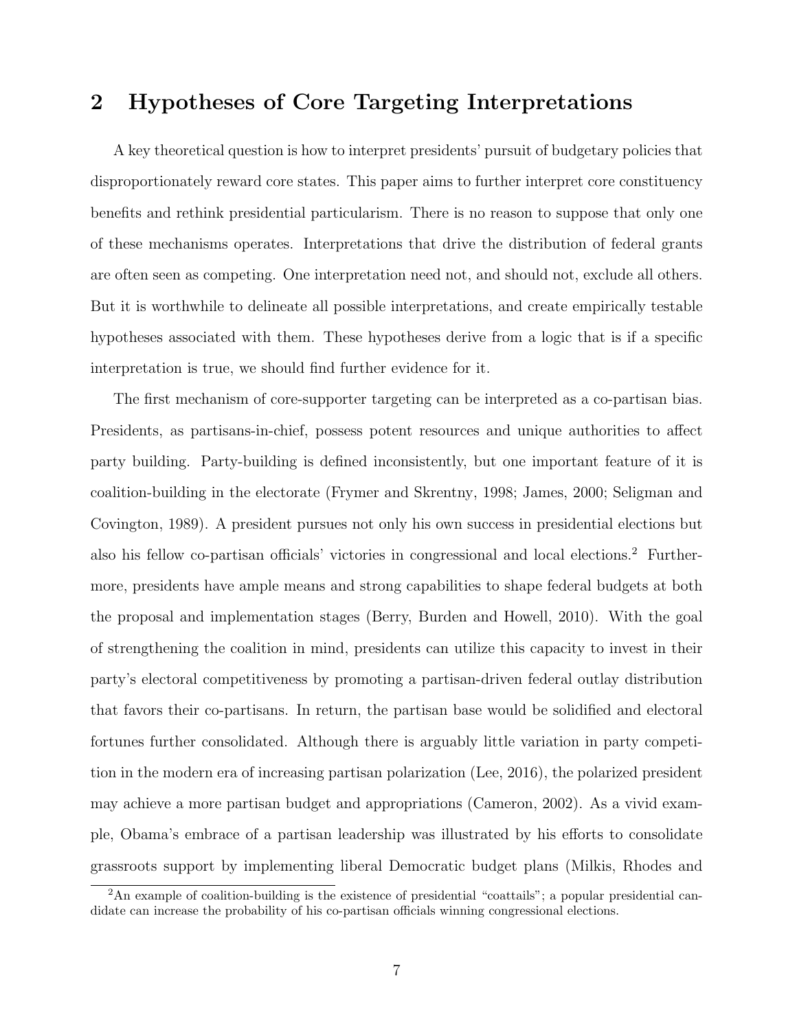## 2 Hypotheses of Core Targeting Interpretations

A key theoretical question is how to interpret presidents' pursuit of budgetary policies that disproportionately reward core states. This paper aims to further interpret core constituency benefits and rethink presidential particularism. There is no reason to suppose that only one of these mechanisms operates. Interpretations that drive the distribution of federal grants are often seen as competing. One interpretation need not, and should not, exclude all others. But it is worthwhile to delineate all possible interpretations, and create empirically testable hypotheses associated with them. These hypotheses derive from a logic that is if a specific interpretation is true, we should find further evidence for it.

The first mechanism of core-supporter targeting can be interpreted as a co-partisan bias. Presidents, as partisans-in-chief, possess potent resources and unique authorities to affect party building. Party-building is defined inconsistently, but one important feature of it is coalition-building in the electorate (Frymer and Skrentny, 1998; James, 2000; Seligman and Covington, 1989). A president pursues not only his own success in presidential elections but also his fellow co-partisan officials' victories in congressional and local elections.[2] Furthermore, presidents have ample means and strong capabilities to shape federal budgets at both the proposal and implementation stages (Berry, Burden and Howell, 2010). With the goal of strengthening the coalition in mind, presidents can utilize this capacity to invest in their party's electoral competitiveness by promoting a partisan-driven federal outlay distribution that favors their co-partisans. In return, the partisan base would be solidified and electoral fortunes further consolidated. Although there is arguably little variation in party competition in the modern era of increasing partisan polarization (Lee, 2016), the polarized president may achieve a more partisan budget and appropriations (Cameron, 2002). As a vivid example, Obama's embrace of a partisan leadership was illustrated by his efforts to consolidate grassroots support by implementing liberal Democratic budget plans (Milkis, Rhodes and

[2] An example of coalition-building is the existence of presidential "coattails"; a popular presidential candidate can increase the probability of his co-partisan officials winning congressional elections.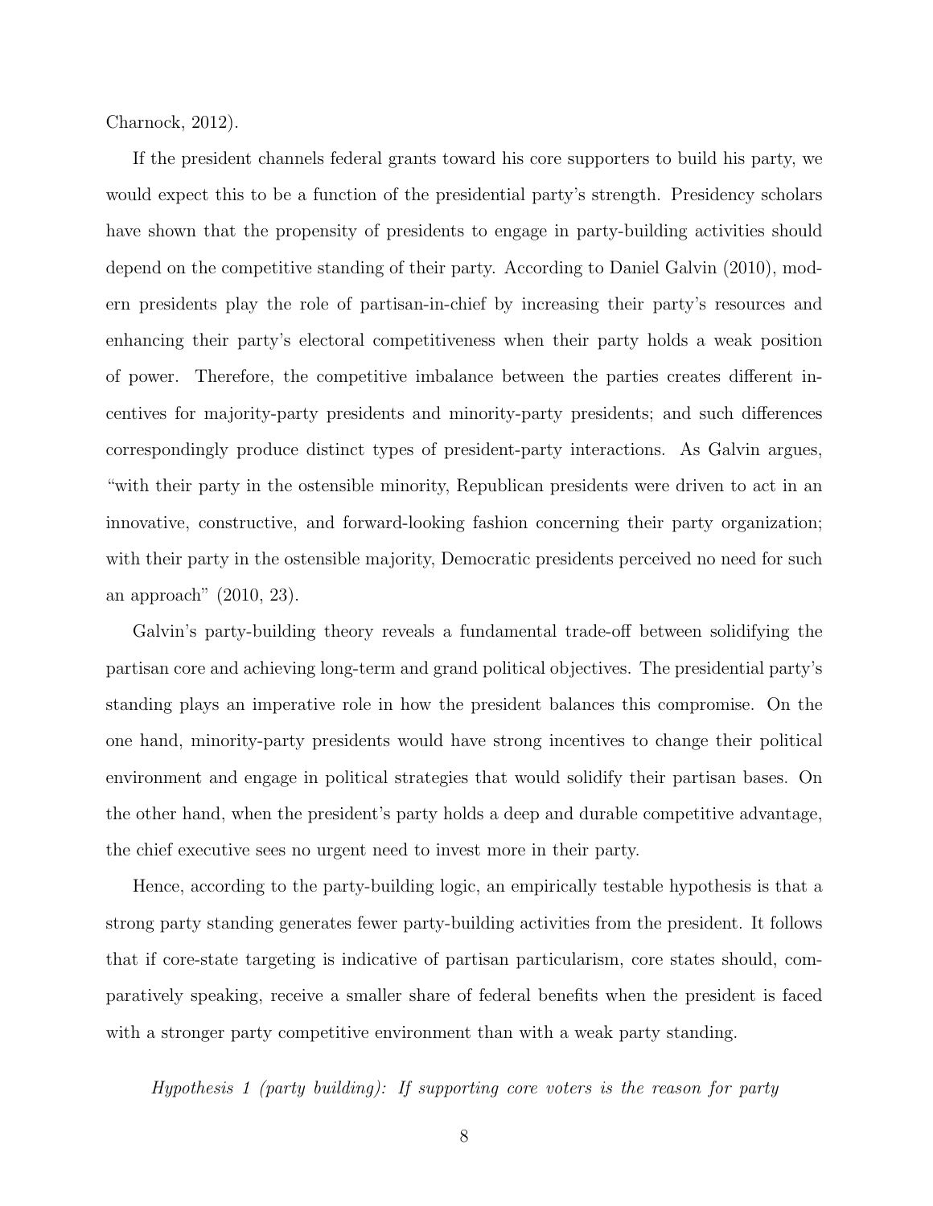Charnock, 2012).

If the president channels federal grants toward his core supporters to build his party, we would expect this to be a function of the presidential party's strength. Presidency scholars have shown that the propensity of presidents to engage in party-building activities should depend on the competitive standing of their party. According to Daniel Galvin (2010), modern presidents play the role of partisan-in-chief by increasing their party's resources and enhancing their party's electoral competitiveness when their party holds a weak position of power. Therefore, the competitive imbalance between the parties creates different incentives for majority-party presidents and minority-party presidents; and such differences correspondingly produce distinct types of president-party interactions. As Galvin argues, "with their party in the ostensible minority, Republican presidents were driven to act in an innovative, constructive, and forward-looking fashion concerning their party organization; with their party in the ostensible majority, Democratic presidents perceived no need for such an approach" (2010, 23).

Galvin's party-building theory reveals a fundamental trade-off between solidifying the partisan core and achieving long-term and grand political objectives. The presidential party's standing plays an imperative role in how the president balances this compromise. On the one hand, minority-party presidents would have strong incentives to change their political environment and engage in political strategies that would solidify their partisan bases. On the other hand, when the president's party holds a deep and durable competitive advantage, the chief executive sees no urgent need to invest more in their party.

Hence, according to the party-building logic, an empirically testable hypothesis is that a strong party standing generates fewer party-building activities from the president. It follows that if core-state targeting is indicative of partisan particularism, core states should, comparatively speaking, receive a smaller share of federal benefits when the president is faced with a stronger party competitive environment than with a weak party standing.

*Hypothesis 1 (party building): If supporting core voters is the reason for party*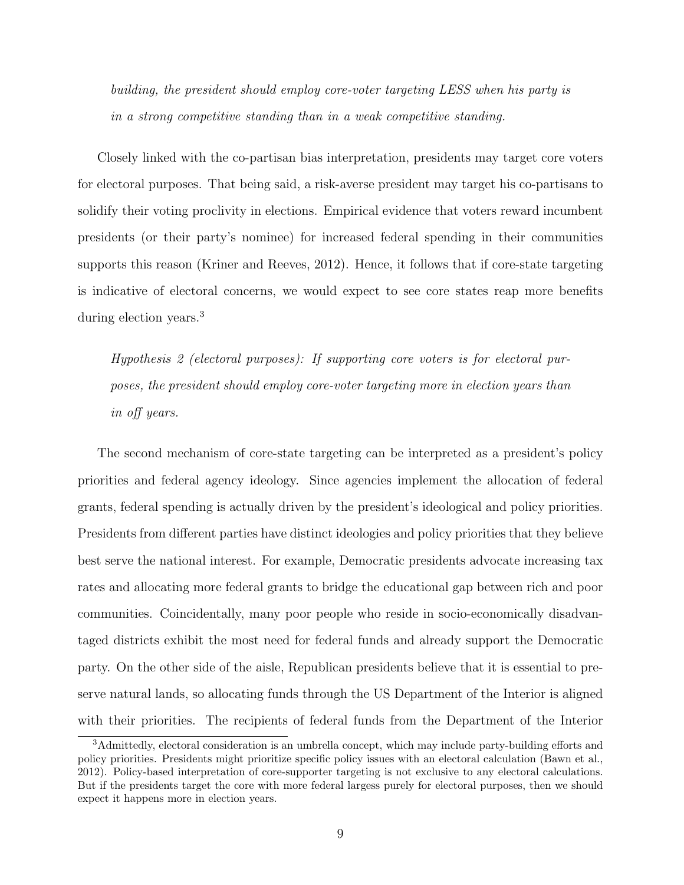*building, the president should employ core-voter targeting LESS when his party is in a strong competitive standing than in a weak competitive standing.*

Closely linked with the co-partisan bias interpretation, presidents may target core voters for electoral purposes. That being said, a risk-averse president may target his co-partisans to solidify their voting proclivity in elections. Empirical evidence that voters reward incumbent presidents (or their party's nominee) for increased federal spending in their communities supports this reason (Kriner and Reeves, 2012). Hence, it follows that if core-state targeting is indicative of electoral concerns, we would expect to see core states reap more benefits during election years.[3]

*Hypothesis 2 (electoral purposes): If supporting core voters is for electoral purposes, the president should employ core-voter targeting more in election years than in off years.*

The second mechanism of core-state targeting can be interpreted as a president's policy priorities and federal agency ideology. Since agencies implement the allocation of federal grants, federal spending is actually driven by the president's ideological and policy priorities. Presidents from different parties have distinct ideologies and policy priorities that they believe best serve the national interest. For example, Democratic presidents advocate increasing tax rates and allocating more federal grants to bridge the educational gap between rich and poor communities. Coincidentally, many poor people who reside in socio-economically disadvantaged districts exhibit the most need for federal funds and already support the Democratic party. On the other side of the aisle, Republican presidents believe that it is essential to preserve natural lands, so allocating funds through the US Department of the Interior is aligned with their priorities. The recipients of federal funds from the Department of the Interior

[3]Admittedly, electoral consideration is an umbrella concept, which may include party-building efforts and policy priorities. Presidents might prioritize specific policy issues with an electoral calculation (Bawn et al., 2012). Policy-based interpretation of core-supporter targeting is not exclusive to any electoral calculations. But if the presidents target the core with more federal largess purely for electoral purposes, then we should expect it happens more in election years.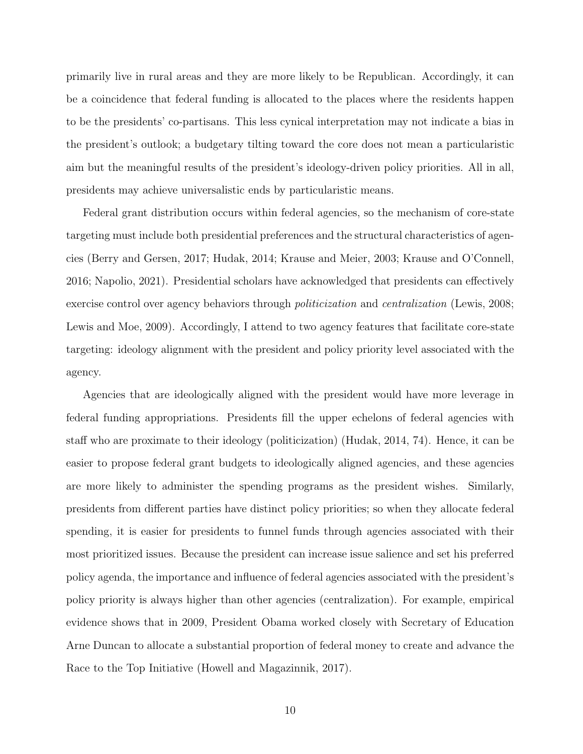primarily live in rural areas and they are more likely to be Republican. Accordingly, it can be a coincidence that federal funding is allocated to the places where the residents happen to be the presidents' co-partisans. This less cynical interpretation may not indicate a bias in the president's outlook; a budgetary tilting toward the core does not mean a particularistic aim but the meaningful results of the president's ideology-driven policy priorities. All in all, presidents may achieve universalistic ends by particularistic means.

Federal grant distribution occurs within federal agencies, so the mechanism of core-state targeting must include both presidential preferences and the structural characteristics of agencies (Berry and Gersen, 2017; Hudak, 2014; Krause and Meier, 2003; Krause and O'Connell, 2016; Napolio, 2021). Presidential scholars have acknowledged that presidents can effectively exercise control over agency behaviors through *politicization* and *centralization* (Lewis, 2008; Lewis and Moe, 2009). Accordingly, I attend to two agency features that facilitate core-state targeting: ideology alignment with the president and policy priority level associated with the agency.

Agencies that are ideologically aligned with the president would have more leverage in federal funding appropriations. Presidents fill the upper echelons of federal agencies with staff who are proximate to their ideology (politicization) (Hudak, 2014, 74). Hence, it can be easier to propose federal grant budgets to ideologically aligned agencies, and these agencies are more likely to administer the spending programs as the president wishes. Similarly, presidents from different parties have distinct policy priorities; so when they allocate federal spending, it is easier for presidents to funnel funds through agencies associated with their most prioritized issues. Because the president can increase issue salience and set his preferred policy agenda, the importance and influence of federal agencies associated with the president's policy priority is always higher than other agencies (centralization). For example, empirical evidence shows that in 2009, President Obama worked closely with Secretary of Education Arne Duncan to allocate a substantial proportion of federal money to create and advance the Race to the Top Initiative (Howell and Magazinnik, 2017).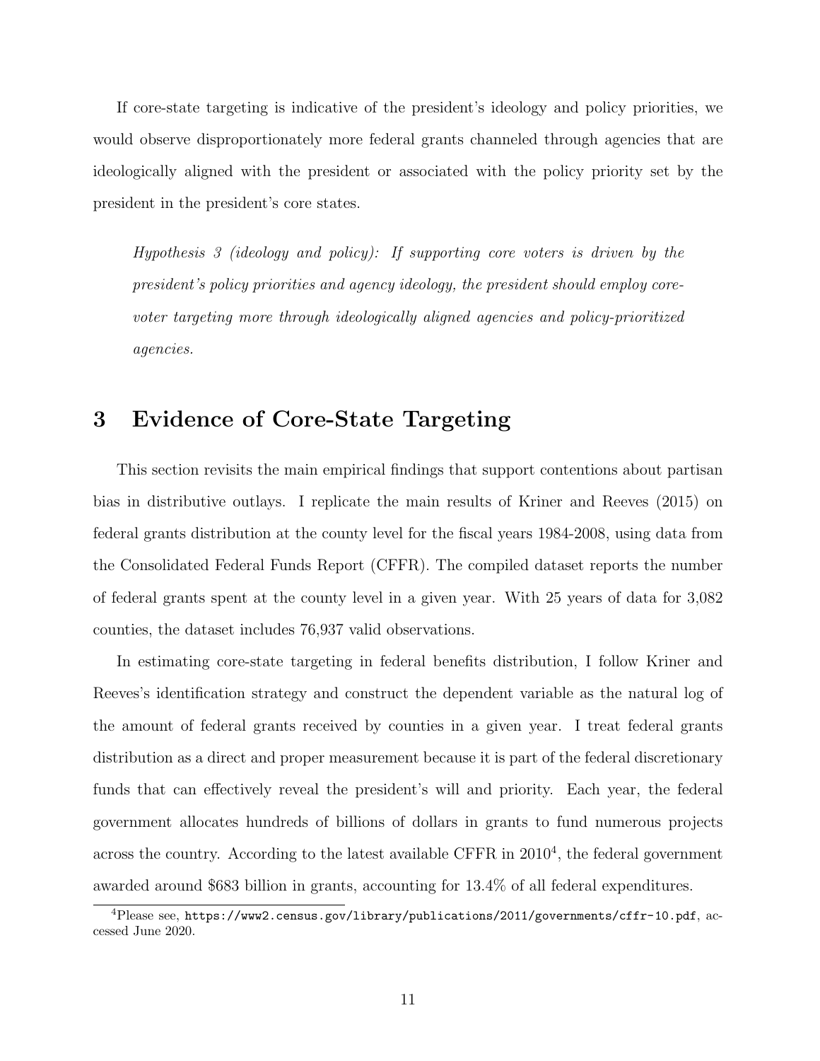If core-state targeting is indicative of the president's ideology and policy priorities, we would observe disproportionately more federal grants channeled through agencies that are ideologically aligned with the president or associated with the policy priority set by the president in the president's core states.

> *Hypothesis 3 (ideology and policy): If supporting core voters is driven by the president's policy priorities and agency ideology, the president should employ core-voter targeting more through ideologically aligned agencies and policy-prioritized agencies.*

# 3 Evidence of Core-State Targeting

This section revisits the main empirical findings that support contentions about partisan bias in distributive outlays. I replicate the main results of Kriner and Reeves (2015) on federal grants distribution at the county level for the fiscal years 1984-2008, using data from the Consolidated Federal Funds Report (CFFR). The compiled dataset reports the number of federal grants spent at the county level in a given year. With 25 years of data for 3,082 counties, the dataset includes 76,937 valid observations.

In estimating core-state targeting in federal benefits distribution, I follow Kriner and Reeves's identification strategy and construct the dependent variable as the natural log of the amount of federal grants received by counties in a given year. I treat federal grants distribution as a direct and proper measurement because it is part of the federal discretionary funds that can effectively reveal the president's will and priority. Each year, the federal government allocates hundreds of billions of dollars in grants to fund numerous projects across the country. According to the latest available CFFR in 2010[4], the federal government awarded around $683 billion in grants, accounting for 13.4% of all federal expenditures.

[4] Please see, `https://www2.census.gov/library/publications/2011/governments/cffr-10.pdf`, accessed June 2020.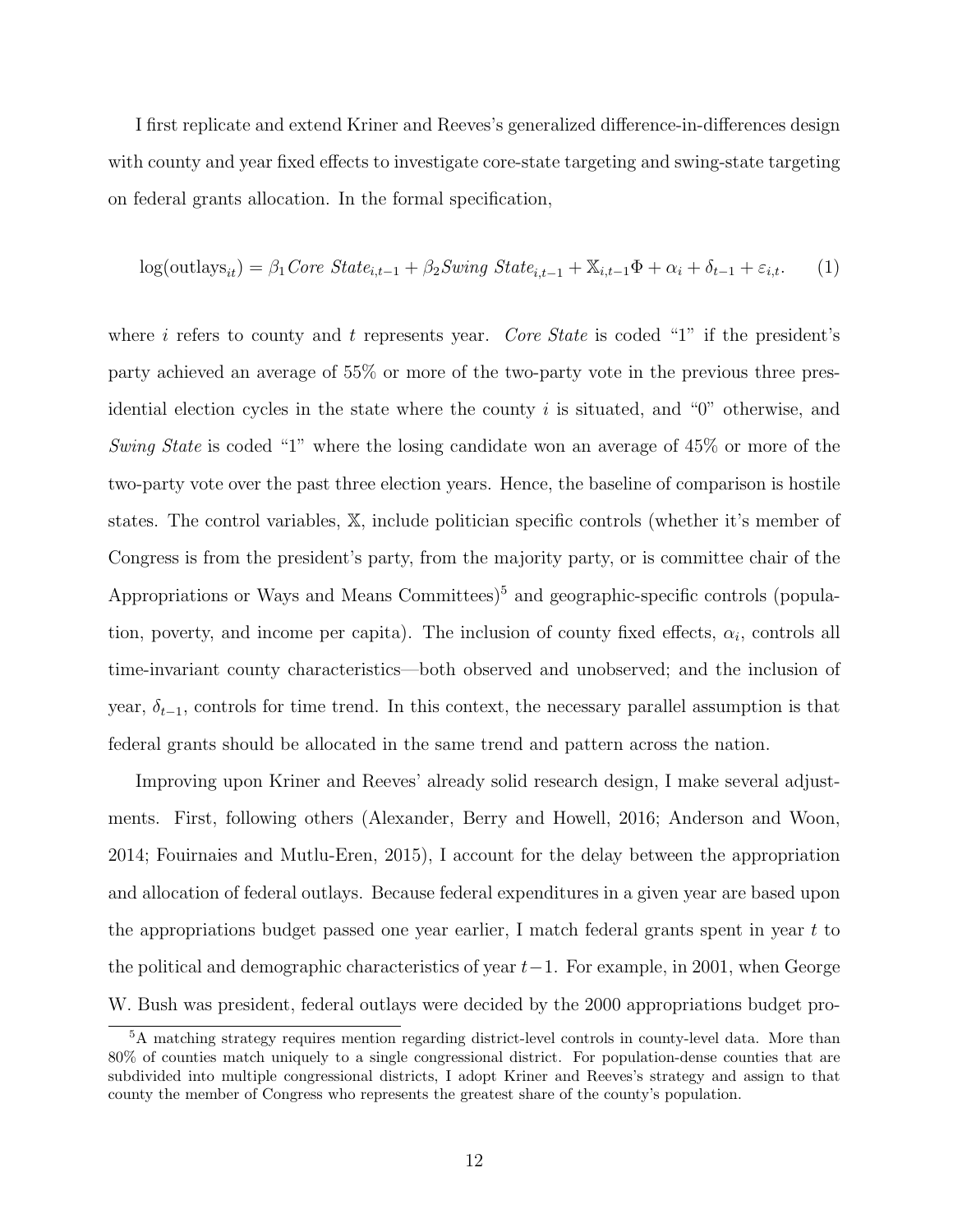I first replicate and extend Kriner and Reeves's generalized difference-in-differences design with county and year fixed effects to investigate core-state targeting and swing-state targeting on federal grants allocation. In the formal specification,

$$\log(\text{outlays}_{it}) = \beta_1 \textit{Core State}_{i,t-1} + \beta_2 \textit{Swing State}_{i,t-1} + \mathbb{X}_{i,t-1}\Phi + \alpha_i + \delta_{t-1} + \varepsilon_{i,t}. \tag{1}$$

where $i$ refers to county and $t$ represents year. *Core State* is coded "1" if the president's party achieved an average of 55% or more of the two-party vote in the previous three presidential election cycles in the state where the county $i$ is situated, and "0" otherwise, and *Swing State* is coded "1" where the losing candidate won an average of 45% or more of the two-party vote over the past three election years. Hence, the baseline of comparison is hostile states. The control variables, $\mathbb{X}$, include politician specific controls (whether it's member of Congress is from the president's party, from the majority party, or is committee chair of the Appropriations or Ways and Means Committees)[5] and geographic-specific controls (population, poverty, and income per capita). The inclusion of county fixed effects, $\alpha_i$, controls all time-invariant county characteristics—both observed and unobserved; and the inclusion of year, $\delta_{t-1}$, controls for time trend. In this context, the necessary parallel assumption is that federal grants should be allocated in the same trend and pattern across the nation.

Improving upon Kriner and Reeves' already solid research design, I make several adjustments. First, following others (Alexander, Berry and Howell, 2016; Anderson and Woon, 2014; Fouirnaies and Mutlu-Eren, 2015), I account for the delay between the appropriation and allocation of federal outlays. Because federal expenditures in a given year are based upon the appropriations budget passed one year earlier, I match federal grants spent in year $t$ to the political and demographic characteristics of year $t-1$. For example, in 2001, when George W. Bush was president, federal outlays were decided by the 2000 appropriations budget pro-

[5] A matching strategy requires mention regarding district-level controls in county-level data. More than 80% of counties match uniquely to a single congressional district. For population-dense counties that are subdivided into multiple congressional districts, I adopt Kriner and Reeves's strategy and assign to that county the member of Congress who represents the greatest share of the county's population.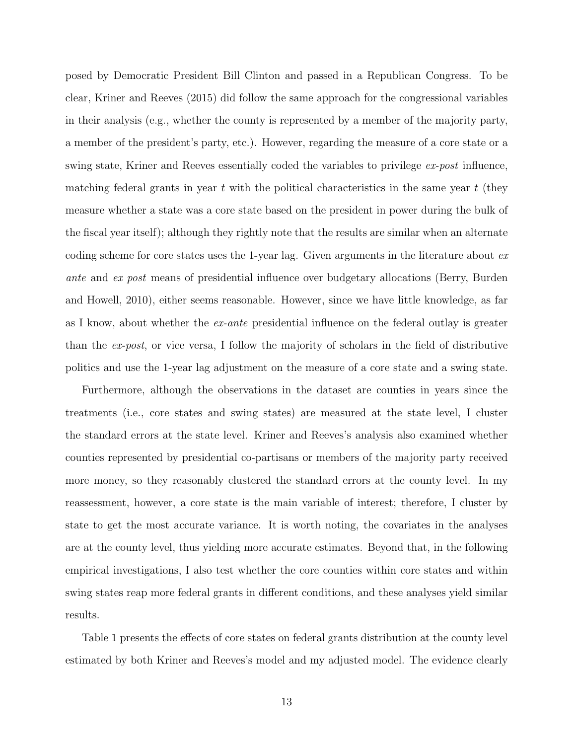posed by Democratic President Bill Clinton and passed in a Republican Congress. To be clear, Kriner and Reeves (2015) did follow the same approach for the congressional variables in their analysis (e.g., whether the county is represented by a member of the majority party, a member of the president's party, etc.). However, regarding the measure of a core state or a swing state, Kriner and Reeves essentially coded the variables to privilege *ex-post* influence, matching federal grants in year $t$ with the political characteristics in the same year $t$ (they measure whether a state was a core state based on the president in power during the bulk of the fiscal year itself); although they rightly note that the results are similar when an alternate coding scheme for core states uses the 1-year lag. Given arguments in the literature about *ex ante* and *ex post* means of presidential influence over budgetary allocations (Berry, Burden and Howell, 2010), either seems reasonable. However, since we have little knowledge, as far as I know, about whether the *ex-ante* presidential influence on the federal outlay is greater than the *ex-post*, or vice versa, I follow the majority of scholars in the field of distributive politics and use the 1-year lag adjustment on the measure of a core state and a swing state.

Furthermore, although the observations in the dataset are counties in years since the treatments (i.e., core states and swing states) are measured at the state level, I cluster the standard errors at the state level. Kriner and Reeves's analysis also examined whether counties represented by presidential co-partisans or members of the majority party received more money, so they reasonably clustered the standard errors at the county level. In my reassessment, however, a core state is the main variable of interest; therefore, I cluster by state to get the most accurate variance. It is worth noting, the covariates in the analyses are at the county level, thus yielding more accurate estimates. Beyond that, in the following empirical investigations, I also test whether the core counties within core states and within swing states reap more federal grants in different conditions, and these analyses yield similar results.

Table 1 presents the effects of core states on federal grants distribution at the county level estimated by both Kriner and Reeves's model and my adjusted model. The evidence clearly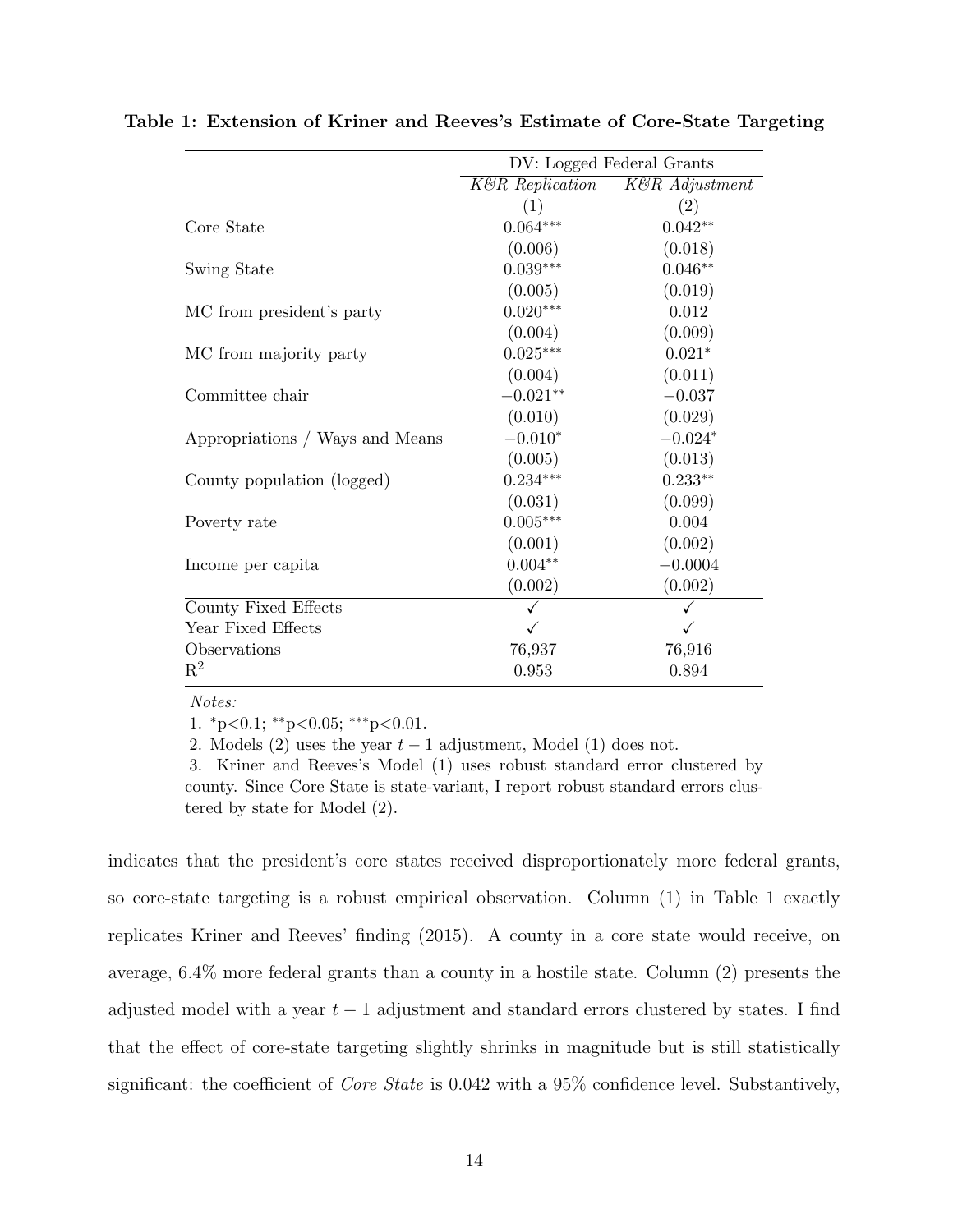**Table 1: Extension of Kriner and Reeves's Estimate of Core-State Targeting**

| | DV: Logged Federal Grants | |
|---|---|---|
| | *K&R Replication* | *K&R Adjustment* |
| | (1) | (2) |
| Core State | $0.064^{***}$ | $0.042^{**}$ |
| | (0.006) | (0.018) |
| Swing State | $0.039^{***}$ | $0.046^{**}$ |
| | (0.005) | (0.019) |
| MC from president's party | $0.020^{***}$ | 0.012 |
| | (0.004) | (0.009) |
| MC from majority party | $0.025^{***}$ | $0.021^{*}$ |
| | (0.004) | (0.011) |
| Committee chair | $-0.021^{**}$ | $-0.037$ |
| | (0.010) | (0.029) |
| Appropriations / Ways and Means | $-0.010^{*}$ | $-0.024^{*}$ |
| | (0.005) | (0.013) |
| County population (logged) | $0.234^{***}$ | $0.233^{**}$ |
| | (0.031) | (0.099) |
| Poverty rate | $0.005^{***}$ | 0.004 |
| | (0.001) | (0.002) |
| Income per capita | $0.004^{**}$ | $-0.0004$ |
| | (0.002) | (0.002) |
| County Fixed Effects | ✓ | ✓ |
| Year Fixed Effects | ✓ | ✓ |
| Observations | 76,937 | 76,916 |
| $R^2$ | 0.953 | 0.894 |

*Notes:*

1. $^{*}$p<0.1; $^{**}$p<0.05; $^{***}$p<0.01.
2. Models (2) uses the year $t-1$ adjustment, Model (1) does not.
3. Kriner and Reeves's Model (1) uses robust standard error clustered by county. Since Core State is state-variant, I report robust standard errors clustered by state for Model (2).

indicates that the president's core states received disproportionately more federal grants, so core-state targeting is a robust empirical observation. Column (1) in Table 1 exactly replicates Kriner and Reeves' finding (2015). A county in a core state would receive, on average, 6.4% more federal grants than a county in a hostile state. Column (2) presents the adjusted model with a year $t-1$ adjustment and standard errors clustered by states. I find that the effect of core-state targeting slightly shrinks in magnitude but is still statistically significant: the coefficient of *Core State* is 0.042 with a 95% confidence level. Substantively,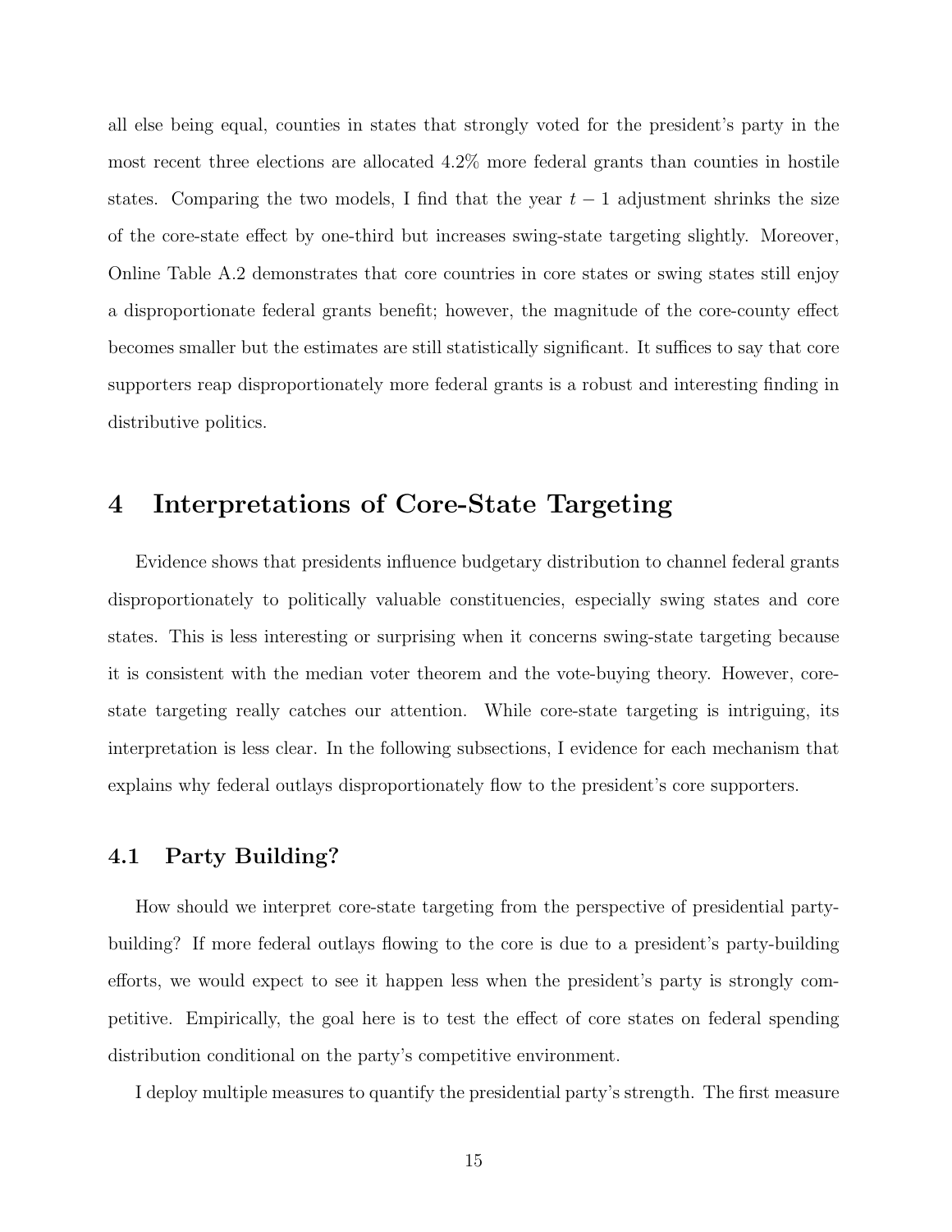all else being equal, counties in states that strongly voted for the president's party in the most recent three elections are allocated 4.2% more federal grants than counties in hostile states. Comparing the two models, I find that the year $t-1$ adjustment shrinks the size of the core-state effect by one-third but increases swing-state targeting slightly. Moreover, Online Table A.2 demonstrates that core countries in core states or swing states still enjoy a disproportionate federal grants benefit; however, the magnitude of the core-county effect becomes smaller but the estimates are still statistically significant. It suffices to say that core supporters reap disproportionately more federal grants is a robust and interesting finding in distributive politics.

# 4 Interpretations of Core-State Targeting

Evidence shows that presidents influence budgetary distribution to channel federal grants disproportionately to politically valuable constituencies, especially swing states and core states. This is less interesting or surprising when it concerns swing-state targeting because it is consistent with the median voter theorem and the vote-buying theory. However, core-state targeting really catches our attention. While core-state targeting is intriguing, its interpretation is less clear. In the following subsections, I evidence for each mechanism that explains why federal outlays disproportionately flow to the president's core supporters.

## 4.1 Party Building?

How should we interpret core-state targeting from the perspective of presidential party-building? If more federal outlays flowing to the core is due to a president's party-building efforts, we would expect to see it happen less when the president's party is strongly competitive. Empirically, the goal here is to test the effect of core states on federal spending distribution conditional on the party's competitive environment.

I deploy multiple measures to quantify the presidential party's strength. The first measure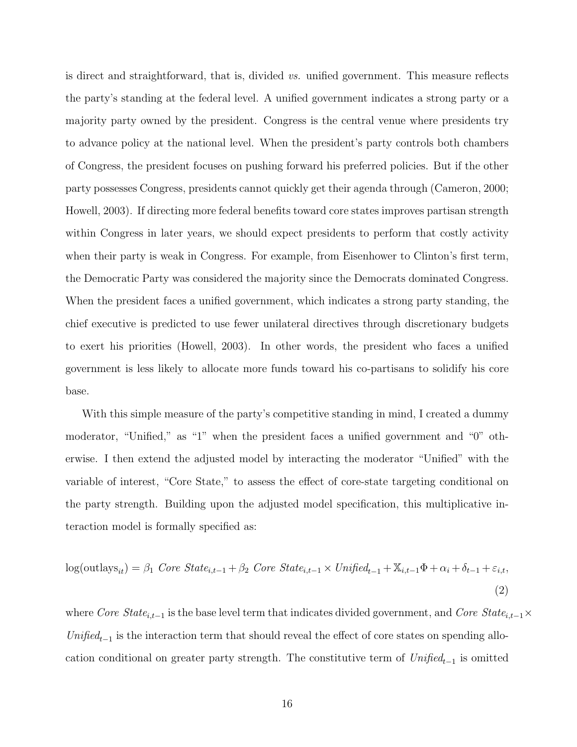is direct and straightforward, that is, divided *vs.* unified government. This measure reflects the party's standing at the federal level. A unified government indicates a strong party or a majority party owned by the president. Congress is the central venue where presidents try to advance policy at the national level. When the president's party controls both chambers of Congress, the president focuses on pushing forward his preferred policies. But if the other party possesses Congress, presidents cannot quickly get their agenda through (Cameron, 2000; Howell, 2003). If directing more federal benefits toward core states improves partisan strength within Congress in later years, we should expect presidents to perform that costly activity when their party is weak in Congress. For example, from Eisenhower to Clinton's first term, the Democratic Party was considered the majority since the Democrats dominated Congress. When the president faces a unified government, which indicates a strong party standing, the chief executive is predicted to use fewer unilateral directives through discretionary budgets to exert his priorities (Howell, 2003). In other words, the president who faces a unified government is less likely to allocate more funds toward his co-partisans to solidify his core base.

With this simple measure of the party's competitive standing in mind, I created a dummy moderator, "Unified," as "1" when the president faces a unified government and "0" otherwise. I then extend the adjusted model by interacting the moderator "Unified" with the variable of interest, "Core State," to assess the effect of core-state targeting conditional on the party strength. Building upon the adjusted model specification, this multiplicative interaction model is formally specified as:

$$\log(\text{outlays}_{it}) = \beta_1 \ \textit{Core State}_{i,t-1} + \beta_2 \ \textit{Core State}_{i,t-1} \times \textit{Unified}_{t-1} + \mathbb{X}_{i,t-1}\Phi + \alpha_i + \delta_{t-1} + \varepsilon_{i,t}, \tag{2}$$

where $\textit{Core State}_{i,t-1}$ is the base level term that indicates divided government, and $\textit{Core State}_{i,t-1} \times \textit{Unified}_{t-1}$ is the interaction term that should reveal the effect of core states on spending allocation conditional on greater party strength. The constitutive term of $\textit{Unified}_{t-1}$ is omitted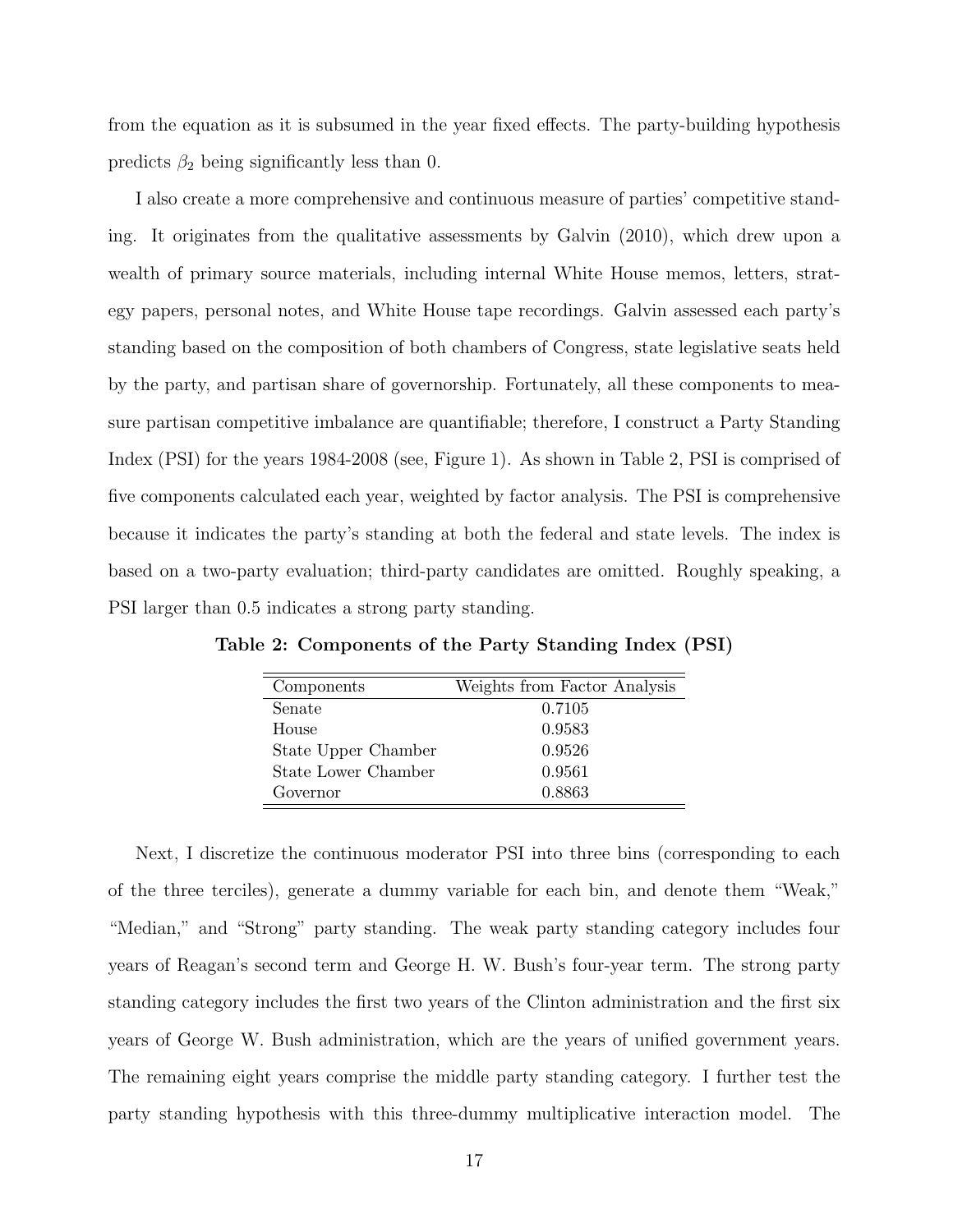from the equation as it is subsumed in the year fixed effects. The party-building hypothesis predicts $\beta_2$ being significantly less than 0.

I also create a more comprehensive and continuous measure of parties' competitive standing. It originates from the qualitative assessments by Galvin (2010), which drew upon a wealth of primary source materials, including internal White House memos, letters, strategy papers, personal notes, and White House tape recordings. Galvin assessed each party's standing based on the composition of both chambers of Congress, state legislative seats held by the party, and partisan share of governorship. Fortunately, all these components to measure partisan competitive imbalance are quantifiable; therefore, I construct a Party Standing Index (PSI) for the years 1984-2008 (see, Figure 1). As shown in Table 2, PSI is comprised of five components calculated each year, weighted by factor analysis. The PSI is comprehensive because it indicates the party's standing at both the federal and state levels. The index is based on a two-party evaluation; third-party candidates are omitted. Roughly speaking, a PSI larger than 0.5 indicates a strong party standing.

**Table 2: Components of the Party Standing Index (PSI)**

| Components | Weights from Factor Analysis |
|---|---|
| Senate | 0.7105 |
| House | 0.9583 |
| State Upper Chamber | 0.9526 |
| State Lower Chamber | 0.9561 |
| Governor | 0.8863 |

Next, I discretize the continuous moderator PSI into three bins (corresponding to each of the three terciles), generate a dummy variable for each bin, and denote them "Weak," "Median," and "Strong" party standing. The weak party standing category includes four years of Reagan's second term and George H. W. Bush's four-year term. The strong party standing category includes the first two years of the Clinton administration and the first six years of George W. Bush administration, which are the years of unified government years. The remaining eight years comprise the middle party standing category. I further test the party standing hypothesis with this three-dummy multiplicative interaction model. The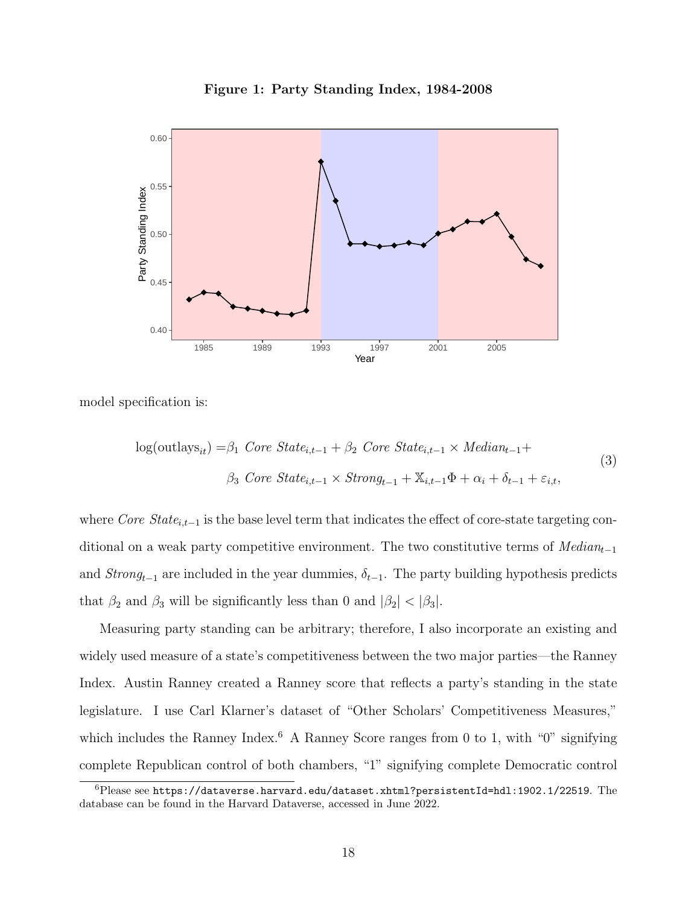**Figure 1: Party Standing Index, 1984-2008**

model specification is:

$$\log(\text{outlays}_{it}) = \beta_1 \ \textit{Core State}_{i,t-1} + \beta_2 \ \textit{Core State}_{i,t-1} \times \textit{Median}_{t-1} + \\ \beta_3 \ \textit{Core State}_{i,t-1} \times \textit{Strong}_{t-1} + \mathbb{X}_{i,t-1}\Phi + \alpha_i + \delta_{t-1} + \varepsilon_{i,t}, \tag{3}$$

where $\textit{Core State}_{i,t-1}$ is the base level term that indicates the effect of core-state targeting conditional on a weak party competitive environment. The two constitutive terms of $\textit{Median}_{t-1}$ and $\textit{Strong}_{t-1}$ are included in the year dummies, $\delta_{t-1}$. The party building hypothesis predicts that $\beta_2$ and $\beta_3$ will be significantly less than 0 and $|\beta_2| < |\beta_3|$.

Measuring party standing can be arbitrary; therefore, I also incorporate an existing and widely used measure of a state's competitiveness between the two major parties—the Ranney Index. Austin Ranney created a Ranney score that reflects a party's standing in the state legislature. I use Carl Klarner's dataset of "Other Scholars' Competitiveness Measures," which includes the Ranney Index.[6] A Ranney Score ranges from 0 to 1, with "0" signifying complete Republican control of both chambers, "1" signifying complete Democratic control

[6] Please see https://dataverse.harvard.edu/dataset.xhtml?persistentId=hdl:1902.1/22519. The database can be found in the Harvard Dataverse, accessed in June 2022.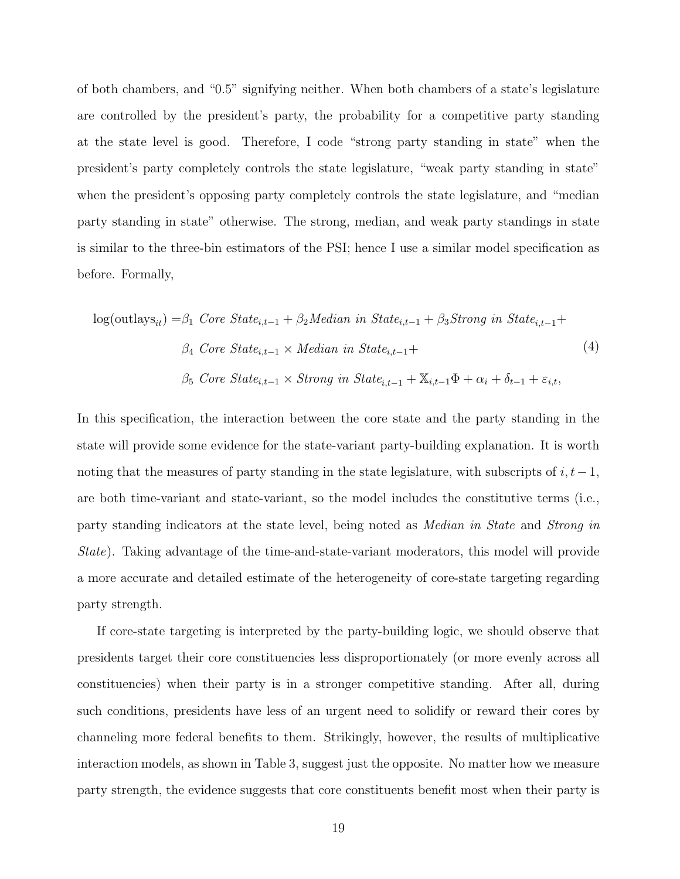of both chambers, and "0.5" signifying neither. When both chambers of a state's legislature are controlled by the president's party, the probability for a competitive party standing at the state level is good. Therefore, I code "strong party standing in state" when the president's party completely controls the state legislature, "weak party standing in state" when the president's opposing party completely controls the state legislature, and "median party standing in state" otherwise. The strong, median, and weak party standings in state is similar to the three-bin estimators of the PSI; hence I use a similar model specification as before. Formally,

$$
\begin{aligned}
\log(\text{outlays}_{it}) = &\beta_1 \; \textit{Core State}_{i,t-1} + \beta_2 \textit{Median in State}_{i,t-1} + \beta_3 \textit{Strong in State}_{i,t-1} + \\
&\beta_4 \; \textit{Core State}_{i,t-1} \times \textit{Median in State}_{i,t-1} + \\
&\beta_5 \; \textit{Core State}_{i,t-1} \times \textit{Strong in State}_{i,t-1} + \mathbb{X}_{i,t-1}\Phi + \alpha_i + \delta_{t-1} + \varepsilon_{i,t},
\end{aligned}
\tag{4}
$$

In this specification, the interaction between the core state and the party standing in the state will provide some evidence for the state-variant party-building explanation. It is worth noting that the measures of party standing in the state legislature, with subscripts of $i, t-1$, are both time-variant and state-variant, so the model includes the constitutive terms (i.e., party standing indicators at the state level, being noted as *Median in State* and *Strong in State*). Taking advantage of the time-and-state-variant moderators, this model will provide a more accurate and detailed estimate of the heterogeneity of core-state targeting regarding party strength.

If core-state targeting is interpreted by the party-building logic, we should observe that presidents target their core constituencies less disproportionately (or more evenly across all constituencies) when their party is in a stronger competitive standing. After all, during such conditions, presidents have less of an urgent need to solidify or reward their cores by channeling more federal benefits to them. Strikingly, however, the results of multiplicative interaction models, as shown in Table 3, suggest just the opposite. No matter how we measure party strength, the evidence suggests that core constituents benefit most when their party is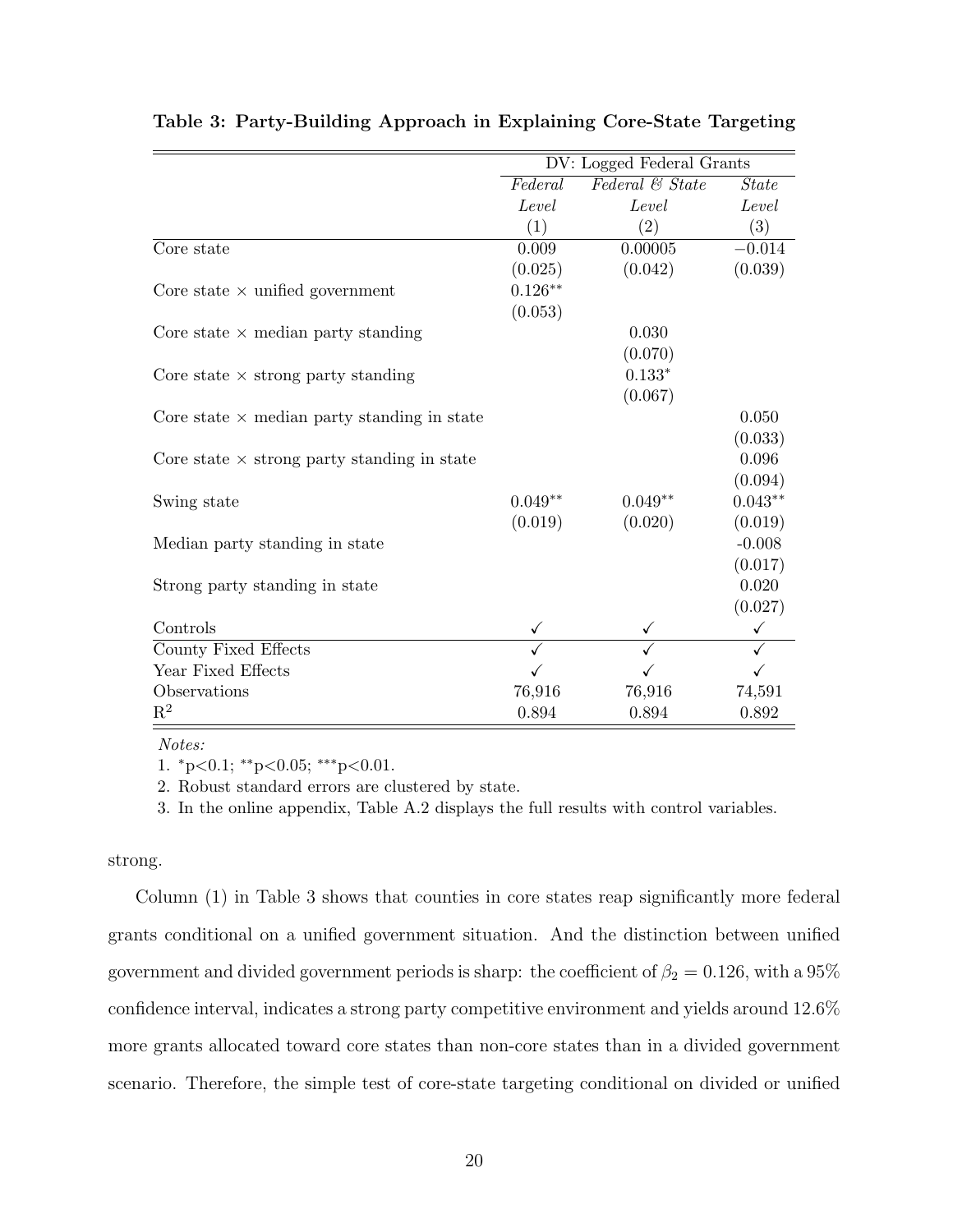**Table 3: Party-Building Approach in Explaining Core-State Targeting**

| | DV: Logged Federal Grants | | |
|---|---|---|---|
| | *Federal Level* | *Federal & State Level* | *State Level* |
| | (1) | (2) | (3) |
| Core state | 0.009 | 0.00005 | −0.014 |
| | (0.025) | (0.042) | (0.039) |
| Core state × unified government | $0.126^{**}$ | | |
| | (0.053) | | |
| Core state × median party standing | | 0.030 | |
| | | (0.070) | |
| Core state × strong party standing | | $0.133^{*}$ | |
| | | (0.067) | |
| Core state × median party standing in state | | | 0.050 |
| | | | (0.033) |
| Core state × strong party standing in state | | | 0.096 |
| | | | (0.094) |
| Swing state | $0.049^{**}$ | $0.049^{**}$ | $0.043^{**}$ |
| | (0.019) | (0.020) | (0.019) |
| Median party standing in state | | | -0.008 |
| | | | (0.017) |
| Strong party standing in state | | | 0.020 |
| | | | (0.027) |
| Controls | ✓ | ✓ | ✓ |
| County Fixed Effects | ✓ | ✓ | ✓ |
| Year Fixed Effects | ✓ | ✓ | ✓ |
| Observations | 76,916 | 76,916 | 74,591 |
| $R^2$ | 0.894 | 0.894 | 0.892 |

*Notes:*

1. $^{*}$p<0.1; $^{**}$p<0.05; $^{***}$p<0.01.
2. Robust standard errors are clustered by state.
3. In the online appendix, Table A.2 displays the full results with control variables.

strong.

Column (1) in Table 3 shows that counties in core states reap significantly more federal grants conditional on a unified government situation. And the distinction between unified government and divided government periods is sharp: the coefficient of $\beta_2 = 0.126$, with a 95% confidence interval, indicates a strong party competitive environment and yields around 12.6% more grants allocated toward core states than non-core states than in a divided government scenario. Therefore, the simple test of core-state targeting conditional on divided or unified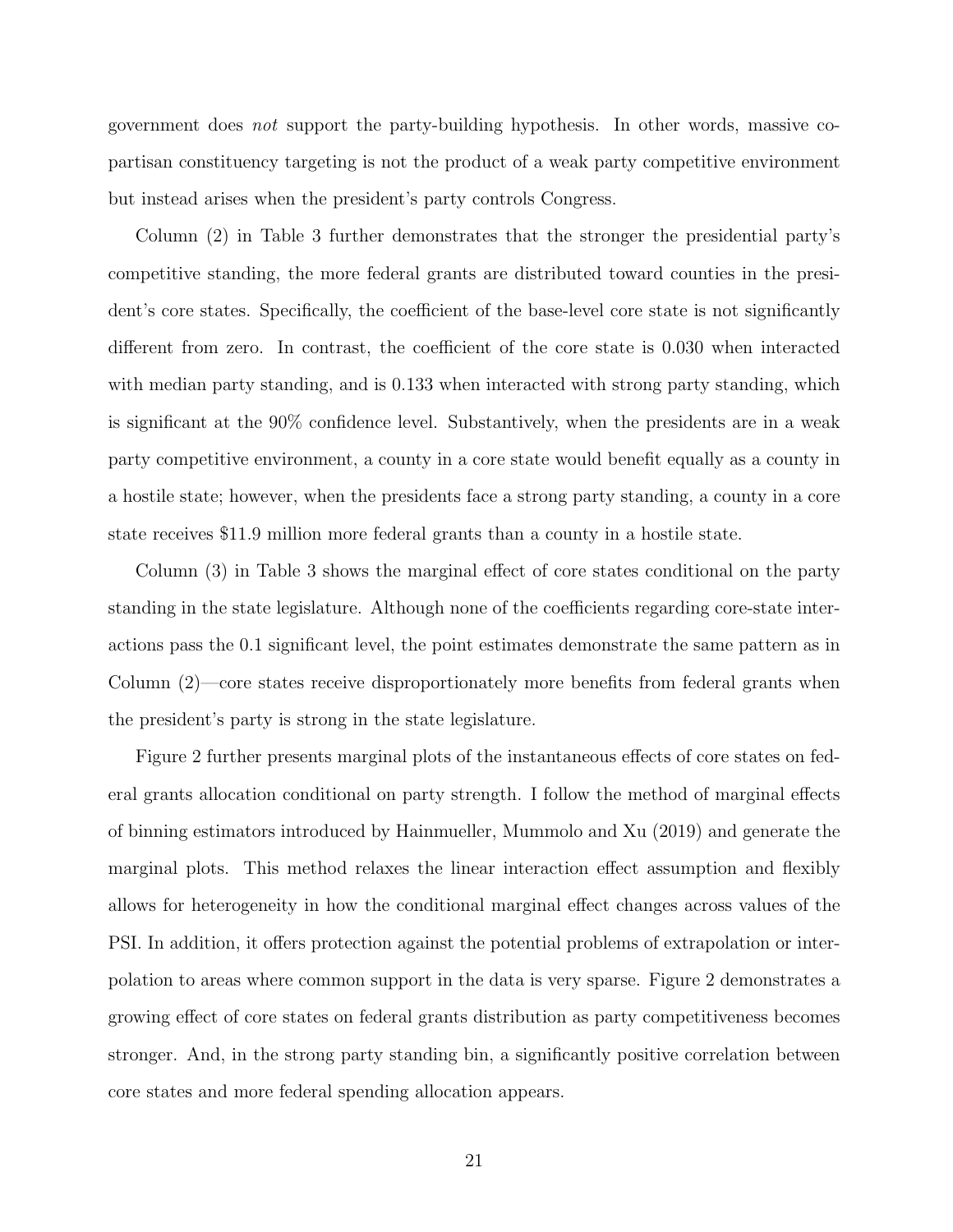government does *not* support the party-building hypothesis. In other words, massive co-partisan constituency targeting is not the product of a weak party competitive environment but instead arises when the president's party controls Congress.

Column (2) in Table 3 further demonstrates that the stronger the presidential party's competitive standing, the more federal grants are distributed toward counties in the president's core states. Specifically, the coefficient of the base-level core state is not significantly different from zero. In contrast, the coefficient of the core state is 0.030 when interacted with median party standing, and is 0.133 when interacted with strong party standing, which is significant at the 90% confidence level. Substantively, when the presidents are in a weak party competitive environment, a county in a core state would benefit equally as a county in a hostile state; however, when the presidents face a strong party standing, a county in a core state receives \$11.9 million more federal grants than a county in a hostile state.

Column (3) in Table 3 shows the marginal effect of core states conditional on the party standing in the state legislature. Although none of the coefficients regarding core-state interactions pass the 0.1 significant level, the point estimates demonstrate the same pattern as in Column (2)—core states receive disproportionately more benefits from federal grants when the president's party is strong in the state legislature.

Figure 2 further presents marginal plots of the instantaneous effects of core states on federal grants allocation conditional on party strength. I follow the method of marginal effects of binning estimators introduced by Hainmueller, Mummolo and Xu (2019) and generate the marginal plots. This method relaxes the linear interaction effect assumption and flexibly allows for heterogeneity in how the conditional marginal effect changes across values of the PSI. In addition, it offers protection against the potential problems of extrapolation or interpolation to areas where common support in the data is very sparse. Figure 2 demonstrates a growing effect of core states on federal grants distribution as party competitiveness becomes stronger. And, in the strong party standing bin, a significantly positive correlation between core states and more federal spending allocation appears.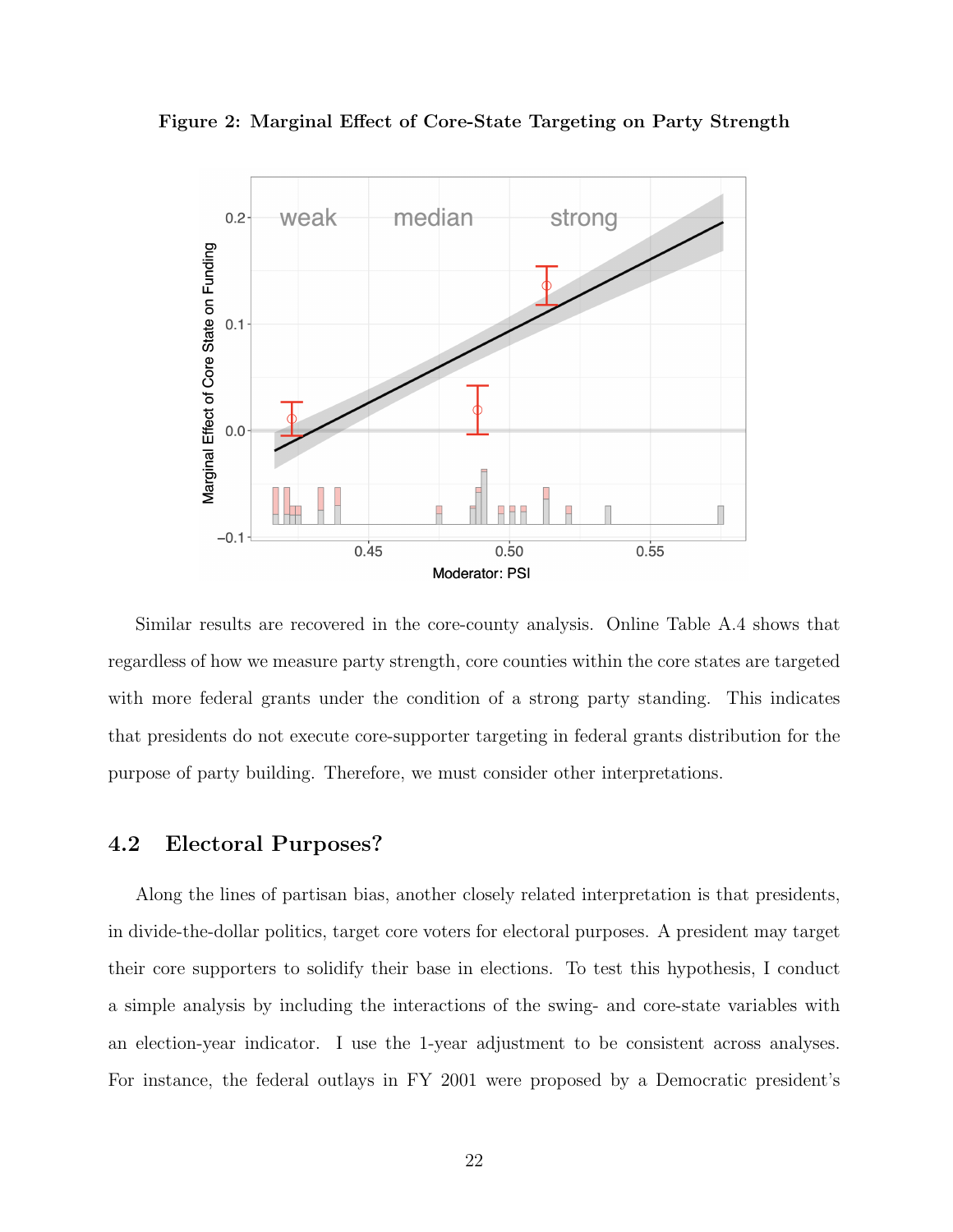**Figure 2: Marginal Effect of Core-State Targeting on Party Strength**

Similar results are recovered in the core-county analysis. Online Table A.4 shows that regardless of how we measure party strength, core counties within the core states are targeted with more federal grants under the condition of a strong party standing. This indicates that presidents do not execute core-supporter targeting in federal grants distribution for the purpose of party building. Therefore, we must consider other interpretations.

## 4.2 Electoral Purposes?

Along the lines of partisan bias, another closely related interpretation is that presidents, in divide-the-dollar politics, target core voters for electoral purposes. A president may target their core supporters to solidify their base in elections. To test this hypothesis, I conduct a simple analysis by including the interactions of the swing- and core-state variables with an election-year indicator. I use the 1-year adjustment to be consistent across analyses. For instance, the federal outlays in FY 2001 were proposed by a Democratic president's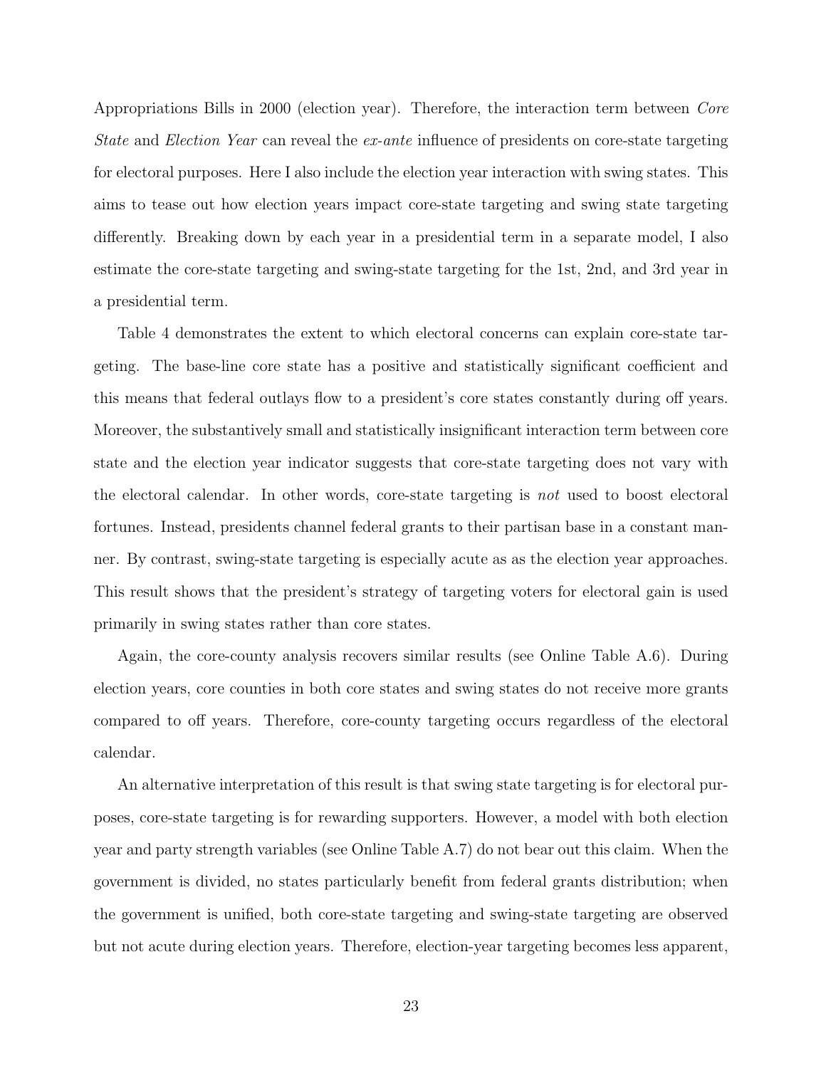Appropriations Bills in 2000 (election year). Therefore, the interaction term between *Core State* and *Election Year* can reveal the *ex-ante* influence of presidents on core-state targeting for electoral purposes. Here I also include the election year interaction with swing states. This aims to tease out how election years impact core-state targeting and swing state targeting differently. Breaking down by each year in a presidential term in a separate model, I also estimate the core-state targeting and swing-state targeting for the 1st, 2nd, and 3rd year in a presidential term.

Table 4 demonstrates the extent to which electoral concerns can explain core-state targeting. The base-line core state has a positive and statistically significant coefficient and this means that federal outlays flow to a president's core states constantly during off years. Moreover, the substantively small and statistically insignificant interaction term between core state and the election year indicator suggests that core-state targeting does not vary with the electoral calendar. In other words, core-state targeting is *not* used to boost electoral fortunes. Instead, presidents channel federal grants to their partisan base in a constant manner. By contrast, swing-state targeting is especially acute as as the election year approaches. This result shows that the president's strategy of targeting voters for electoral gain is used primarily in swing states rather than core states.

Again, the core-county analysis recovers similar results (see Online Table A.6). During election years, core counties in both core states and swing states do not receive more grants compared to off years. Therefore, core-county targeting occurs regardless of the electoral calendar.

An alternative interpretation of this result is that swing state targeting is for electoral purposes, core-state targeting is for rewarding supporters. However, a model with both election year and party strength variables (see Online Table A.7) do not bear out this claim. When the government is divided, no states particularly benefit from federal grants distribution; when the government is unified, both core-state targeting and swing-state targeting are observed but not acute during election years. Therefore, election-year targeting becomes less apparent,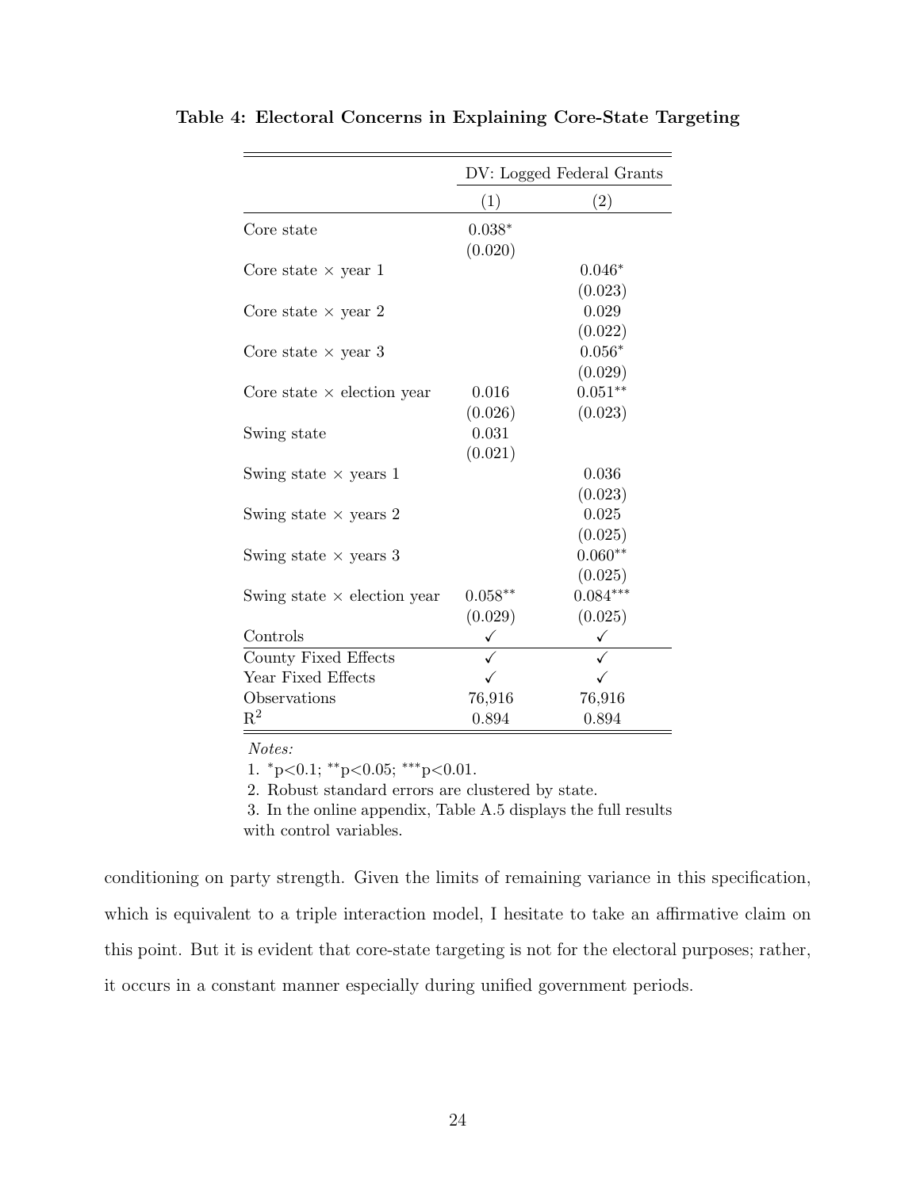**Table 4: Electoral Concerns in Explaining Core-State Targeting**

| | DV: Logged Federal Grants | |
|---|---|---|
| | (1) | (2) |
| Core state | 0.038* | |
| | (0.020) | |
| Core state × year 1 | | 0.046* |
| | | (0.023) |
| Core state × year 2 | | 0.029 |
| | | (0.022) |
| Core state × year 3 | | 0.056* |
| | | (0.029) |
| Core state × election year | 0.016 | 0.051** |
| | (0.026) | (0.023) |
| Swing state | 0.031 | |
| | (0.021) | |
| Swing state × years 1 | | 0.036 |
| | | (0.023) |
| Swing state × years 2 | | 0.025 |
| | | (0.025) |
| Swing state × years 3 | | 0.060** |
| | | (0.025) |
| Swing state × election year | 0.058** | 0.084*** |
| | (0.029) | (0.025) |
| Controls | ✓ | ✓ |
| County Fixed Effects | ✓ | ✓ |
| Year Fixed Effects | ✓ | ✓ |
| Observations | 76,916 | 76,916 |
| $R^2$ | 0.894 | 0.894 |

*Notes:*

1. *p<0.1; **p<0.05; ***p<0.01.
2. Robust standard errors are clustered by state.
3. In the online appendix, Table A.5 displays the full results with control variables.

conditioning on party strength. Given the limits of remaining variance in this specification, which is equivalent to a triple interaction model, I hesitate to take an affirmative claim on this point. But it is evident that core-state targeting is not for the electoral purposes; rather, it occurs in a constant manner especially during unified government periods.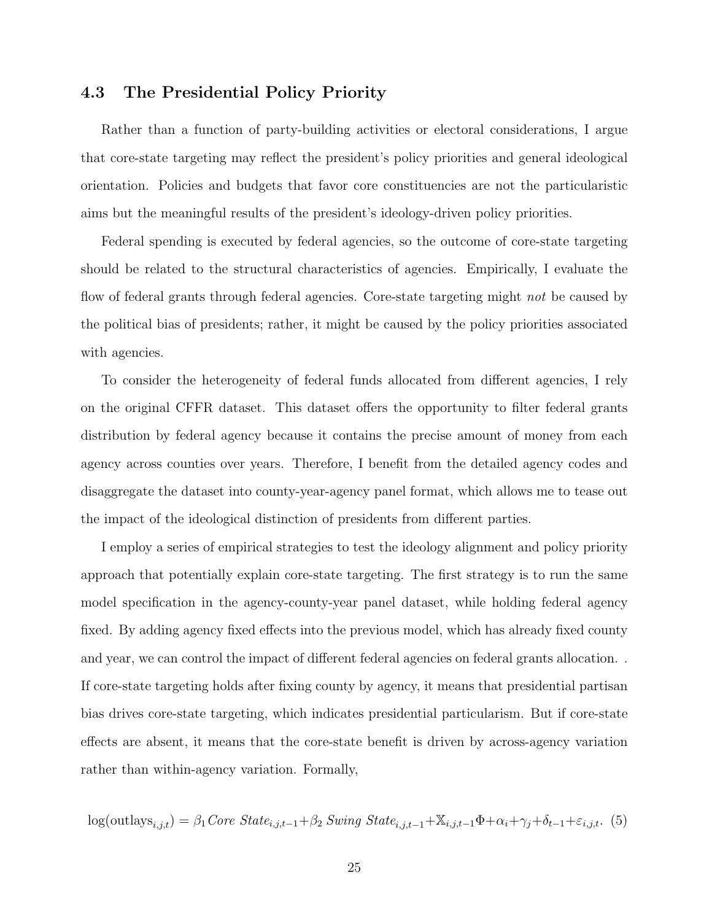### 4.3 The Presidential Policy Priority

Rather than a function of party-building activities or electoral considerations, I argue that core-state targeting may reflect the president's policy priorities and general ideological orientation. Policies and budgets that favor core constituencies are not the particularistic aims but the meaningful results of the president's ideology-driven policy priorities.

Federal spending is executed by federal agencies, so the outcome of core-state targeting should be related to the structural characteristics of agencies. Empirically, I evaluate the flow of federal grants through federal agencies. Core-state targeting might *not* be caused by the political bias of presidents; rather, it might be caused by the policy priorities associated with agencies.

To consider the heterogeneity of federal funds allocated from different agencies, I rely on the original CFFR dataset. This dataset offers the opportunity to filter federal grants distribution by federal agency because it contains the precise amount of money from each agency across counties over years. Therefore, I benefit from the detailed agency codes and disaggregate the dataset into county-year-agency panel format, which allows me to tease out the impact of the ideological distinction of presidents from different parties.

I employ a series of empirical strategies to test the ideology alignment and policy priority approach that potentially explain core-state targeting. The first strategy is to run the same model specification in the agency-county-year panel dataset, while holding federal agency fixed. By adding agency fixed effects into the previous model, which has already fixed county and year, we can control the impact of different federal agencies on federal grants allocation. . If core-state targeting holds after fixing county by agency, it means that presidential partisan bias drives core-state targeting, which indicates presidential particularism. But if core-state effects are absent, it means that the core-state benefit is driven by across-agency variation rather than within-agency variation. Formally,

$$\log(\text{outlays}_{i,j,t}) = \beta_1 \textit{Core State}_{i,j,t-1} + \beta_2 \textit{ Swing State}_{i,j,t-1} + \mathbb{X}_{i,j,t-1}\Phi + \alpha_i + \gamma_j + \delta_{t-1} + \varepsilon_{i,j,t}. \quad (5)$$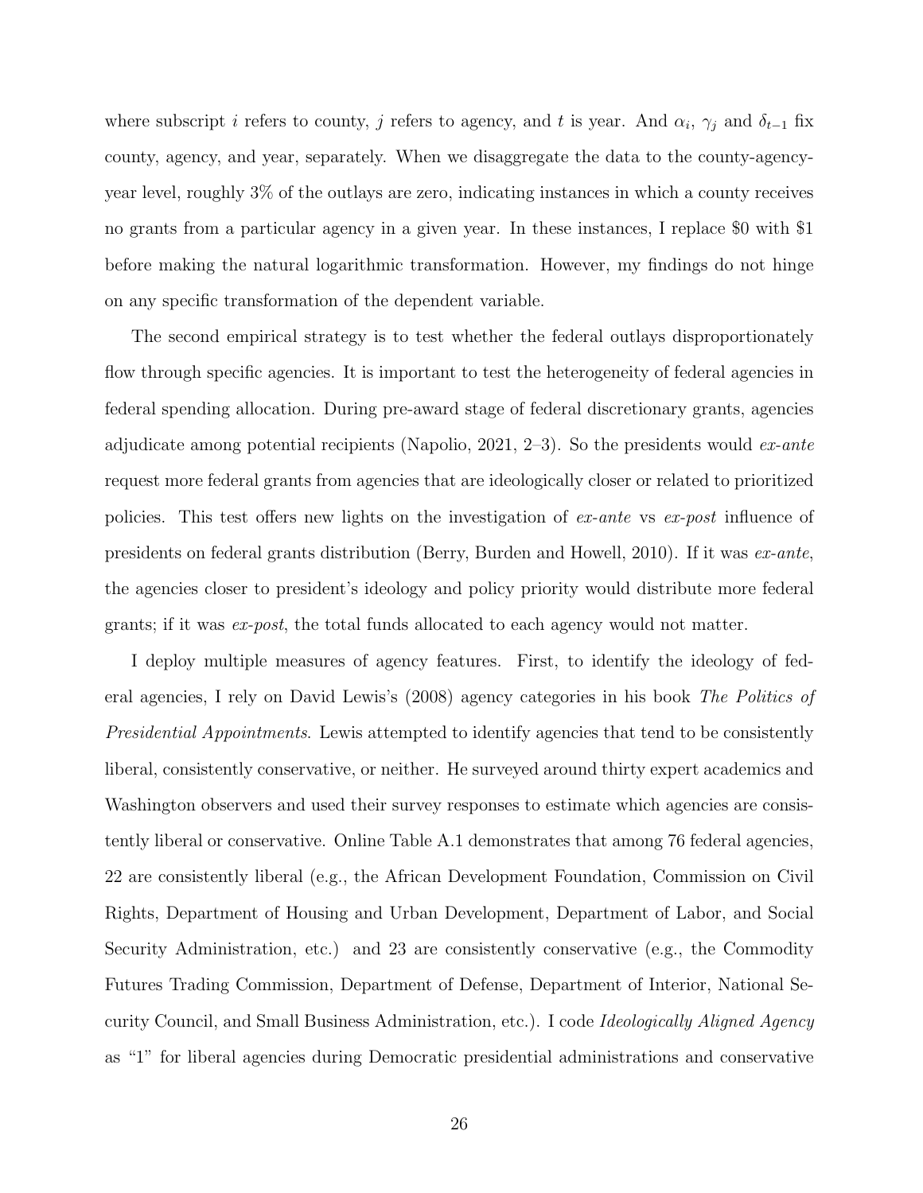where subscript $i$ refers to county, $j$ refers to agency, and $t$ is year. And $\alpha_i$, $\gamma_j$ and $\delta_{t-1}$ fix county, agency, and year, separately. When we disaggregate the data to the county-agency-year level, roughly 3% of the outlays are zero, indicating instances in which a county receives no grants from a particular agency in a given year. In these instances, I replace \$0 with \$1 before making the natural logarithmic transformation. However, my findings do not hinge on any specific transformation of the dependent variable.

The second empirical strategy is to test whether the federal outlays disproportionately flow through specific agencies. It is important to test the heterogeneity of federal agencies in federal spending allocation. During pre-award stage of federal discretionary grants, agencies adjudicate among potential recipients (Napolio, 2021, 2–3). So the presidents would *ex-ante* request more federal grants from agencies that are ideologically closer or related to prioritized policies. This test offers new lights on the investigation of *ex-ante* vs *ex-post* influence of presidents on federal grants distribution (Berry, Burden and Howell, 2010). If it was *ex-ante*, the agencies closer to president's ideology and policy priority would distribute more federal grants; if it was *ex-post*, the total funds allocated to each agency would not matter.

I deploy multiple measures of agency features. First, to identify the ideology of federal agencies, I rely on David Lewis's (2008) agency categories in his book *The Politics of Presidential Appointments*. Lewis attempted to identify agencies that tend to be consistently liberal, consistently conservative, or neither. He surveyed around thirty expert academics and Washington observers and used their survey responses to estimate which agencies are consistently liberal or conservative. Online Table A.1 demonstrates that among 76 federal agencies, 22 are consistently liberal (e.g., the African Development Foundation, Commission on Civil Rights, Department of Housing and Urban Development, Department of Labor, and Social Security Administration, etc.) and 23 are consistently conservative (e.g., the Commodity Futures Trading Commission, Department of Defense, Department of Interior, National Security Council, and Small Business Administration, etc.). I code *Ideologically Aligned Agency* as "1" for liberal agencies during Democratic presidential administrations and conservative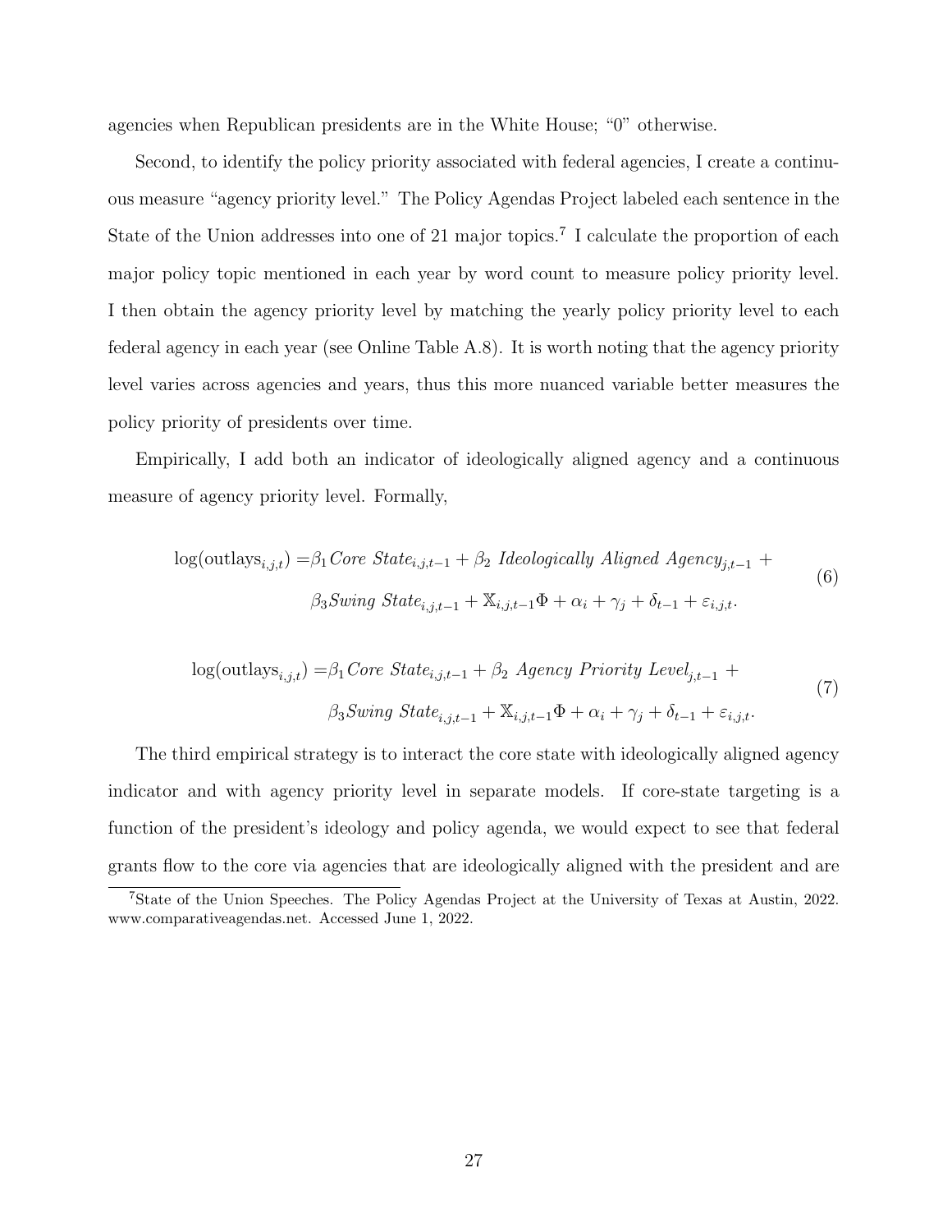agencies when Republican presidents are in the White House; "0" otherwise.

Second, to identify the policy priority associated with federal agencies, I create a continuous measure "agency priority level." The Policy Agendas Project labeled each sentence in the State of the Union addresses into one of 21 major topics.[7] I calculate the proportion of each major policy topic mentioned in each year by word count to measure policy priority level. I then obtain the agency priority level by matching the yearly policy priority level to each federal agency in each year (see Online Table A.8). It is worth noting that the agency priority level varies across agencies and years, thus this more nuanced variable better measures the policy priority of presidents over time.

Empirically, I add both an indicator of ideologically aligned agency and a continuous measure of agency priority level. Formally,

$$
\begin{aligned}
\log(\text{outlays}_{i,j,t}) = & \beta_1 \textit{Core State}_{i,j,t-1} + \beta_2 \textit{ Ideologically Aligned Agency}_{j,t-1} + \\
& \beta_3 \textit{Swing State}_{i,j,t-1} + \mathbb{X}_{i,j,t-1}\Phi + \alpha_i + \gamma_j + \delta_{t-1} + \varepsilon_{i,j,t}.
\end{aligned}
\tag{6}
$$

$$
\begin{aligned}
\log(\text{outlays}_{i,j,t}) = & \beta_1 \textit{Core State}_{i,j,t-1} + \beta_2 \textit{ Agency Priority Level}_{j,t-1} + \\
& \beta_3 \textit{Swing State}_{i,j,t-1} + \mathbb{X}_{i,j,t-1}\Phi + \alpha_i + \gamma_j + \delta_{t-1} + \varepsilon_{i,j,t}.
\end{aligned}
\tag{7}
$$

The third empirical strategy is to interact the core state with ideologically aligned agency indicator and with agency priority level in separate models. If core-state targeting is a function of the president's ideology and policy agenda, we would expect to see that federal grants flow to the core via agencies that are ideologically aligned with the president and are

[7] State of the Union Speeches. The Policy Agendas Project at the University of Texas at Austin, 2022. www.comparativeagendas.net. Accessed June 1, 2022.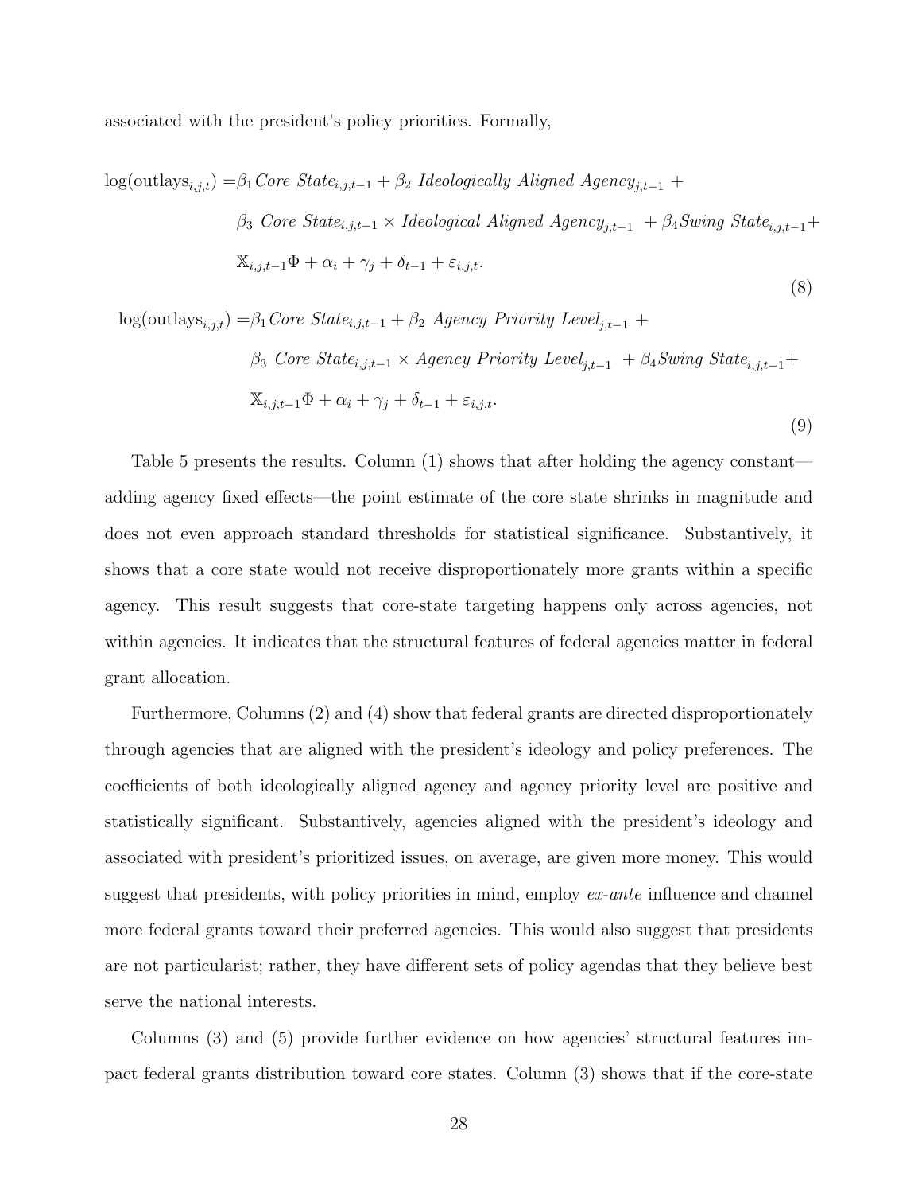associated with the president's policy priorities. Formally,

$$
\begin{aligned}
\log(\text{outlays}_{i,j,t}) =& \beta_1 \textit{Core State}_{i,j,t-1} + \beta_2 \textit{ Ideologically Aligned Agency}_{j,t-1} + \\
& \beta_3 \textit{ Core State}_{i,j,t-1} \times \textit{Ideological Aligned Agency}_{j,t-1} + \beta_4 \textit{Swing State}_{i,j,t-1} + \\
& \mathbb{X}_{i,j,t-1}\Phi + \alpha_i + \gamma_j + \delta_{t-1} + \varepsilon_{i,j,t}.
\end{aligned}
\tag{8}
$$

$$
\begin{aligned}
\log(\text{outlays}_{i,j,t}) =& \beta_1 \textit{Core State}_{i,j,t-1} + \beta_2 \textit{ Agency Priority Level}_{j,t-1} + \\
& \beta_3 \textit{ Core State}_{i,j,t-1} \times \textit{Agency Priority Level}_{j,t-1} + \beta_4 \textit{Swing State}_{i,j,t-1} + \\
& \mathbb{X}_{i,j,t-1}\Phi + \alpha_i + \gamma_j + \delta_{t-1} + \varepsilon_{i,j,t}.
\end{aligned}
\tag{9}
$$

Table 5 presents the results. Column (1) shows that after holding the agency constant—adding agency fixed effects—the point estimate of the core state shrinks in magnitude and does not even approach standard thresholds for statistical significance. Substantively, it shows that a core state would not receive disproportionately more grants within a specific agency. This result suggests that core-state targeting happens only across agencies, not within agencies. It indicates that the structural features of federal agencies matter in federal grant allocation.

Furthermore, Columns (2) and (4) show that federal grants are directed disproportionately through agencies that are aligned with the president's ideology and policy preferences. The coefficients of both ideologically aligned agency and agency priority level are positive and statistically significant. Substantively, agencies aligned with the president's ideology and associated with president's prioritized issues, on average, are given more money. This would suggest that presidents, with policy priorities in mind, employ *ex-ante* influence and channel more federal grants toward their preferred agencies. This would also suggest that presidents are not particularist; rather, they have different sets of policy agendas that they believe best serve the national interests.

Columns (3) and (5) provide further evidence on how agencies' structural features impact federal grants distribution toward core states. Column (3) shows that if the core-state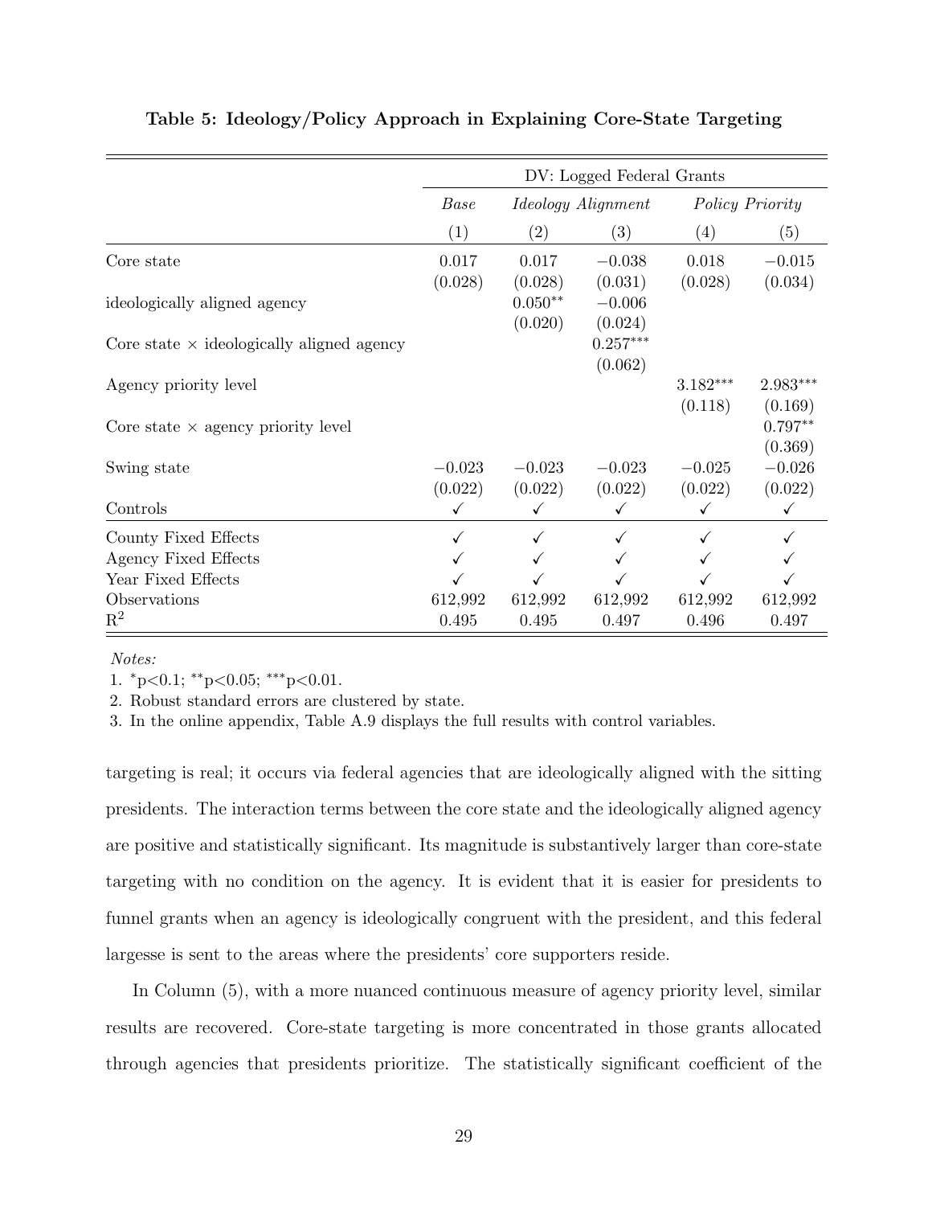**Table 5: Ideology/Policy Approach in Explaining Core-State Targeting**

| | DV: Logged Federal Grants | | | | |
|---|---|---|---|---|---|
| | *Base* | *Ideology Alignment* | | *Policy Priority* | |
| | (1) | (2) | (3) | (4) | (5) |
| Core state | 0.017 | 0.017 | −0.038 | 0.018 | −0.015 |
| | (0.028) | (0.028) | (0.031) | (0.028) | (0.034) |
| ideologically aligned agency | | 0.050** | −0.006 | | |
| | | (0.020) | (0.024) | | |
| Core state × ideologically aligned agency | | | 0.257*** | | |
| | | | (0.062) | | |
| Agency priority level | | | | 3.182*** | 2.983*** |
| | | | | (0.118) | (0.169) |
| Core state × agency priority level | | | | | 0.797** |
| | | | | | (0.369) |
| Swing state | −0.023 | −0.023 | −0.023 | −0.025 | −0.026 |
| | (0.022) | (0.022) | (0.022) | (0.022) | (0.022) |
| Controls | ✓ | ✓ | ✓ | ✓ | ✓ |
| County Fixed Effects | ✓ | ✓ | ✓ | ✓ | ✓ |
| Agency Fixed Effects | ✓ | ✓ | ✓ | ✓ | ✓ |
| Year Fixed Effects | ✓ | ✓ | ✓ | ✓ | ✓ |
| Observations | 612,992 | 612,992 | 612,992 | 612,992 | 612,992 |
| $R^2$ | 0.495 | 0.495 | 0.497 | 0.496 | 0.497 |

*Notes:*

1. *p<0.1; **p<0.05; ***p<0.01.
2. Robust standard errors are clustered by state.
3. In the online appendix, Table A.9 displays the full results with control variables.

targeting is real; it occurs via federal agencies that are ideologically aligned with the sitting presidents. The interaction terms between the core state and the ideologically aligned agency are positive and statistically significant. Its magnitude is substantively larger than core-state targeting with no condition on the agency. It is evident that it is easier for presidents to funnel grants when an agency is ideologically congruent with the president, and this federal largesse is sent to the areas where the presidents' core supporters reside.

In Column (5), with a more nuanced continuous measure of agency priority level, similar results are recovered. Core-state targeting is more concentrated in those grants allocated through agencies that presidents prioritize. The statistically significant coefficient of the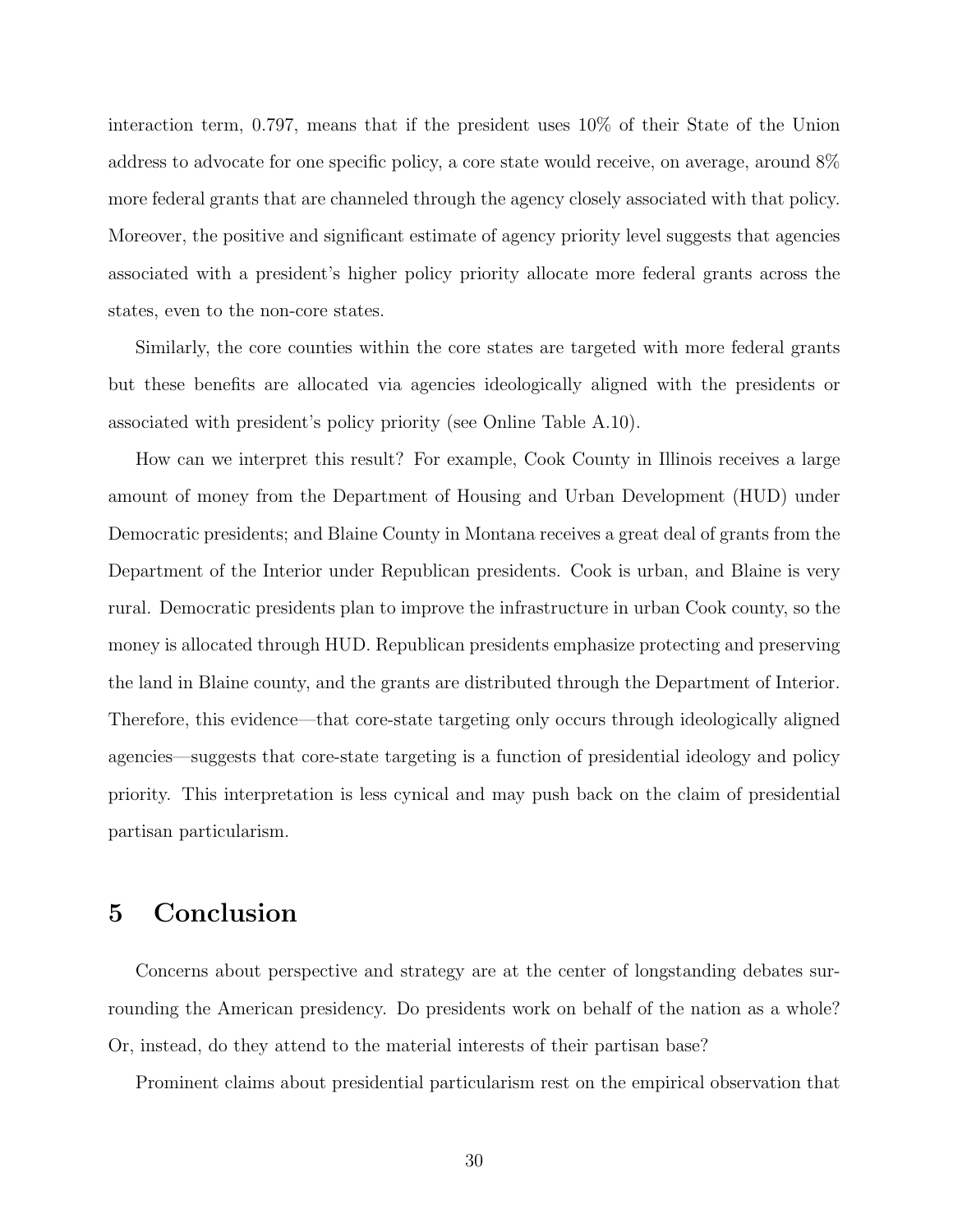interaction term, 0.797, means that if the president uses 10% of their State of the Union address to advocate for one specific policy, a core state would receive, on average, around 8% more federal grants that are channeled through the agency closely associated with that policy. Moreover, the positive and significant estimate of agency priority level suggests that agencies associated with a president's higher policy priority allocate more federal grants across the states, even to the non-core states.

Similarly, the core counties within the core states are targeted with more federal grants but these benefits are allocated via agencies ideologically aligned with the presidents or associated with president's policy priority (see Online Table A.10).

How can we interpret this result? For example, Cook County in Illinois receives a large amount of money from the Department of Housing and Urban Development (HUD) under Democratic presidents; and Blaine County in Montana receives a great deal of grants from the Department of the Interior under Republican presidents. Cook is urban, and Blaine is very rural. Democratic presidents plan to improve the infrastructure in urban Cook county, so the money is allocated through HUD. Republican presidents emphasize protecting and preserving the land in Blaine county, and the grants are distributed through the Department of Interior. Therefore, this evidence—that core-state targeting only occurs through ideologically aligned agencies—suggests that core-state targeting is a function of presidential ideology and policy priority. This interpretation is less cynical and may push back on the claim of presidential partisan particularism.

# 5 Conclusion

Concerns about perspective and strategy are at the center of longstanding debates surrounding the American presidency. Do presidents work on behalf of the nation as a whole? Or, instead, do they attend to the material interests of their partisan base?

Prominent claims about presidential particularism rest on the empirical observation that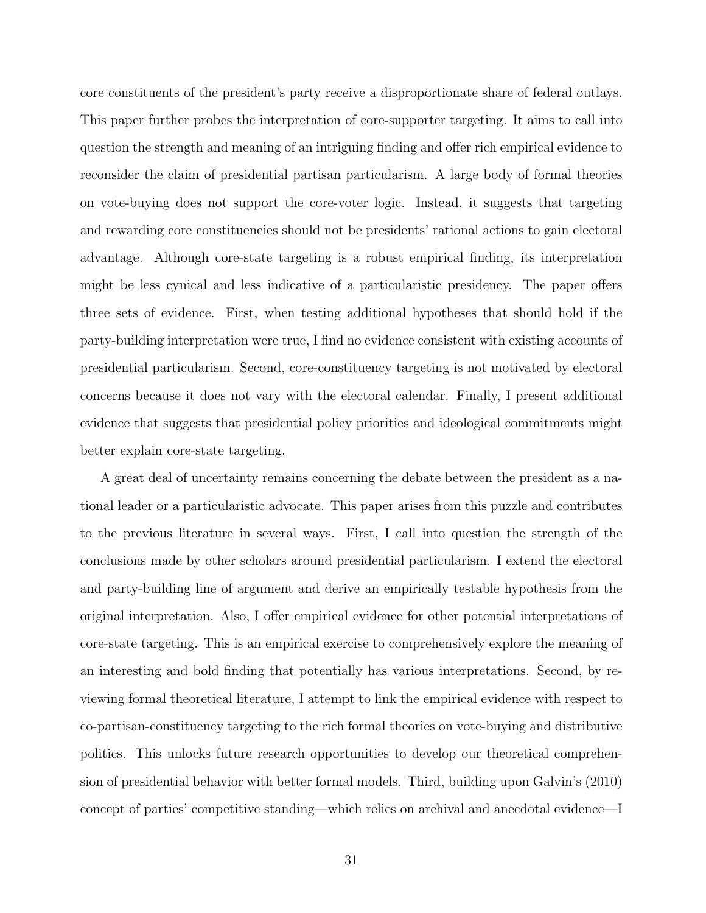core constituents of the president's party receive a disproportionate share of federal outlays. This paper further probes the interpretation of core-supporter targeting. It aims to call into question the strength and meaning of an intriguing finding and offer rich empirical evidence to reconsider the claim of presidential partisan particularism. A large body of formal theories on vote-buying does not support the core-voter logic. Instead, it suggests that targeting and rewarding core constituencies should not be presidents' rational actions to gain electoral advantage. Although core-state targeting is a robust empirical finding, its interpretation might be less cynical and less indicative of a particularistic presidency. The paper offers three sets of evidence. First, when testing additional hypotheses that should hold if the party-building interpretation were true, I find no evidence consistent with existing accounts of presidential particularism. Second, core-constituency targeting is not motivated by electoral concerns because it does not vary with the electoral calendar. Finally, I present additional evidence that suggests that presidential policy priorities and ideological commitments might better explain core-state targeting.

A great deal of uncertainty remains concerning the debate between the president as a national leader or a particularistic advocate. This paper arises from this puzzle and contributes to the previous literature in several ways. First, I call into question the strength of the conclusions made by other scholars around presidential particularism. I extend the electoral and party-building line of argument and derive an empirically testable hypothesis from the original interpretation. Also, I offer empirical evidence for other potential interpretations of core-state targeting. This is an empirical exercise to comprehensively explore the meaning of an interesting and bold finding that potentially has various interpretations. Second, by reviewing formal theoretical literature, I attempt to link the empirical evidence with respect to co-partisan-constituency targeting to the rich formal theories on vote-buying and distributive politics. This unlocks future research opportunities to develop our theoretical comprehension of presidential behavior with better formal models. Third, building upon Galvin's (2010) concept of parties' competitive standing—which relies on archival and anecdotal evidence—I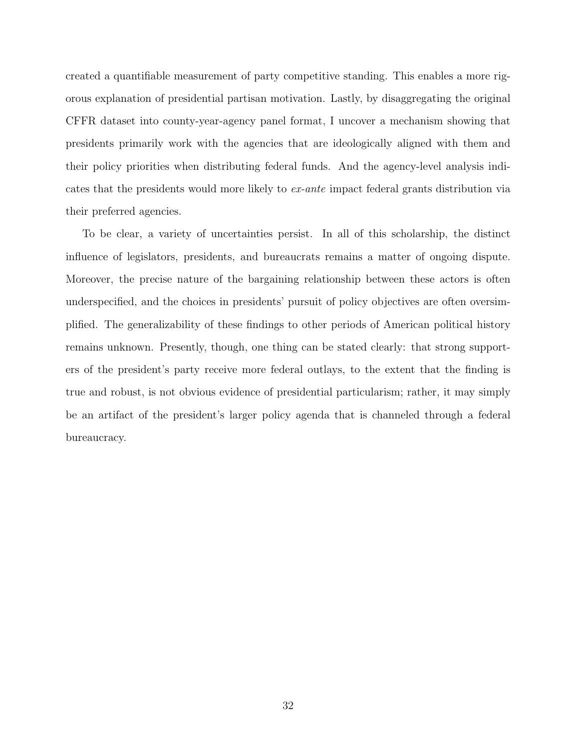created a quantifiable measurement of party competitive standing. This enables a more rigorous explanation of presidential partisan motivation. Lastly, by disaggregating the original CFFR dataset into county-year-agency panel format, I uncover a mechanism showing that presidents primarily work with the agencies that are ideologically aligned with them and their policy priorities when distributing federal funds. And the agency-level analysis indicates that the presidents would more likely to *ex-ante* impact federal grants distribution via their preferred agencies.

To be clear, a variety of uncertainties persist. In all of this scholarship, the distinct influence of legislators, presidents, and bureaucrats remains a matter of ongoing dispute. Moreover, the precise nature of the bargaining relationship between these actors is often underspecified, and the choices in presidents' pursuit of policy objectives are often oversimplified. The generalizability of these findings to other periods of American political history remains unknown. Presently, though, one thing can be stated clearly: that strong supporters of the president's party receive more federal outlays, to the extent that the finding is true and robust, is not obvious evidence of presidential particularism; rather, it may simply be an artifact of the president's larger policy agenda that is channeled through a federal bureaucracy.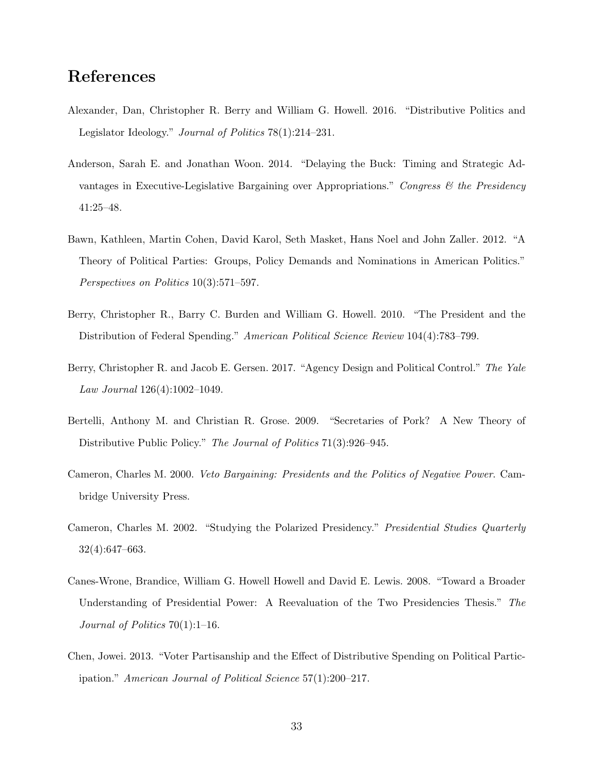# References

Alexander, Dan, Christopher R. Berry and William G. Howell. 2016. "Distributive Politics and Legislator Ideology." *Journal of Politics* 78(1):214–231.

Anderson, Sarah E. and Jonathan Woon. 2014. "Delaying the Buck: Timing and Strategic Advantages in Executive-Legislative Bargaining over Appropriations." *Congress & the Presidency* 41:25–48.

Bawn, Kathleen, Martin Cohen, David Karol, Seth Masket, Hans Noel and John Zaller. 2012. "A Theory of Political Parties: Groups, Policy Demands and Nominations in American Politics." *Perspectives on Politics* 10(3):571–597.

Berry, Christopher R., Barry C. Burden and William G. Howell. 2010. "The President and the Distribution of Federal Spending." *American Political Science Review* 104(4):783–799.

Berry, Christopher R. and Jacob E. Gersen. 2017. "Agency Design and Political Control." *The Yale Law Journal* 126(4):1002–1049.

Bertelli, Anthony M. and Christian R. Grose. 2009. "Secretaries of Pork? A New Theory of Distributive Public Policy." *The Journal of Politics* 71(3):926–945.

Cameron, Charles M. 2000. *Veto Bargaining: Presidents and the Politics of Negative Power*. Cambridge University Press.

Cameron, Charles M. 2002. "Studying the Polarized Presidency." *Presidential Studies Quarterly* 32(4):647–663.

Canes-Wrone, Brandice, William G. Howell Howell and David E. Lewis. 2008. "Toward a Broader Understanding of Presidential Power: A Reevaluation of the Two Presidencies Thesis." *The Journal of Politics* 70(1):1–16.

Chen, Jowei. 2013. "Voter Partisanship and the Effect of Distributive Spending on Political Participation." *American Journal of Political Science* 57(1):200–217.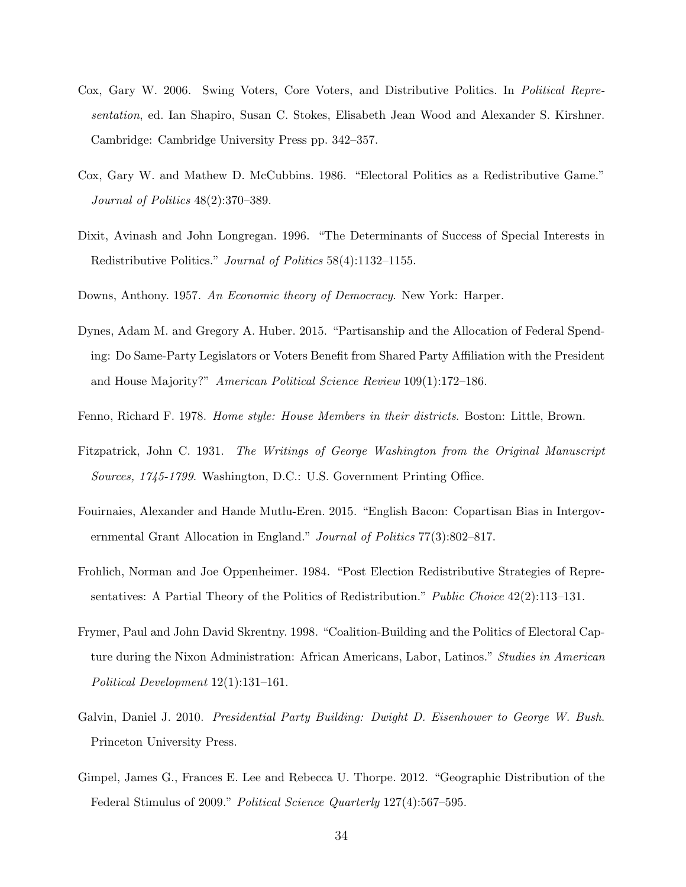Cox, Gary W. 2006. Swing Voters, Core Voters, and Distributive Politics. In *Political Representation*, ed. Ian Shapiro, Susan C. Stokes, Elisabeth Jean Wood and Alexander S. Kirshner. Cambridge: Cambridge University Press pp. 342–357.

Cox, Gary W. and Mathew D. McCubbins. 1986. "Electoral Politics as a Redistributive Game." *Journal of Politics* 48(2):370–389.

Dixit, Avinash and John Longregan. 1996. "The Determinants of Success of Special Interests in Redistributive Politics." *Journal of Politics* 58(4):1132–1155.

Downs, Anthony. 1957. *An Economic theory of Democracy*. New York: Harper.

Dynes, Adam M. and Gregory A. Huber. 2015. "Partisanship and the Allocation of Federal Spending: Do Same-Party Legislators or Voters Benefit from Shared Party Affiliation with the President and House Majority?" *American Political Science Review* 109(1):172–186.

Fenno, Richard F. 1978. *Home style: House Members in their districts*. Boston: Little, Brown.

Fitzpatrick, John C. 1931. *The Writings of George Washington from the Original Manuscript Sources, 1745-1799*. Washington, D.C.: U.S. Government Printing Office.

Fouirnaies, Alexander and Hande Mutlu-Eren. 2015. "English Bacon: Copartisan Bias in Intergovernmental Grant Allocation in England." *Journal of Politics* 77(3):802–817.

Frohlich, Norman and Joe Oppenheimer. 1984. "Post Election Redistributive Strategies of Representatives: A Partial Theory of the Politics of Redistribution." *Public Choice* 42(2):113–131.

Frymer, Paul and John David Skrentny. 1998. "Coalition-Building and the Politics of Electoral Capture during the Nixon Administration: African Americans, Labor, Latinos." *Studies in American Political Development* 12(1):131–161.

Galvin, Daniel J. 2010. *Presidential Party Building: Dwight D. Eisenhower to George W. Bush*. Princeton University Press.

Gimpel, James G., Frances E. Lee and Rebecca U. Thorpe. 2012. "Geographic Distribution of the Federal Stimulus of 2009." *Political Science Quarterly* 127(4):567–595.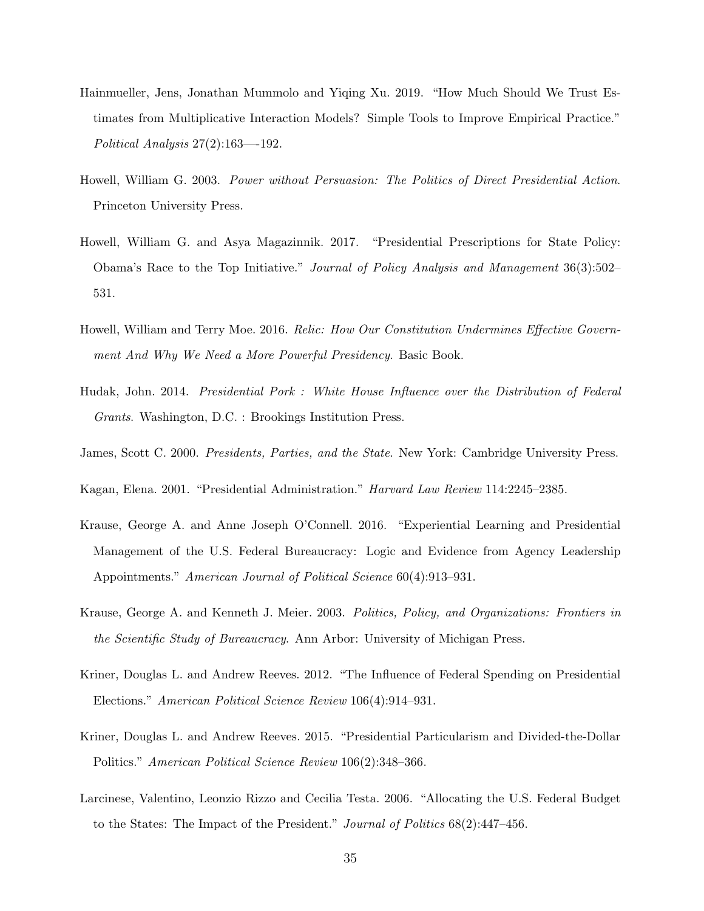Hainmueller, Jens, Jonathan Mummolo and Yiqing Xu. 2019. "How Much Should We Trust Estimates from Multiplicative Interaction Models? Simple Tools to Improve Empirical Practice." *Political Analysis* 27(2):163—-192.

Howell, William G. 2003. *Power without Persuasion: The Politics of Direct Presidential Action*. Princeton University Press.

Howell, William G. and Asya Magazinnik. 2017. "Presidential Prescriptions for State Policy: Obama's Race to the Top Initiative." *Journal of Policy Analysis and Management* 36(3):502–531.

Howell, William and Terry Moe. 2016. *Relic: How Our Constitution Undermines Effective Government And Why We Need a More Powerful Presidency*. Basic Book.

Hudak, John. 2014. *Presidential Pork : White House Influence over the Distribution of Federal Grants*. Washington, D.C. : Brookings Institution Press.

James, Scott C. 2000. *Presidents, Parties, and the State*. New York: Cambridge University Press.

Kagan, Elena. 2001. "Presidential Administration." *Harvard Law Review* 114:2245–2385.

Krause, George A. and Anne Joseph O'Connell. 2016. "Experiential Learning and Presidential Management of the U.S. Federal Bureaucracy: Logic and Evidence from Agency Leadership Appointments." *American Journal of Political Science* 60(4):913–931.

Krause, George A. and Kenneth J. Meier. 2003. *Politics, Policy, and Organizations: Frontiers in the Scientific Study of Bureaucracy*. Ann Arbor: University of Michigan Press.

Kriner, Douglas L. and Andrew Reeves. 2012. "The Influence of Federal Spending on Presidential Elections." *American Political Science Review* 106(4):914–931.

Kriner, Douglas L. and Andrew Reeves. 2015. "Presidential Particularism and Divided-the-Dollar Politics." *American Political Science Review* 106(2):348–366.

Larcinese, Valentino, Leonzio Rizzo and Cecilia Testa. 2006. "Allocating the U.S. Federal Budget to the States: The Impact of the President." *Journal of Politics* 68(2):447–456.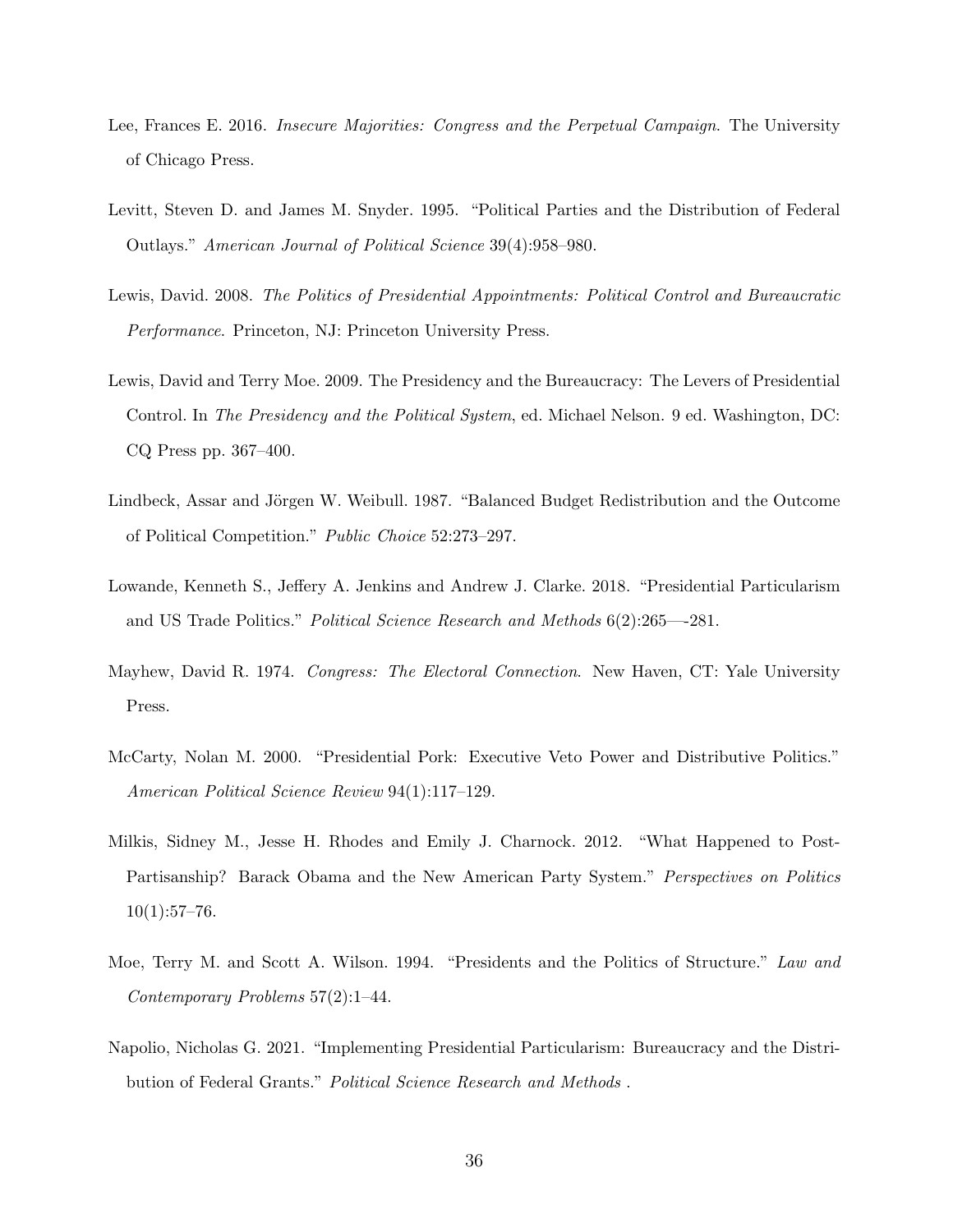Lee, Frances E. 2016. *Insecure Majorities: Congress and the Perpetual Campaign*. The University of Chicago Press.

Levitt, Steven D. and James M. Snyder. 1995. "Political Parties and the Distribution of Federal Outlays." *American Journal of Political Science* 39(4):958–980.

Lewis, David. 2008. *The Politics of Presidential Appointments: Political Control and Bureaucratic Performance*. Princeton, NJ: Princeton University Press.

Lewis, David and Terry Moe. 2009. The Presidency and the Bureaucracy: The Levers of Presidential Control. In *The Presidency and the Political System*, ed. Michael Nelson. 9 ed. Washington, DC: CQ Press pp. 367–400.

Lindbeck, Assar and Jörgen W. Weibull. 1987. "Balanced Budget Redistribution and the Outcome of Political Competition." *Public Choice* 52:273–297.

Lowande, Kenneth S., Jeffery A. Jenkins and Andrew J. Clarke. 2018. "Presidential Particularism and US Trade Politics." *Political Science Research and Methods* 6(2):265—-281.

Mayhew, David R. 1974. *Congress: The Electoral Connection*. New Haven, CT: Yale University Press.

McCarty, Nolan M. 2000. "Presidential Pork: Executive Veto Power and Distributive Politics." *American Political Science Review* 94(1):117–129.

Milkis, Sidney M., Jesse H. Rhodes and Emily J. Charnock. 2012. "What Happened to Post-Partisanship? Barack Obama and the New American Party System." *Perspectives on Politics* 10(1):57–76.

Moe, Terry M. and Scott A. Wilson. 1994. "Presidents and the Politics of Structure." *Law and Contemporary Problems* 57(2):1–44.

Napolio, Nicholas G. 2021. "Implementing Presidential Particularism: Bureaucracy and the Distribution of Federal Grants." *Political Science Research and Methods* .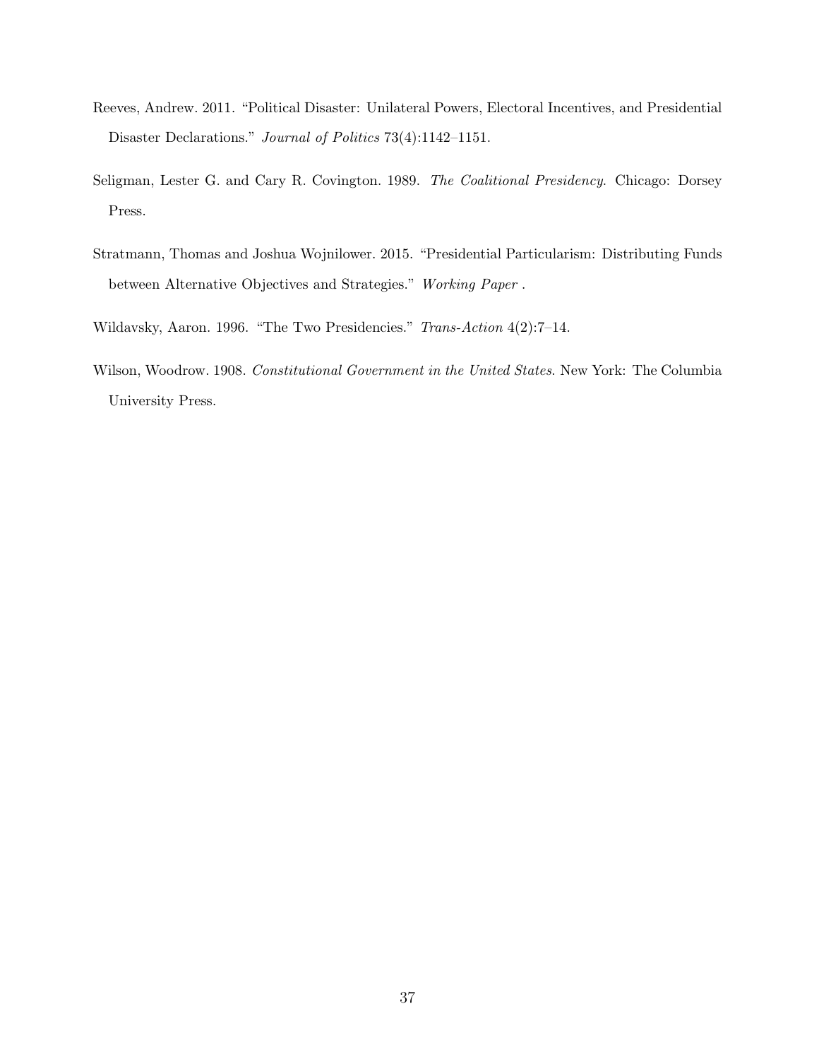Reeves, Andrew. 2011. "Political Disaster: Unilateral Powers, Electoral Incentives, and Presidential Disaster Declarations." *Journal of Politics* 73(4):1142–1151.

Seligman, Lester G. and Cary R. Covington. 1989. *The Coalitional Presidency*. Chicago: Dorsey Press.

Stratmann, Thomas and Joshua Wojnilower. 2015. "Presidential Particularism: Distributing Funds between Alternative Objectives and Strategies." *Working Paper* .

Wildavsky, Aaron. 1996. "The Two Presidencies." *Trans-Action* 4(2):7–14.

Wilson, Woodrow. 1908. *Constitutional Government in the United States*. New York: The Columbia University Press.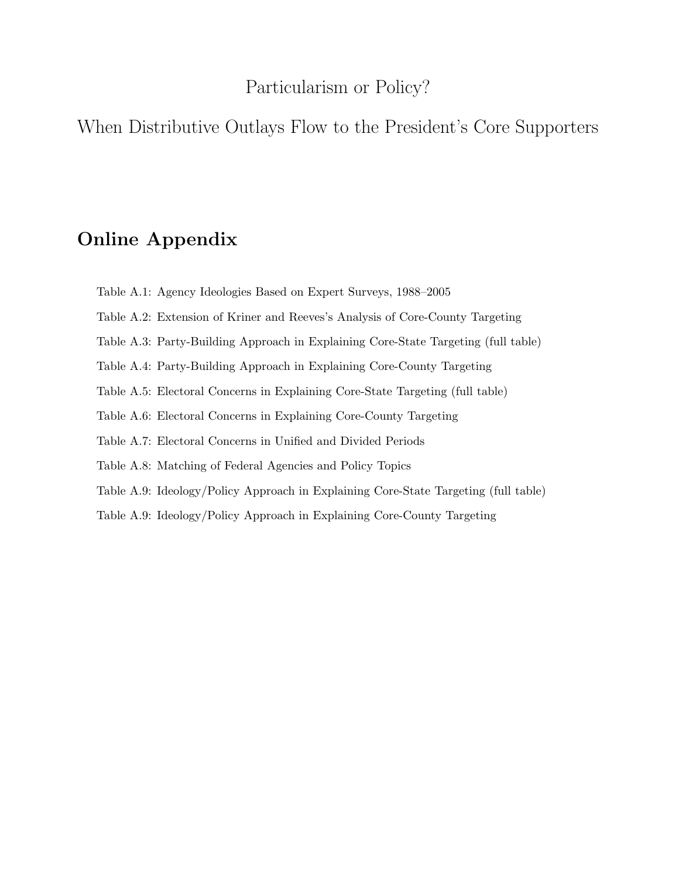Particularism or Policy?

When Distributive Outlays Flow to the President's Core Supporters

## Online Appendix

Table A.1: Agency Ideologies Based on Expert Surveys, 1988–2005

Table A.2: Extension of Kriner and Reeves's Analysis of Core-County Targeting

Table A.3: Party-Building Approach in Explaining Core-State Targeting (full table)

Table A.4: Party-Building Approach in Explaining Core-County Targeting

Table A.5: Electoral Concerns in Explaining Core-State Targeting (full table)

Table A.6: Electoral Concerns in Explaining Core-County Targeting

Table A.7: Electoral Concerns in Unified and Divided Periods

Table A.8: Matching of Federal Agencies and Policy Topics

Table A.9: Ideology/Policy Approach in Explaining Core-State Targeting (full table)

Table A.9: Ideology/Policy Approach in Explaining Core-County Targeting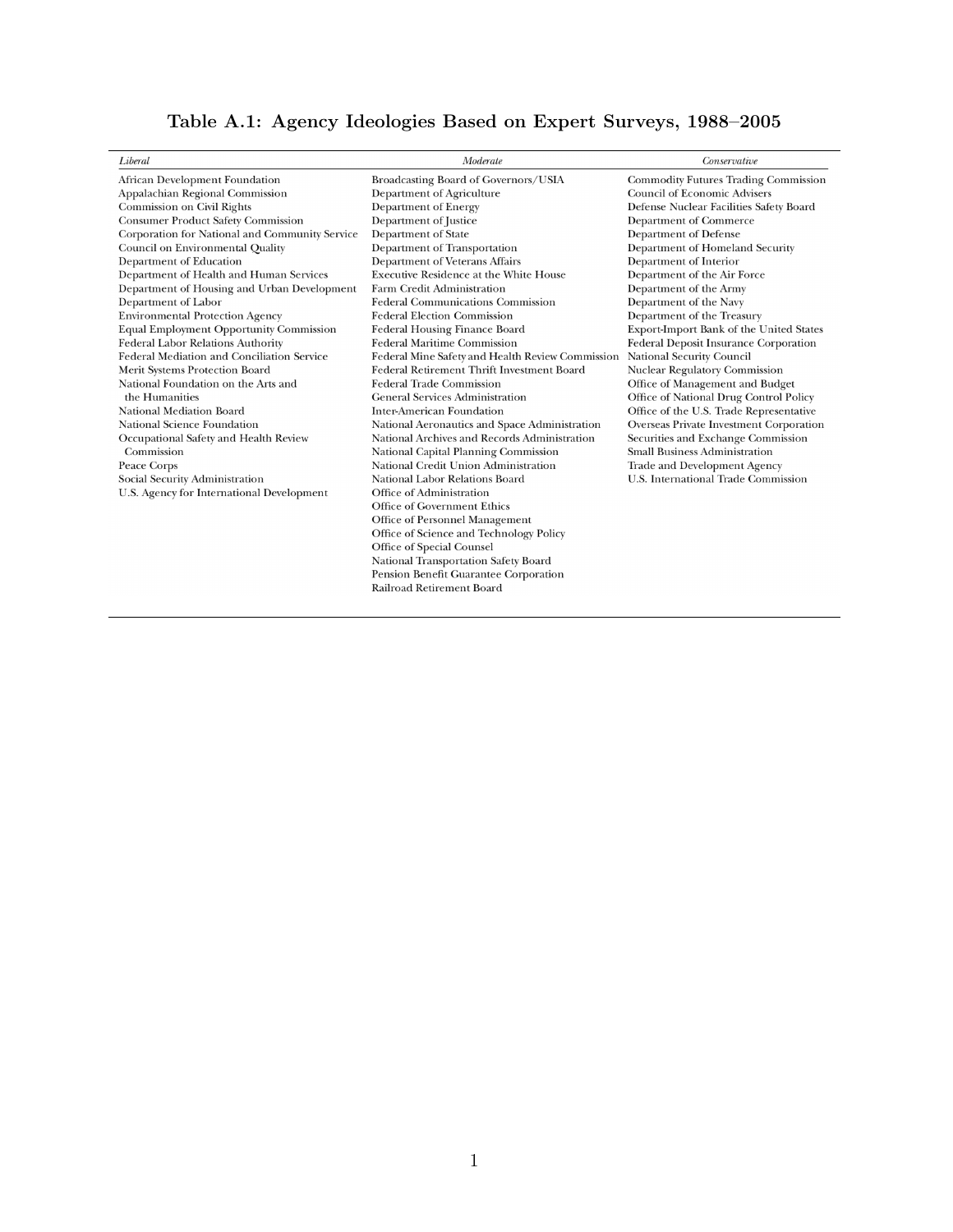# Table A.1: Agency Ideologies Based on Expert Surveys, 1988–2005

| *Liberal* | *Moderate* | *Conservative* |
|---|---|---|
| African Development Foundation | Broadcasting Board of Governors/USIA | Commodity Futures Trading Commission |
| Appalachian Regional Commission | Department of Agriculture | Council of Economic Advisers |
| Commission on Civil Rights | Department of Energy | Defense Nuclear Facilities Safety Board |
| Consumer Product Safety Commission | Department of Justice | Department of Commerce |
| Corporation for National and Community Service | Department of State | Department of Defense |
| Council on Environmental Quality | Department of Transportation | Department of Homeland Security |
| Department of Education | Department of Veterans Affairs | Department of Interior |
| Department of Health and Human Services | Executive Residence at the White House | Department of the Air Force |
| Department of Housing and Urban Development | Farm Credit Administration | Department of the Army |
| Department of Labor | Federal Communications Commission | Department of the Navy |
| Environmental Protection Agency | Federal Election Commission | Department of the Treasury |
| Equal Employment Opportunity Commission | Federal Housing Finance Board | Export-Import Bank of the United States |
| Federal Labor Relations Authority | Federal Maritime Commission | Federal Deposit Insurance Corporation |
| Federal Mediation and Conciliation Service | Federal Mine Safety and Health Review Commission | National Security Council |
| Merit Systems Protection Board | Federal Retirement Thrift Investment Board | Nuclear Regulatory Commission |
| National Foundation on the Arts and the Humanities | Federal Trade Commission | Office of Management and Budget |
| | General Services Administration | Office of National Drug Control Policy |
| National Mediation Board | Inter-American Foundation | Office of the U.S. Trade Representative |
| National Science Foundation | National Aeronautics and Space Administration | Overseas Private Investment Corporation |
| Occupational Safety and Health Review Commission | National Archives and Records Administration | Securities and Exchange Commission |
| | National Capital Planning Commission | Small Business Administration |
| Peace Corps | National Credit Union Administration | Trade and Development Agency |
| Social Security Administration | National Labor Relations Board | U.S. International Trade Commission |
| U.S. Agency for International Development | Office of Administration | |
| | Office of Government Ethics | |
| | Office of Personnel Management | |
| | Office of Science and Technology Policy | |
| | Office of Special Counsel | |
| | National Transportation Safety Board | |
| | Pension Benefit Guarantee Corporation | |
| | Railroad Retirement Board | |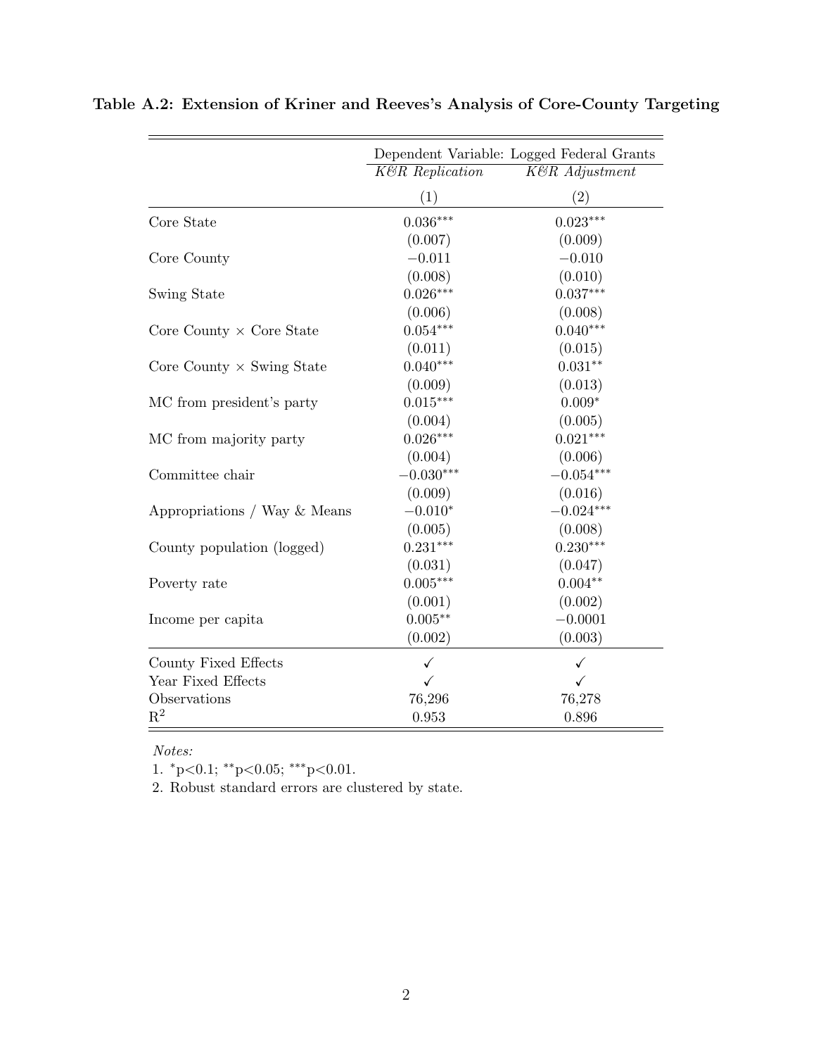**Table A.2: Extension of Kriner and Reeves's Analysis of Core-County Targeting**

| | Dependent Variable: Logged Federal Grants | |
|---|---|---|
| | *K&R Replication* | *K&R Adjustment* |
| | (1) | (2) |
| Core State | 0.036*** | 0.023*** |
| | (0.007) | (0.009) |
| Core County | −0.011 | −0.010 |
| | (0.008) | (0.010) |
| Swing State | 0.026*** | 0.037*** |
| | (0.006) | (0.008) |
| Core County × Core State | 0.054*** | 0.040*** |
| | (0.011) | (0.015) |
| Core County × Swing State | 0.040*** | 0.031** |
| | (0.009) | (0.013) |
| MC from president's party | 0.015*** | 0.009* |
| | (0.004) | (0.005) |
| MC from majority party | 0.026*** | 0.021*** |
| | (0.004) | (0.006) |
| Committee chair | −0.030*** | −0.054*** |
| | (0.009) | (0.016) |
| Appropriations / Way & Means | −0.010* | −0.024*** |
| | (0.005) | (0.008) |
| County population (logged) | 0.231*** | 0.230*** |
| | (0.031) | (0.047) |
| Poverty rate | 0.005*** | 0.004** |
| | (0.001) | (0.002) |
| Income per capita | 0.005** | −0.0001 |
| | (0.002) | (0.003) |
| County Fixed Effects | ✓ | ✓ |
| Year Fixed Effects | ✓ | ✓ |
| Observations | 76,296 | 76,278 |
| $R^2$ | 0.953 | 0.896 |

*Notes:*

1. *p<0.1; **p<0.05; ***p<0.01.
2. Robust standard errors are clustered by state.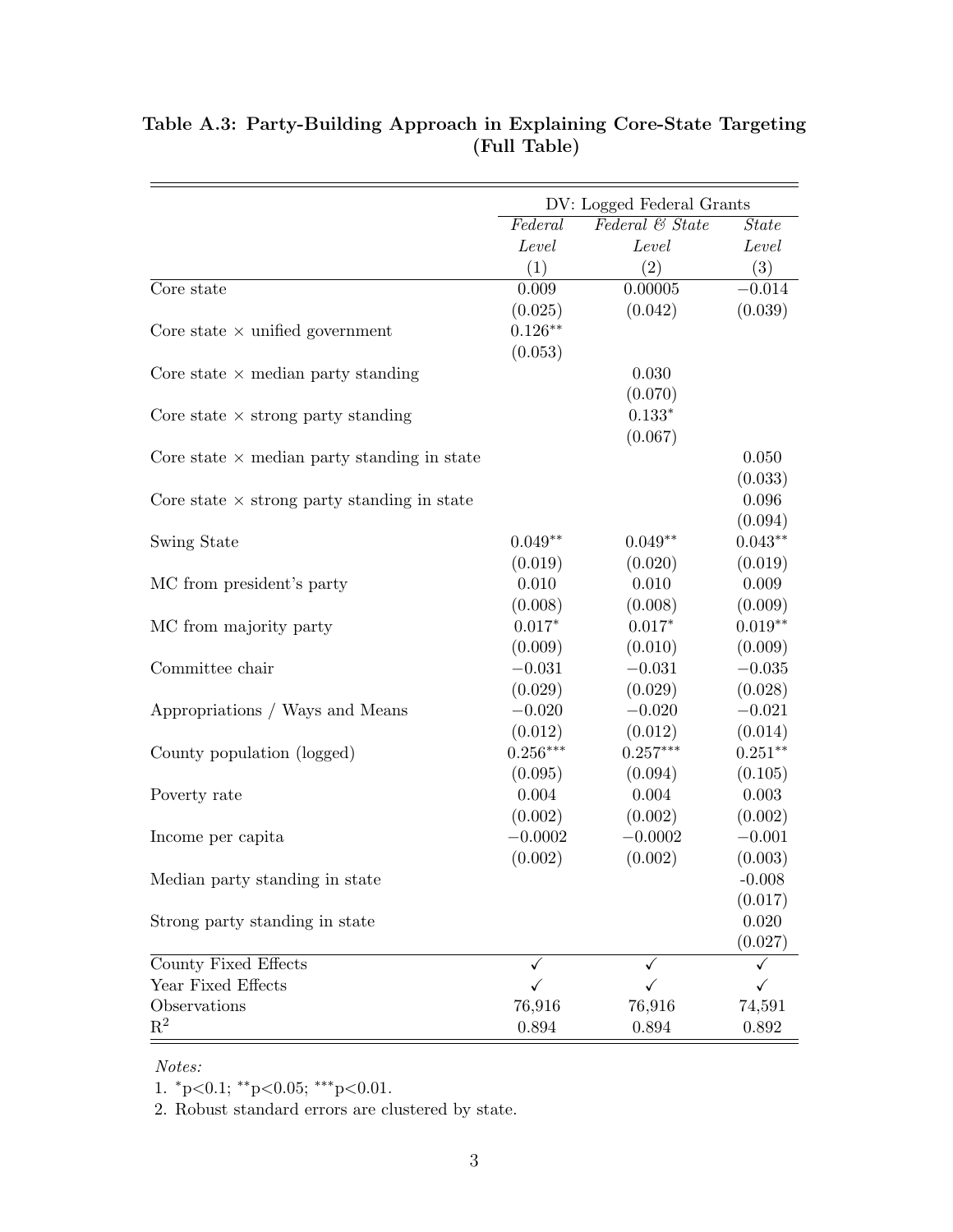**Table A.3: Party-Building Approach in Explaining Core-State Targeting (Full Table)**

| | DV: Logged Federal Grants | | |
|---|---|---|---|
| | *Federal Level* | *Federal & State Level* | *State Level* |
| | (1) | (2) | (3) |
| Core state | 0.009 | 0.00005 | −0.014 |
| | (0.025) | (0.042) | (0.039) |
| Core state × unified government | 0.126** | | |
| | (0.053) | | |
| Core state × median party standing | | 0.030 | |
| | | (0.070) | |
| Core state × strong party standing | | 0.133* | |
| | | (0.067) | |
| Core state × median party standing in state | | | 0.050 |
| | | | (0.033) |
| Core state × strong party standing in state | | | 0.096 |
| | | | (0.094) |
| Swing State | 0.049** | 0.049** | 0.043** |
| | (0.019) | (0.020) | (0.019) |
| MC from president's party | 0.010 | 0.010 | 0.009 |
| | (0.008) | (0.008) | (0.009) |
| MC from majority party | 0.017* | 0.017* | 0.019** |
| | (0.009) | (0.010) | (0.009) |
| Committee chair | −0.031 | −0.031 | −0.035 |
| | (0.029) | (0.029) | (0.028) |
| Appropriations / Ways and Means | −0.020 | −0.020 | −0.021 |
| | (0.012) | (0.012) | (0.014) |
| County population (logged) | 0.256*** | 0.257*** | 0.251** |
| | (0.095) | (0.094) | (0.105) |
| Poverty rate | 0.004 | 0.004 | 0.003 |
| | (0.002) | (0.002) | (0.002) |
| Income per capita | −0.0002 | −0.0002 | −0.001 |
| | (0.002) | (0.002) | (0.003) |
| Median party standing in state | | | -0.008 |
| | | | (0.017) |
| Strong party standing in state | | | 0.020 |
| | | | (0.027) |
| County Fixed Effects | ✓ | ✓ | ✓ |
| Year Fixed Effects | ✓ | ✓ | ✓ |
| Observations | 76,916 | 76,916 | 74,591 |
| $R^2$ | 0.894 | 0.894 | 0.892 |

*Notes:*

1. *p<0.1; **p<0.05; ***p<0.01.
2. Robust standard errors are clustered by state.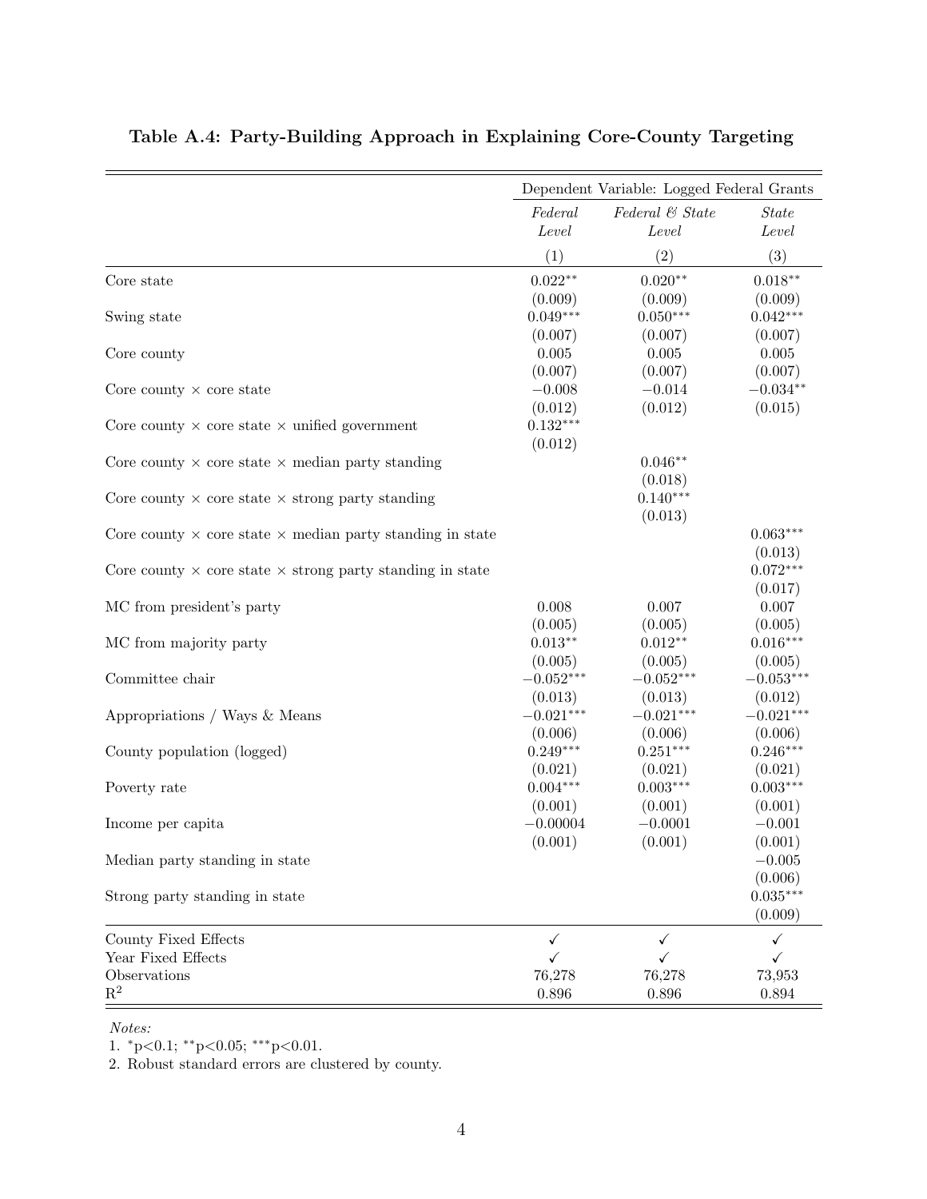**Table A.4: Party-Building Approach in Explaining Core-County Targeting**

| | Dependent Variable: Logged Federal Grants | | |
|---|---|---|---|
| | *Federal Level* | *Federal & State Level* | *State Level* |
| | (1) | (2) | (3) |
| Core state | 0.022** | 0.020** | 0.018** |
| | (0.009) | (0.009) | (0.009) |
| Swing state | 0.049*** | 0.050*** | 0.042*** |
| | (0.007) | (0.007) | (0.007) |
| Core county | 0.005 | 0.005 | 0.005 |
| | (0.007) | (0.007) | (0.007) |
| Core county × core state | −0.008 | −0.014 | −0.034** |
| | (0.012) | (0.012) | (0.015) |
| Core county × core state × unified government | 0.132*** | | |
| | (0.012) | | |
| Core county × core state × median party standing | | 0.046** | |
| | | (0.018) | |
| Core county × core state × strong party standing | | 0.140*** | |
| | | (0.013) | |
| Core county × core state × median party standing in state | | | 0.063*** |
| | | | (0.013) |
| Core county × core state × strong party standing in state | | | 0.072*** |
| | | | (0.017) |
| MC from president's party | 0.008 | 0.007 | 0.007 |
| | (0.005) | (0.005) | (0.005) |
| MC from majority party | 0.013** | 0.012** | 0.016*** |
| | (0.005) | (0.005) | (0.005) |
| Committee chair | −0.052*** | −0.052*** | −0.053*** |
| | (0.013) | (0.013) | (0.012) |
| Appropriations / Ways & Means | −0.021*** | −0.021*** | −0.021*** |
| | (0.006) | (0.006) | (0.006) |
| County population (logged) | 0.249*** | 0.251*** | 0.246*** |
| | (0.021) | (0.021) | (0.021) |
| Poverty rate | 0.004*** | 0.003*** | 0.003*** |
| | (0.001) | (0.001) | (0.001) |
| Income per capita | −0.00004 | −0.0001 | −0.001 |
| | (0.001) | (0.001) | (0.001) |
| Median party standing in state | | | −0.005 |
| | | | (0.006) |
| Strong party standing in state | | | 0.035*** |
| | | | (0.009) |
| County Fixed Effects | ✓ | ✓ | ✓ |
| Year Fixed Effects | ✓ | ✓ | ✓ |
| Observations | 76,278 | 76,278 | 73,953 |
| $R^2$ | 0.896 | 0.896 | 0.894 |

*Notes:*

1. *p<0.1; **p<0.05; ***p<0.01.
2. Robust standard errors are clustered by county.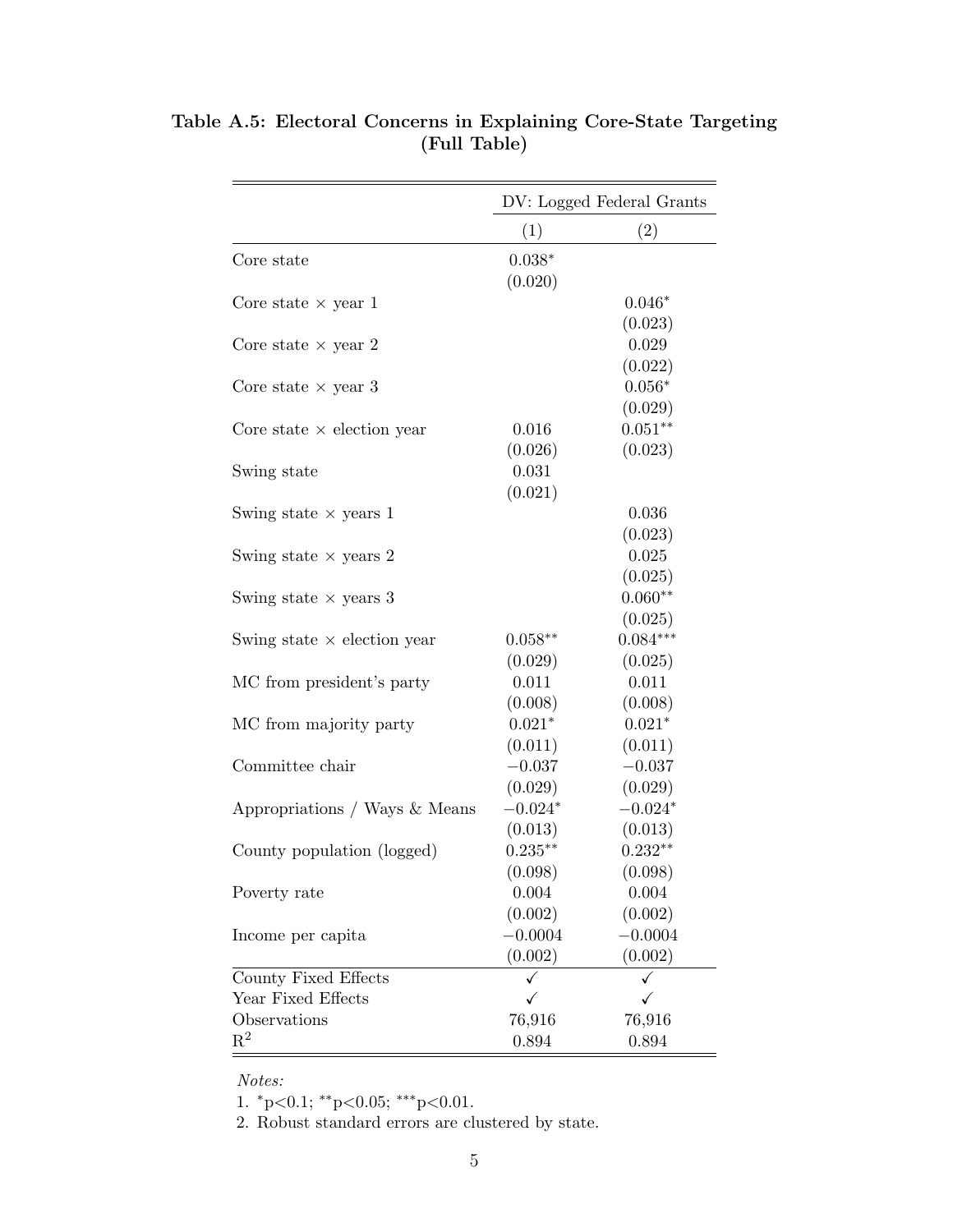**Table A.5: Electoral Concerns in Explaining Core-State Targeting (Full Table)**

| | DV: Logged Federal Grants | |
|---|---|---|
| | (1) | (2) |
| Core state | 0.038* | |
| | (0.020) | |
| Core state × year 1 | | 0.046* |
| | | (0.023) |
| Core state × year 2 | | 0.029 |
| | | (0.022) |
| Core state × year 3 | | 0.056* |
| | | (0.029) |
| Core state × election year | 0.016 | 0.051** |
| | (0.026) | (0.023) |
| Swing state | 0.031 | |
| | (0.021) | |
| Swing state × years 1 | | 0.036 |
| | | (0.023) |
| Swing state × years 2 | | 0.025 |
| | | (0.025) |
| Swing state × years 3 | | 0.060** |
| | | (0.025) |
| Swing state × election year | 0.058** | 0.084*** |
| | (0.029) | (0.025) |
| MC from president's party | 0.011 | 0.011 |
| | (0.008) | (0.008) |
| MC from majority party | 0.021* | 0.021* |
| | (0.011) | (0.011) |
| Committee chair | −0.037 | −0.037 |
| | (0.029) | (0.029) |
| Appropriations / Ways & Means | −0.024* | −0.024* |
| | (0.013) | (0.013) |
| County population (logged) | 0.235** | 0.232** |
| | (0.098) | (0.098) |
| Poverty rate | 0.004 | 0.004 |
| | (0.002) | (0.002) |
| Income per capita | −0.0004 | −0.0004 |
| | (0.002) | (0.002) |
| County Fixed Effects | ✓ | ✓ |
| Year Fixed Effects | ✓ | ✓ |
| Observations | 76,916 | 76,916 |
| $R^2$ | 0.894 | 0.894 |

*Notes:*

1. *p<0.1; **p<0.05; ***p<0.01.
2. Robust standard errors are clustered by state.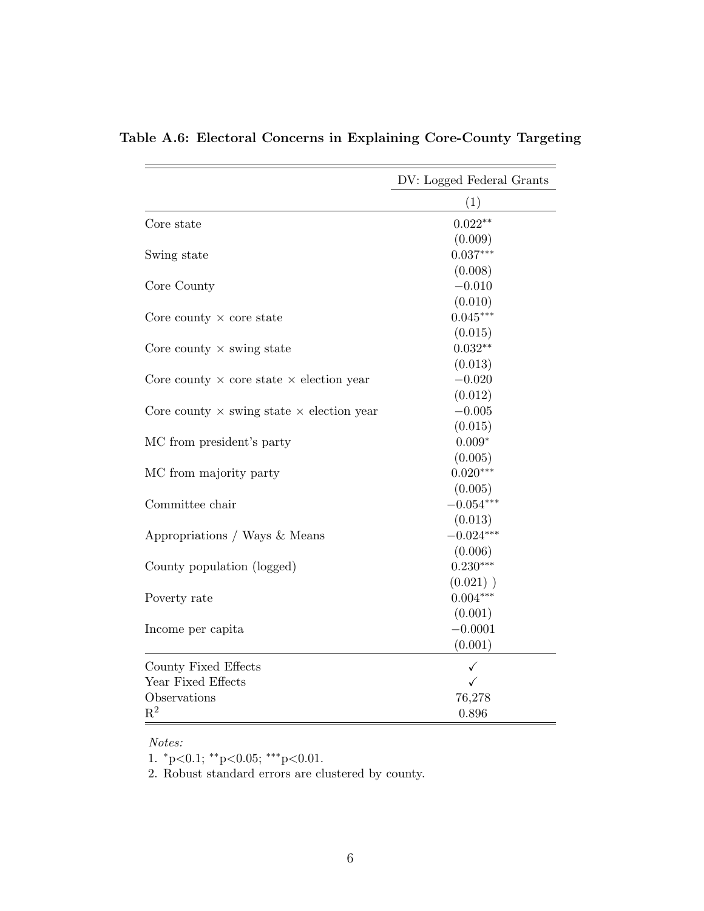**Table A.6: Electoral Concerns in Explaining Core-County Targeting**

| | DV: Logged Federal Grants |
|---|---|
| | (1) |
| Core state | 0.022** |
| | (0.009) |
| Swing state | 0.037*** |
| | (0.008) |
| Core County | −0.010 |
| | (0.010) |
| Core county × core state | 0.045*** |
| | (0.015) |
| Core county × swing state | 0.032** |
| | (0.013) |
| Core county × core state × election year | −0.020 |
| | (0.012) |
| Core county × swing state × election year | −0.005 |
| | (0.015) |
| MC from president's party | 0.009* |
| | (0.005) |
| MC from majority party | 0.020*** |
| | (0.005) |
| Committee chair | −0.054*** |
| | (0.013) |
| Appropriations / Ways & Means | −0.024*** |
| | (0.006) |
| County population (logged) | 0.230*** |
| | (0.021) ) |
| Poverty rate | 0.004*** |
| | (0.001) |
| Income per capita | −0.0001 |
| | (0.001) |
| County Fixed Effects | ✓ |
| Year Fixed Effects | ✓ |
| Observations | 76,278 |
| $R^2$ | 0.896 |

*Notes:*

1. *p<0.1; **p<0.05; ***p<0.01.
2. Robust standard errors are clustered by county.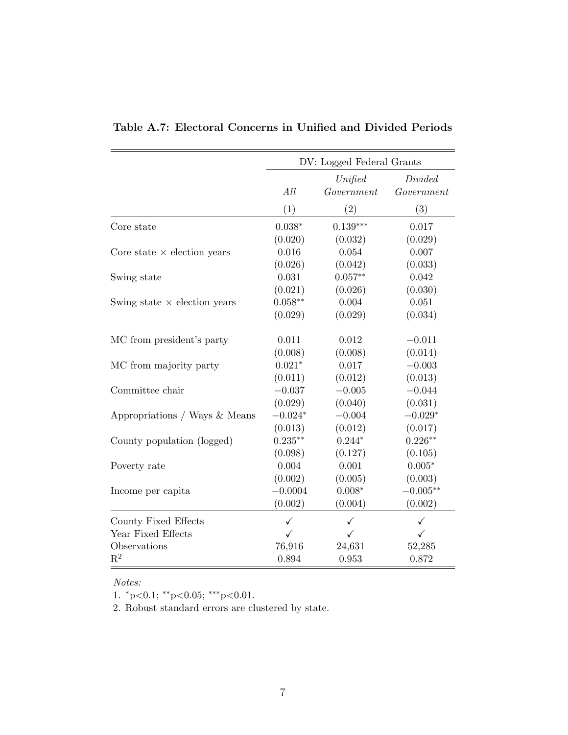**Table A.7: Electoral Concerns in Unified and Divided Periods**

| | DV: Logged Federal Grants | | |
|---|---|---|---|
| | *All* | *Unified Government* | *Divided Government* |
| | (1) | (2) | (3) |
| Core state | 0.038* | 0.139*** | 0.017 |
| | (0.020) | (0.032) | (0.029) |
| Core state × election years | 0.016 | 0.054 | 0.007 |
| | (0.026) | (0.042) | (0.033) |
| Swing state | 0.031 | 0.057** | 0.042 |
| | (0.021) | (0.026) | (0.030) |
| Swing state × election years | 0.058** | 0.004 | 0.051 |
| | (0.029) | (0.029) | (0.034) |
| MC from president's party | 0.011 | 0.012 | −0.011 |
| | (0.008) | (0.008) | (0.014) |
| MC from majority party | 0.021* | 0.017 | −0.003 |
| | (0.011) | (0.012) | (0.013) |
| Committee chair | −0.037 | −0.005 | −0.044 |
| | (0.029) | (0.040) | (0.031) |
| Appropriations / Ways & Means | −0.024* | −0.004 | −0.029* |
| | (0.013) | (0.012) | (0.017) |
| County population (logged) | 0.235** | 0.244* | 0.226** |
| | (0.098) | (0.127) | (0.105) |
| Poverty rate | 0.004 | 0.001 | 0.005* |
| | (0.002) | (0.005) | (0.003) |
| Income per capita | −0.0004 | 0.008* | −0.005** |
| | (0.002) | (0.004) | (0.002) |
| County Fixed Effects | ✓ | ✓ | ✓ |
| Year Fixed Effects | ✓ | ✓ | ✓ |
| Observations | 76,916 | 24,631 | 52,285 |
| $R^2$ | 0.894 | 0.953 | 0.872 |

*Notes:*

1. *p<0.1; **p<0.05; ***p<0.01.
2. Robust standard errors are clustered by state.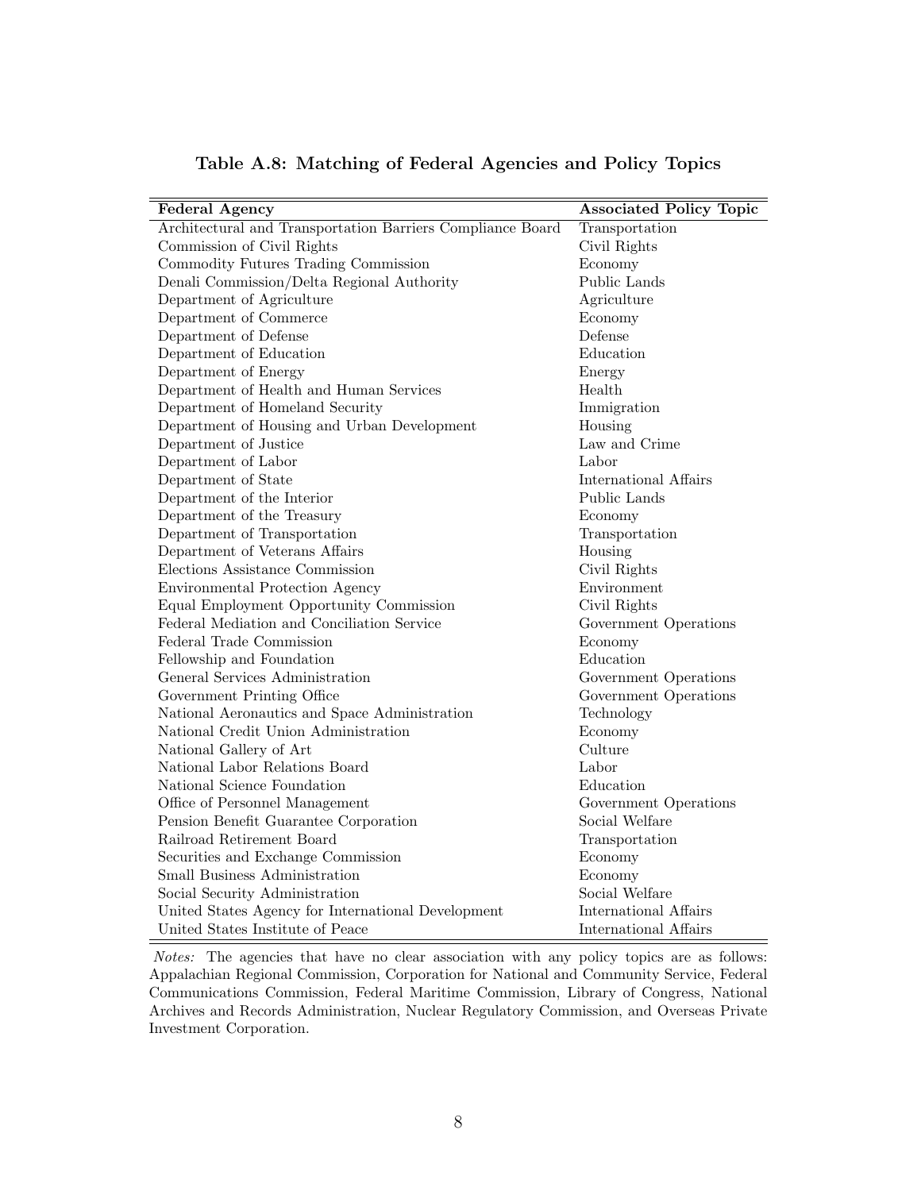**Table A.8: Matching of Federal Agencies and Policy Topics**

| Federal Agency | Associated Policy Topic |
|---|---|
| Architectural and Transportation Barriers Compliance Board | Transportation |
| Commission of Civil Rights | Civil Rights |
| Commodity Futures Trading Commission | Economy |
| Denali Commission/Delta Regional Authority | Public Lands |
| Department of Agriculture | Agriculture |
| Department of Commerce | Economy |
| Department of Defense | Defense |
| Department of Education | Education |
| Department of Energy | Energy |
| Department of Health and Human Services | Health |
| Department of Homeland Security | Immigration |
| Department of Housing and Urban Development | Housing |
| Department of Justice | Law and Crime |
| Department of Labor | Labor |
| Department of State | International Affairs |
| Department of the Interior | Public Lands |
| Department of the Treasury | Economy |
| Department of Transportation | Transportation |
| Department of Veterans Affairs | Housing |
| Elections Assistance Commission | Civil Rights |
| Environmental Protection Agency | Environment |
| Equal Employment Opportunity Commission | Civil Rights |
| Federal Mediation and Conciliation Service | Government Operations |
| Federal Trade Commission | Economy |
| Fellowship and Foundation | Education |
| General Services Administration | Government Operations |
| Government Printing Office | Government Operations |
| National Aeronautics and Space Administration | Technology |
| National Credit Union Administration | Economy |
| National Gallery of Art | Culture |
| National Labor Relations Board | Labor |
| National Science Foundation | Education |
| Office of Personnel Management | Government Operations |
| Pension Benefit Guarantee Corporation | Social Welfare |
| Railroad Retirement Board | Transportation |
| Securities and Exchange Commission | Economy |
| Small Business Administration | Economy |
| Social Security Administration | Social Welfare |
| United States Agency for International Development | International Affairs |
| United States Institute of Peace | International Affairs |

*Notes:* The agencies that have no clear association with any policy topics are as follows: Appalachian Regional Commission, Corporation for National and Community Service, Federal Communications Commission, Federal Maritime Commission, Library of Congress, National Archives and Records Administration, Nuclear Regulatory Commission, and Overseas Private Investment Corporation.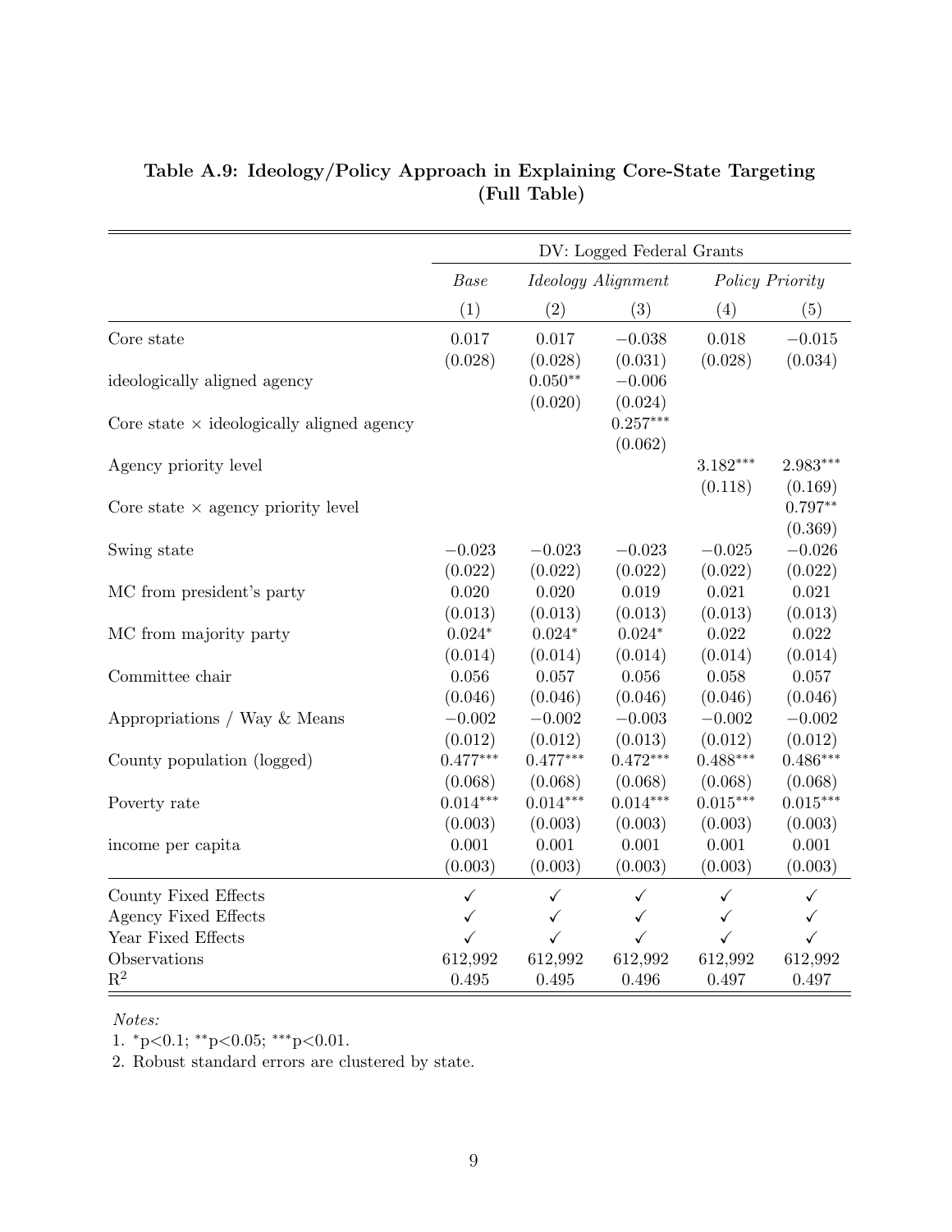**Table A.9: Ideology/Policy Approach in Explaining Core-State Targeting (Full Table)**

| | DV: Logged Federal Grants | | | | |
|---|---|---|---|---|---|
| | *Base* | *Ideology Alignment* | | *Policy Priority* | |
| | (1) | (2) | (3) | (4) | (5) |
| Core state | 0.017 | 0.017 | −0.038 | 0.018 | −0.015 |
| | (0.028) | (0.028) | (0.031) | (0.028) | (0.034) |
| ideologically aligned agency | | 0.050** | −0.006 | | |
| | | (0.020) | (0.024) | | |
| Core state × ideologically aligned agency | | | 0.257*** | | |
| | | | (0.062) | | |
| Agency priority level | | | | 3.182*** | 2.983*** |
| | | | | (0.118) | (0.169) |
| Core state × agency priority level | | | | | 0.797** |
| | | | | | (0.369) |
| Swing state | −0.023 | −0.023 | −0.023 | −0.025 | −0.026 |
| | (0.022) | (0.022) | (0.022) | (0.022) | (0.022) |
| MC from president's party | 0.020 | 0.020 | 0.019 | 0.021 | 0.021 |
| | (0.013) | (0.013) | (0.013) | (0.013) | (0.013) |
| MC from majority party | 0.024* | 0.024* | 0.024* | 0.022 | 0.022 |
| | (0.014) | (0.014) | (0.014) | (0.014) | (0.014) |
| Committee chair | 0.056 | 0.057 | 0.056 | 0.058 | 0.057 |
| | (0.046) | (0.046) | (0.046) | (0.046) | (0.046) |
| Appropriations / Way & Means | −0.002 | −0.002 | −0.003 | −0.002 | −0.002 |
| | (0.012) | (0.012) | (0.013) | (0.012) | (0.012) |
| County population (logged) | 0.477*** | 0.477*** | 0.472*** | 0.488*** | 0.486*** |
| | (0.068) | (0.068) | (0.068) | (0.068) | (0.068) |
| Poverty rate | 0.014*** | 0.014*** | 0.014*** | 0.015*** | 0.015*** |
| | (0.003) | (0.003) | (0.003) | (0.003) | (0.003) |
| income per capita | 0.001 | 0.001 | 0.001 | 0.001 | 0.001 |
| | (0.003) | (0.003) | (0.003) | (0.003) | (0.003) |
| County Fixed Effects | ✓ | ✓ | ✓ | ✓ | ✓ |
| Agency Fixed Effects | ✓ | ✓ | ✓ | ✓ | ✓ |
| Year Fixed Effects | ✓ | ✓ | ✓ | ✓ | ✓ |
| Observations | 612,992 | 612,992 | 612,992 | 612,992 | 612,992 |
| $R^2$ | 0.495 | 0.495 | 0.496 | 0.497 | 0.497 |

*Notes:*

1. *p<0.1; **p<0.05; ***p<0.01.
2. Robust standard errors are clustered by state.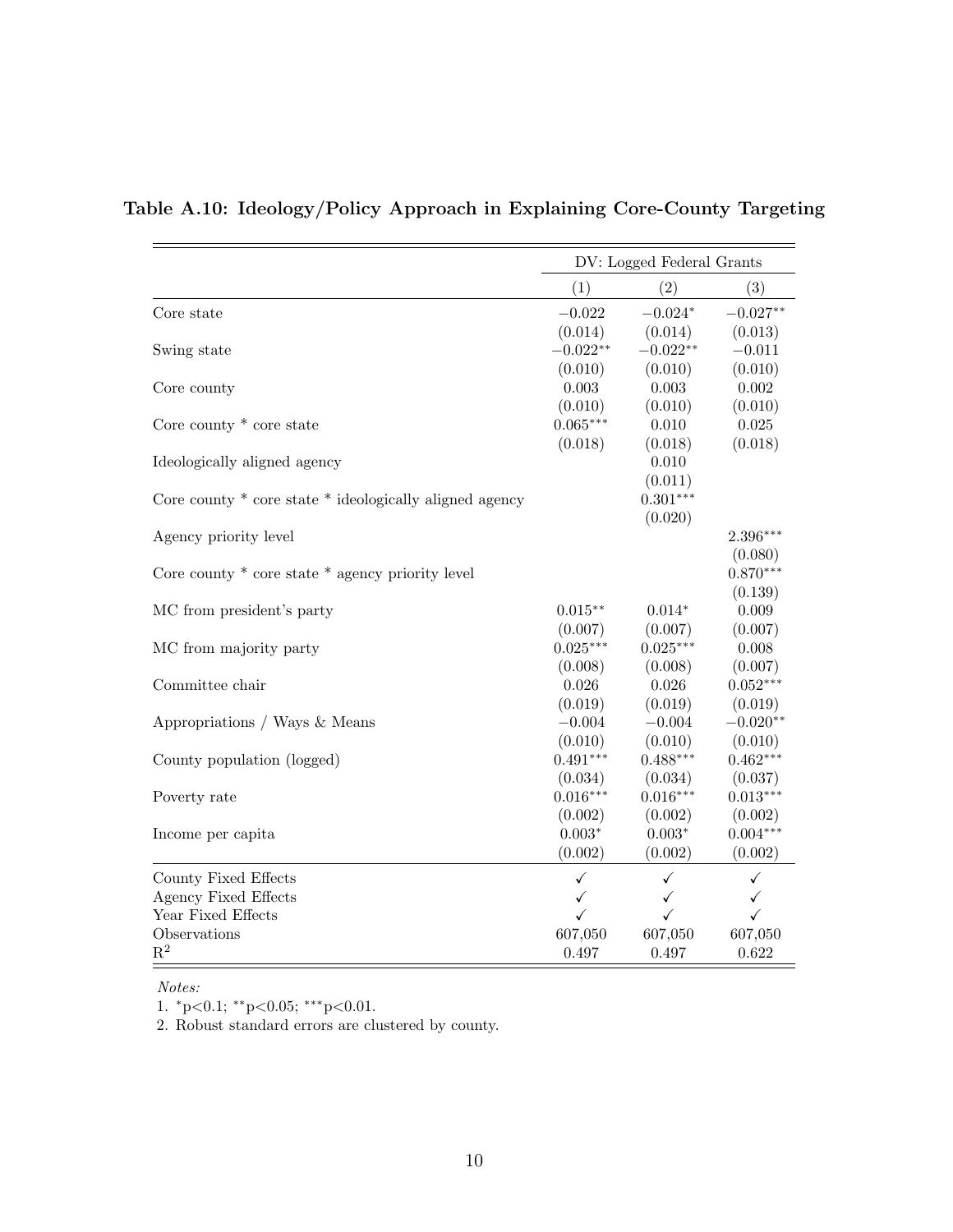**Table A.10: Ideology/Policy Approach in Explaining Core-County Targeting**

| | DV: Logged Federal Grants | | |
|---|---|---|---|
| | (1) | (2) | (3) |
| Core state | −0.022 | −0.024* | −0.027** |
| | (0.014) | (0.014) | (0.013) |
| Swing state | −0.022** | −0.022** | −0.011 |
| | (0.010) | (0.010) | (0.010) |
| Core county | 0.003 | 0.003 | 0.002 |
| | (0.010) | (0.010) | (0.010) |
| Core county * core state | 0.065*** | 0.010 | 0.025 |
| | (0.018) | (0.018) | (0.018) |
| Ideologically aligned agency | | 0.010 | |
| | | (0.011) | |
| Core county * core state * ideologically aligned agency | | 0.301*** | |
| | | (0.020) | |
| Agency priority level | | | 2.396*** |
| | | | (0.080) |
| Core county * core state * agency priority level | | | 0.870*** |
| | | | (0.139) |
| MC from president's party | 0.015** | 0.014* | 0.009 |
| | (0.007) | (0.007) | (0.007) |
| MC from majority party | 0.025*** | 0.025*** | 0.008 |
| | (0.008) | (0.008) | (0.007) |
| Committee chair | 0.026 | 0.026 | 0.052*** |
| | (0.019) | (0.019) | (0.019) |
| Appropriations / Ways & Means | −0.004 | −0.004 | −0.020** |
| | (0.010) | (0.010) | (0.010) |
| County population (logged) | 0.491*** | 0.488*** | 0.462*** |
| | (0.034) | (0.034) | (0.037) |
| Poverty rate | 0.016*** | 0.016*** | 0.013*** |
| | (0.002) | (0.002) | (0.002) |
| Income per capita | 0.003* | 0.003* | 0.004*** |
| | (0.002) | (0.002) | (0.002) |
| County Fixed Effects | ✓ | ✓ | ✓ |
| Agency Fixed Effects | ✓ | ✓ | ✓ |
| Year Fixed Effects | ✓ | ✓ | ✓ |
| Observations | 607,050 | 607,050 | 607,050 |
| $R^2$ | 0.497 | 0.497 | 0.622 |

*Notes:*

1. *p<0.1; **p<0.05; ***p<0.01.
2. Robust standard errors are clustered by county.